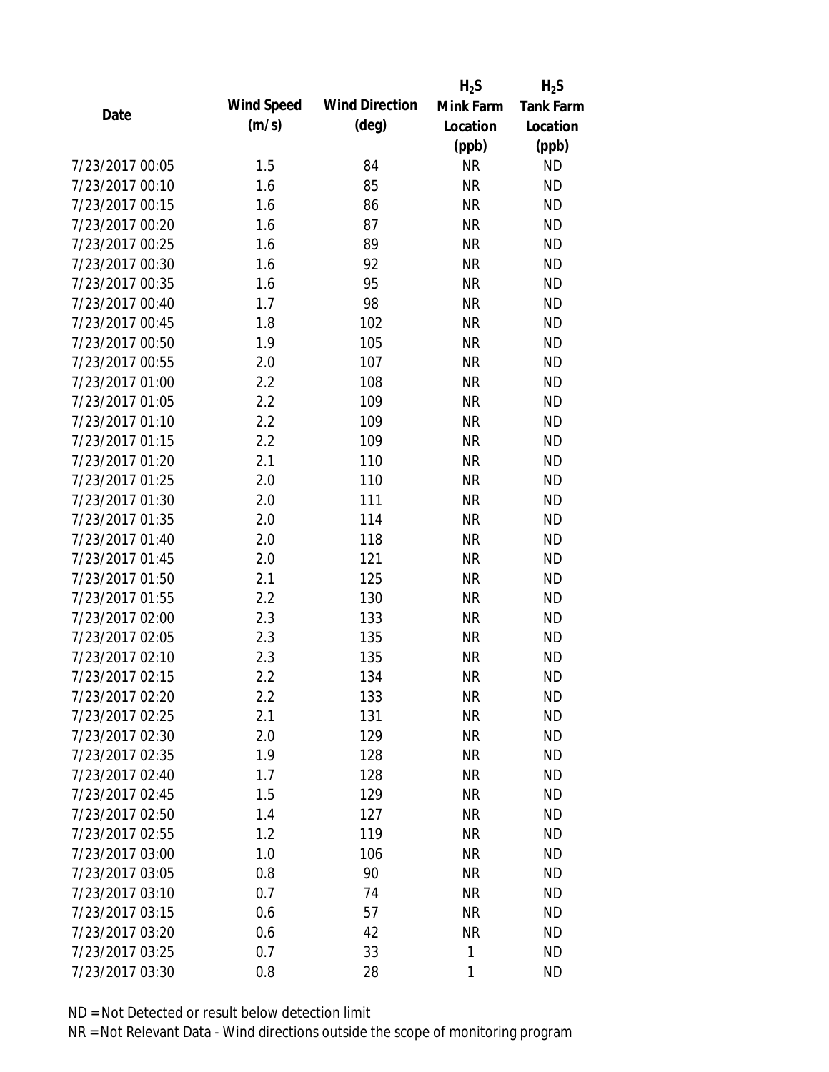| Date | Wind Speed (m/s) | Wind Direction (deg) | $H_2S$ Mink Farm Location (ppb) | $H_2S$ Tank Farm Location (ppb) |
|---|---|---|---|---|
| 7/23/2017 00:05 | 1.5 | 84 | NR | ND |
| 7/23/2017 00:10 | 1.6 | 85 | NR | ND |
| 7/23/2017 00:15 | 1.6 | 86 | NR | ND |
| 7/23/2017 00:20 | 1.6 | 87 | NR | ND |
| 7/23/2017 00:25 | 1.6 | 89 | NR | ND |
| 7/23/2017 00:30 | 1.6 | 92 | NR | ND |
| 7/23/2017 00:35 | 1.6 | 95 | NR | ND |
| 7/23/2017 00:40 | 1.7 | 98 | NR | ND |
| 7/23/2017 00:45 | 1.8 | 102 | NR | ND |
| 7/23/2017 00:50 | 1.9 | 105 | NR | ND |
| 7/23/2017 00:55 | 2.0 | 107 | NR | ND |
| 7/23/2017 01:00 | 2.2 | 108 | NR | ND |
| 7/23/2017 01:05 | 2.2 | 109 | NR | ND |
| 7/23/2017 01:10 | 2.2 | 109 | NR | ND |
| 7/23/2017 01:15 | 2.2 | 109 | NR | ND |
| 7/23/2017 01:20 | 2.1 | 110 | NR | ND |
| 7/23/2017 01:25 | 2.0 | 110 | NR | ND |
| 7/23/2017 01:30 | 2.0 | 111 | NR | ND |
| 7/23/2017 01:35 | 2.0 | 114 | NR | ND |
| 7/23/2017 01:40 | 2.0 | 118 | NR | ND |
| 7/23/2017 01:45 | 2.0 | 121 | NR | ND |
| 7/23/2017 01:50 | 2.1 | 125 | NR | ND |
| 7/23/2017 01:55 | 2.2 | 130 | NR | ND |
| 7/23/2017 02:00 | 2.3 | 133 | NR | ND |
| 7/23/2017 02:05 | 2.3 | 135 | NR | ND |
| 7/23/2017 02:10 | 2.3 | 135 | NR | ND |
| 7/23/2017 02:15 | 2.2 | 134 | NR | ND |
| 7/23/2017 02:20 | 2.2 | 133 | NR | ND |
| 7/23/2017 02:25 | 2.1 | 131 | NR | ND |
| 7/23/2017 02:30 | 2.0 | 129 | NR | ND |
| 7/23/2017 02:35 | 1.9 | 128 | NR | ND |
| 7/23/2017 02:40 | 1.7 | 128 | NR | ND |
| 7/23/2017 02:45 | 1.5 | 129 | NR | ND |
| 7/23/2017 02:50 | 1.4 | 127 | NR | ND |
| 7/23/2017 02:55 | 1.2 | 119 | NR | ND |
| 7/23/2017 03:00 | 1.0 | 106 | NR | ND |
| 7/23/2017 03:05 | 0.8 | 90 | NR | ND |
| 7/23/2017 03:10 | 0.7 | 74 | NR | ND |
| 7/23/2017 03:15 | 0.6 | 57 | NR | ND |
| 7/23/2017 03:20 | 0.6 | 42 | NR | ND |
| 7/23/2017 03:25 | 0.7 | 33 | 1 | ND |
| 7/23/2017 03:30 | 0.8 | 28 | 1 | ND |

ND = Not Detected or result below detection limit

NR = Not Relevant Data - Wind directions outside the scope of monitoring program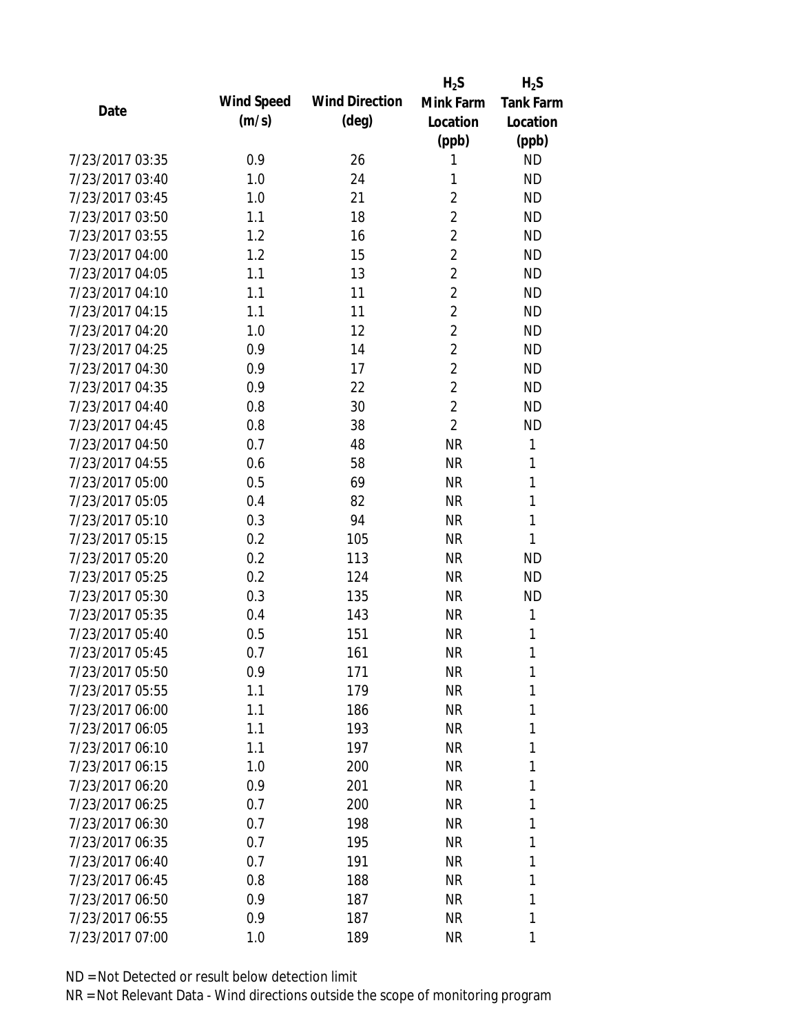| Date | Wind Speed (m/s) | Wind Direction (deg) | $H_2S$ Mink Farm Location (ppb) | $H_2S$ Tank Farm Location (ppb) |
|---|---|---|---|---|
| 7/23/2017 03:35 | 0.9 | 26 | 1 | ND |
| 7/23/2017 03:40 | 1.0 | 24 | 1 | ND |
| 7/23/2017 03:45 | 1.0 | 21 | 2 | ND |
| 7/23/2017 03:50 | 1.1 | 18 | 2 | ND |
| 7/23/2017 03:55 | 1.2 | 16 | 2 | ND |
| 7/23/2017 04:00 | 1.2 | 15 | 2 | ND |
| 7/23/2017 04:05 | 1.1 | 13 | 2 | ND |
| 7/23/2017 04:10 | 1.1 | 11 | 2 | ND |
| 7/23/2017 04:15 | 1.1 | 11 | 2 | ND |
| 7/23/2017 04:20 | 1.0 | 12 | 2 | ND |
| 7/23/2017 04:25 | 0.9 | 14 | 2 | ND |
| 7/23/2017 04:30 | 0.9 | 17 | 2 | ND |
| 7/23/2017 04:35 | 0.9 | 22 | 2 | ND |
| 7/23/2017 04:40 | 0.8 | 30 | 2 | ND |
| 7/23/2017 04:45 | 0.8 | 38 | 2 | ND |
| 7/23/2017 04:50 | 0.7 | 48 | NR | 1 |
| 7/23/2017 04:55 | 0.6 | 58 | NR | 1 |
| 7/23/2017 05:00 | 0.5 | 69 | NR | 1 |
| 7/23/2017 05:05 | 0.4 | 82 | NR | 1 |
| 7/23/2017 05:10 | 0.3 | 94 | NR | 1 |
| 7/23/2017 05:15 | 0.2 | 105 | NR | 1 |
| 7/23/2017 05:20 | 0.2 | 113 | NR | ND |
| 7/23/2017 05:25 | 0.2 | 124 | NR | ND |
| 7/23/2017 05:30 | 0.3 | 135 | NR | ND |
| 7/23/2017 05:35 | 0.4 | 143 | NR | 1 |
| 7/23/2017 05:40 | 0.5 | 151 | NR | 1 |
| 7/23/2017 05:45 | 0.7 | 161 | NR | 1 |
| 7/23/2017 05:50 | 0.9 | 171 | NR | 1 |
| 7/23/2017 05:55 | 1.1 | 179 | NR | 1 |
| 7/23/2017 06:00 | 1.1 | 186 | NR | 1 |
| 7/23/2017 06:05 | 1.1 | 193 | NR | 1 |
| 7/23/2017 06:10 | 1.1 | 197 | NR | 1 |
| 7/23/2017 06:15 | 1.0 | 200 | NR | 1 |
| 7/23/2017 06:20 | 0.9 | 201 | NR | 1 |
| 7/23/2017 06:25 | 0.7 | 200 | NR | 1 |
| 7/23/2017 06:30 | 0.7 | 198 | NR | 1 |
| 7/23/2017 06:35 | 0.7 | 195 | NR | 1 |
| 7/23/2017 06:40 | 0.7 | 191 | NR | 1 |
| 7/23/2017 06:45 | 0.8 | 188 | NR | 1 |
| 7/23/2017 06:50 | 0.9 | 187 | NR | 1 |
| 7/23/2017 06:55 | 0.9 | 187 | NR | 1 |
| 7/23/2017 07:00 | 1.0 | 189 | NR | 1 |

ND = Not Detected or result below detection limit

NR = Not Relevant Data - Wind directions outside the scope of monitoring program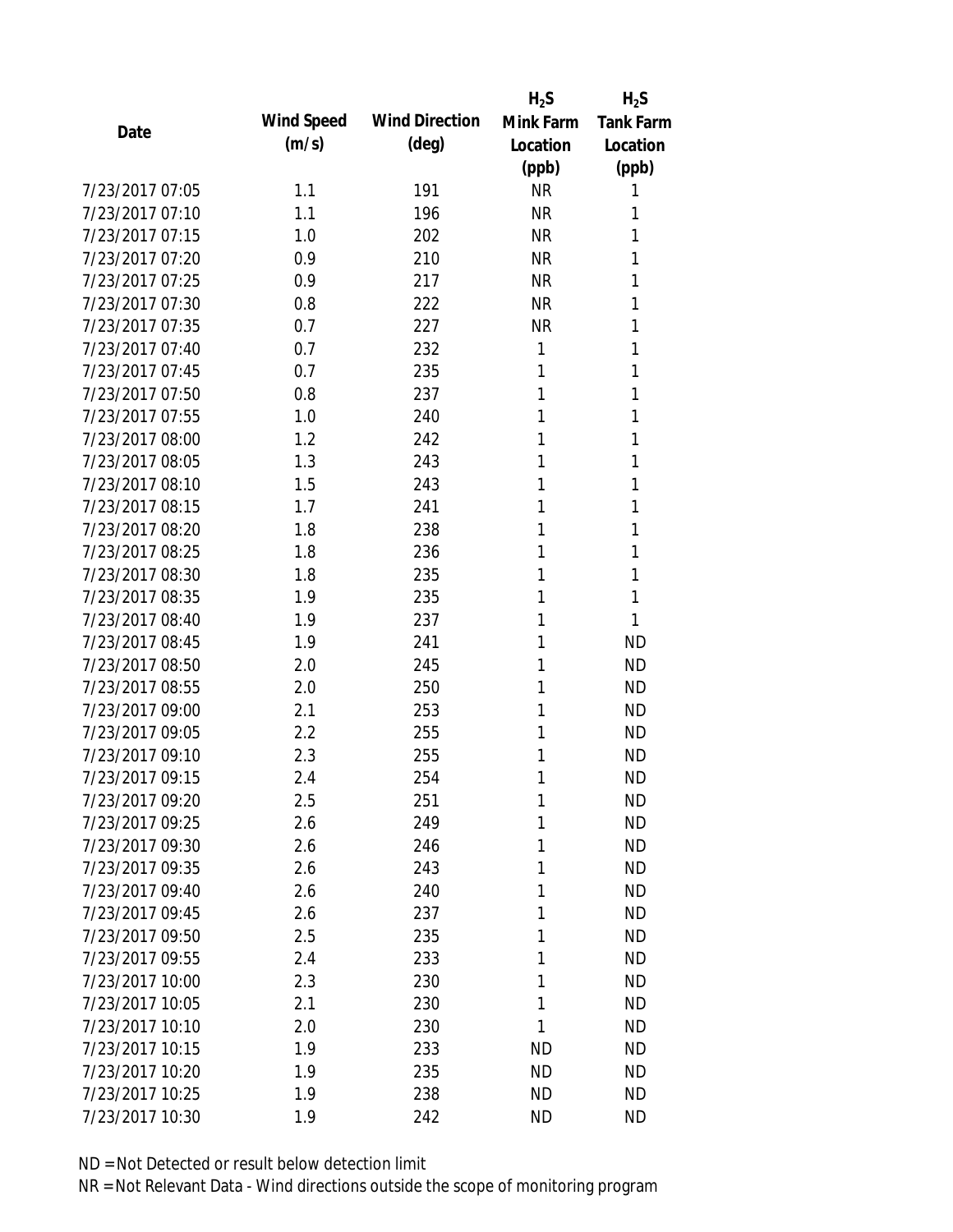| Date | Wind Speed (m/s) | Wind Direction (deg) | $H_2S$ Mink Farm Location (ppb) | $H_2S$ Tank Farm Location (ppb) |
|---|---|---|---|---|
| 7/23/2017 07:05 | 1.1 | 191 | NR | 1 |
| 7/23/2017 07:10 | 1.1 | 196 | NR | 1 |
| 7/23/2017 07:15 | 1.0 | 202 | NR | 1 |
| 7/23/2017 07:20 | 0.9 | 210 | NR | 1 |
| 7/23/2017 07:25 | 0.9 | 217 | NR | 1 |
| 7/23/2017 07:30 | 0.8 | 222 | NR | 1 |
| 7/23/2017 07:35 | 0.7 | 227 | NR | 1 |
| 7/23/2017 07:40 | 0.7 | 232 | 1 | 1 |
| 7/23/2017 07:45 | 0.7 | 235 | 1 | 1 |
| 7/23/2017 07:50 | 0.8 | 237 | 1 | 1 |
| 7/23/2017 07:55 | 1.0 | 240 | 1 | 1 |
| 7/23/2017 08:00 | 1.2 | 242 | 1 | 1 |
| 7/23/2017 08:05 | 1.3 | 243 | 1 | 1 |
| 7/23/2017 08:10 | 1.5 | 243 | 1 | 1 |
| 7/23/2017 08:15 | 1.7 | 241 | 1 | 1 |
| 7/23/2017 08:20 | 1.8 | 238 | 1 | 1 |
| 7/23/2017 08:25 | 1.8 | 236 | 1 | 1 |
| 7/23/2017 08:30 | 1.8 | 235 | 1 | 1 |
| 7/23/2017 08:35 | 1.9 | 235 | 1 | 1 |
| 7/23/2017 08:40 | 1.9 | 237 | 1 | 1 |
| 7/23/2017 08:45 | 1.9 | 241 | 1 | ND |
| 7/23/2017 08:50 | 2.0 | 245 | 1 | ND |
| 7/23/2017 08:55 | 2.0 | 250 | 1 | ND |
| 7/23/2017 09:00 | 2.1 | 253 | 1 | ND |
| 7/23/2017 09:05 | 2.2 | 255 | 1 | ND |
| 7/23/2017 09:10 | 2.3 | 255 | 1 | ND |
| 7/23/2017 09:15 | 2.4 | 254 | 1 | ND |
| 7/23/2017 09:20 | 2.5 | 251 | 1 | ND |
| 7/23/2017 09:25 | 2.6 | 249 | 1 | ND |
| 7/23/2017 09:30 | 2.6 | 246 | 1 | ND |
| 7/23/2017 09:35 | 2.6 | 243 | 1 | ND |
| 7/23/2017 09:40 | 2.6 | 240 | 1 | ND |
| 7/23/2017 09:45 | 2.6 | 237 | 1 | ND |
| 7/23/2017 09:50 | 2.5 | 235 | 1 | ND |
| 7/23/2017 09:55 | 2.4 | 233 | 1 | ND |
| 7/23/2017 10:00 | 2.3 | 230 | 1 | ND |
| 7/23/2017 10:05 | 2.1 | 230 | 1 | ND |
| 7/23/2017 10:10 | 2.0 | 230 | 1 | ND |
| 7/23/2017 10:15 | 1.9 | 233 | ND | ND |
| 7/23/2017 10:20 | 1.9 | 235 | ND | ND |
| 7/23/2017 10:25 | 1.9 | 238 | ND | ND |
| 7/23/2017 10:30 | 1.9 | 242 | ND | ND |

ND = Not Detected or result below detection limit

NR = Not Relevant Data - Wind directions outside the scope of monitoring program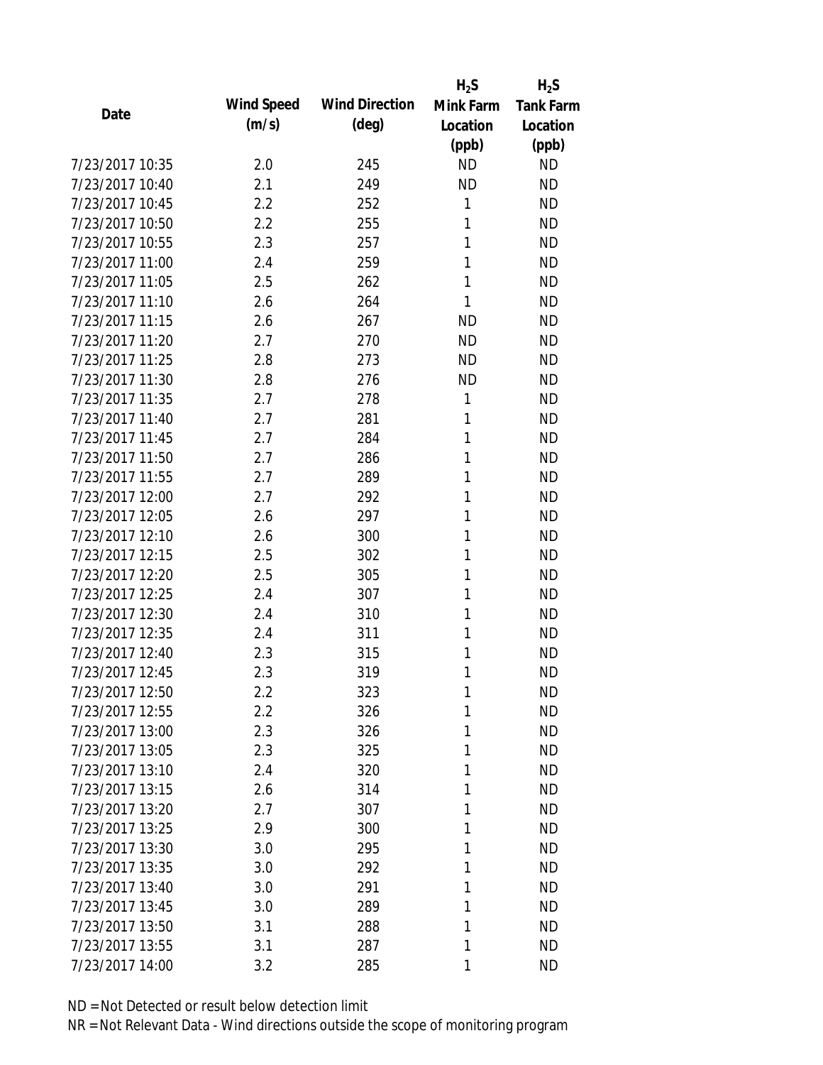| Date | Wind Speed (m/s) | Wind Direction (deg) | $H_2S$ Mink Farm Location (ppb) | $H_2S$ Tank Farm Location (ppb) |
|---|---|---|---|---|
| 7/23/2017 10:35 | 2.0 | 245 | ND | ND |
| 7/23/2017 10:40 | 2.1 | 249 | ND | ND |
| 7/23/2017 10:45 | 2.2 | 252 | 1 | ND |
| 7/23/2017 10:50 | 2.2 | 255 | 1 | ND |
| 7/23/2017 10:55 | 2.3 | 257 | 1 | ND |
| 7/23/2017 11:00 | 2.4 | 259 | 1 | ND |
| 7/23/2017 11:05 | 2.5 | 262 | 1 | ND |
| 7/23/2017 11:10 | 2.6 | 264 | 1 | ND |
| 7/23/2017 11:15 | 2.6 | 267 | ND | ND |
| 7/23/2017 11:20 | 2.7 | 270 | ND | ND |
| 7/23/2017 11:25 | 2.8 | 273 | ND | ND |
| 7/23/2017 11:30 | 2.8 | 276 | ND | ND |
| 7/23/2017 11:35 | 2.7 | 278 | 1 | ND |
| 7/23/2017 11:40 | 2.7 | 281 | 1 | ND |
| 7/23/2017 11:45 | 2.7 | 284 | 1 | ND |
| 7/23/2017 11:50 | 2.7 | 286 | 1 | ND |
| 7/23/2017 11:55 | 2.7 | 289 | 1 | ND |
| 7/23/2017 12:00 | 2.7 | 292 | 1 | ND |
| 7/23/2017 12:05 | 2.6 | 297 | 1 | ND |
| 7/23/2017 12:10 | 2.6 | 300 | 1 | ND |
| 7/23/2017 12:15 | 2.5 | 302 | 1 | ND |
| 7/23/2017 12:20 | 2.5 | 305 | 1 | ND |
| 7/23/2017 12:25 | 2.4 | 307 | 1 | ND |
| 7/23/2017 12:30 | 2.4 | 310 | 1 | ND |
| 7/23/2017 12:35 | 2.4 | 311 | 1 | ND |
| 7/23/2017 12:40 | 2.3 | 315 | 1 | ND |
| 7/23/2017 12:45 | 2.3 | 319 | 1 | ND |
| 7/23/2017 12:50 | 2.2 | 323 | 1 | ND |
| 7/23/2017 12:55 | 2.2 | 326 | 1 | ND |
| 7/23/2017 13:00 | 2.3 | 326 | 1 | ND |
| 7/23/2017 13:05 | 2.3 | 325 | 1 | ND |
| 7/23/2017 13:10 | 2.4 | 320 | 1 | ND |
| 7/23/2017 13:15 | 2.6 | 314 | 1 | ND |
| 7/23/2017 13:20 | 2.7 | 307 | 1 | ND |
| 7/23/2017 13:25 | 2.9 | 300 | 1 | ND |
| 7/23/2017 13:30 | 3.0 | 295 | 1 | ND |
| 7/23/2017 13:35 | 3.0 | 292 | 1 | ND |
| 7/23/2017 13:40 | 3.0 | 291 | 1 | ND |
| 7/23/2017 13:45 | 3.0 | 289 | 1 | ND |
| 7/23/2017 13:50 | 3.1 | 288 | 1 | ND |
| 7/23/2017 13:55 | 3.1 | 287 | 1 | ND |
| 7/23/2017 14:00 | 3.2 | 285 | 1 | ND |

ND = Not Detected or result below detection limit

NR = Not Relevant Data - Wind directions outside the scope of monitoring program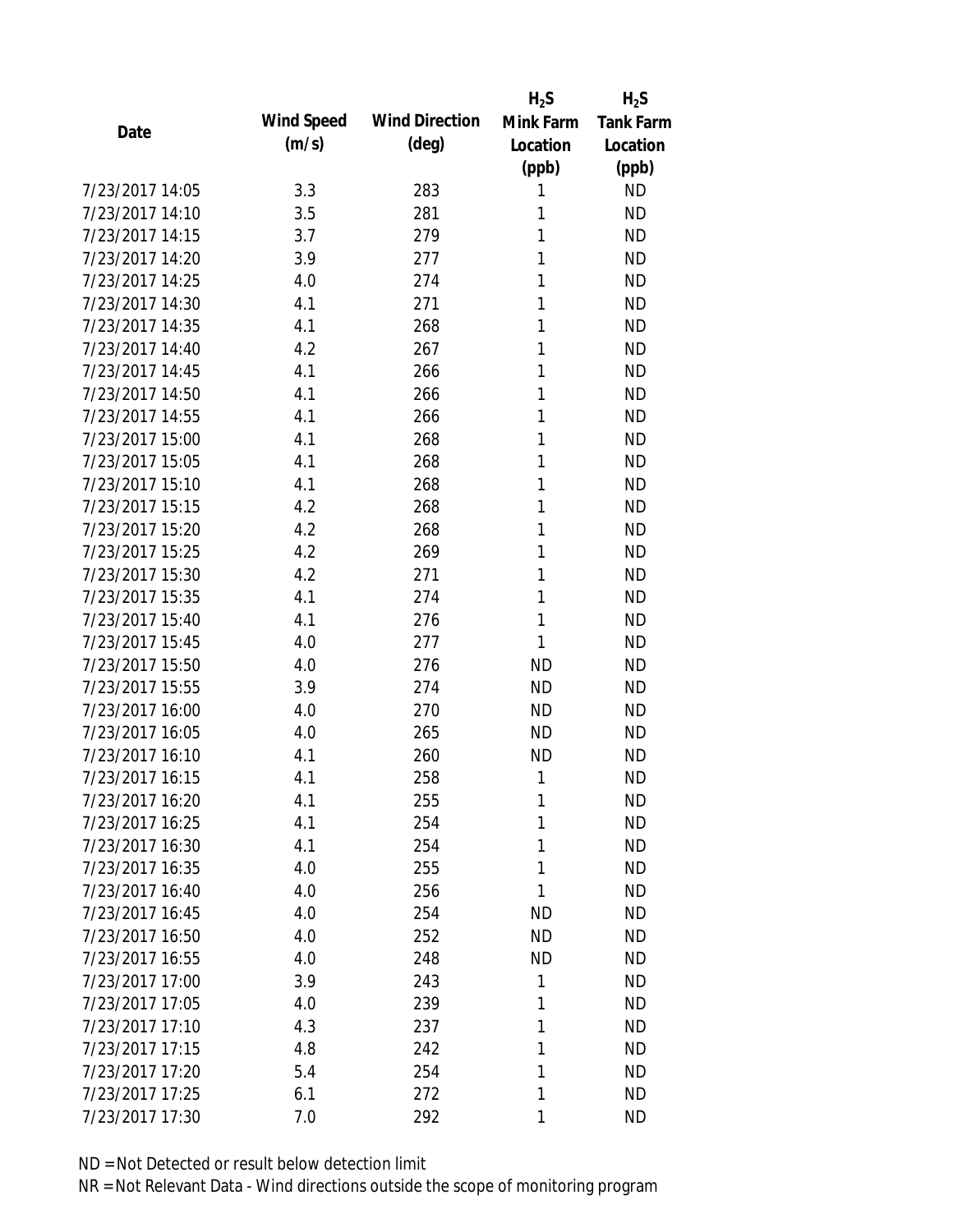| Date | Wind Speed (m/s) | Wind Direction (deg) | $H_2S$ Mink Farm Location (ppb) | $H_2S$ Tank Farm Location (ppb) |
| --- | --- | --- | --- | --- |
| 7/23/2017 14:05 | 3.3 | 283 | 1 | ND |
| 7/23/2017 14:10 | 3.5 | 281 | 1 | ND |
| 7/23/2017 14:15 | 3.7 | 279 | 1 | ND |
| 7/23/2017 14:20 | 3.9 | 277 | 1 | ND |
| 7/23/2017 14:25 | 4.0 | 274 | 1 | ND |
| 7/23/2017 14:30 | 4.1 | 271 | 1 | ND |
| 7/23/2017 14:35 | 4.1 | 268 | 1 | ND |
| 7/23/2017 14:40 | 4.2 | 267 | 1 | ND |
| 7/23/2017 14:45 | 4.1 | 266 | 1 | ND |
| 7/23/2017 14:50 | 4.1 | 266 | 1 | ND |
| 7/23/2017 14:55 | 4.1 | 266 | 1 | ND |
| 7/23/2017 15:00 | 4.1 | 268 | 1 | ND |
| 7/23/2017 15:05 | 4.1 | 268 | 1 | ND |
| 7/23/2017 15:10 | 4.1 | 268 | 1 | ND |
| 7/23/2017 15:15 | 4.2 | 268 | 1 | ND |
| 7/23/2017 15:20 | 4.2 | 268 | 1 | ND |
| 7/23/2017 15:25 | 4.2 | 269 | 1 | ND |
| 7/23/2017 15:30 | 4.2 | 271 | 1 | ND |
| 7/23/2017 15:35 | 4.1 | 274 | 1 | ND |
| 7/23/2017 15:40 | 4.1 | 276 | 1 | ND |
| 7/23/2017 15:45 | 4.0 | 277 | 1 | ND |
| 7/23/2017 15:50 | 4.0 | 276 | ND | ND |
| 7/23/2017 15:55 | 3.9 | 274 | ND | ND |
| 7/23/2017 16:00 | 4.0 | 270 | ND | ND |
| 7/23/2017 16:05 | 4.0 | 265 | ND | ND |
| 7/23/2017 16:10 | 4.1 | 260 | ND | ND |
| 7/23/2017 16:15 | 4.1 | 258 | 1 | ND |
| 7/23/2017 16:20 | 4.1 | 255 | 1 | ND |
| 7/23/2017 16:25 | 4.1 | 254 | 1 | ND |
| 7/23/2017 16:30 | 4.1 | 254 | 1 | ND |
| 7/23/2017 16:35 | 4.0 | 255 | 1 | ND |
| 7/23/2017 16:40 | 4.0 | 256 | 1 | ND |
| 7/23/2017 16:45 | 4.0 | 254 | ND | ND |
| 7/23/2017 16:50 | 4.0 | 252 | ND | ND |
| 7/23/2017 16:55 | 4.0 | 248 | ND | ND |
| 7/23/2017 17:00 | 3.9 | 243 | 1 | ND |
| 7/23/2017 17:05 | 4.0 | 239 | 1 | ND |
| 7/23/2017 17:10 | 4.3 | 237 | 1 | ND |
| 7/23/2017 17:15 | 4.8 | 242 | 1 | ND |
| 7/23/2017 17:20 | 5.4 | 254 | 1 | ND |
| 7/23/2017 17:25 | 6.1 | 272 | 1 | ND |
| 7/23/2017 17:30 | 7.0 | 292 | 1 | ND |

ND = Not Detected or result below detection limit

NR = Not Relevant Data - Wind directions outside the scope of monitoring program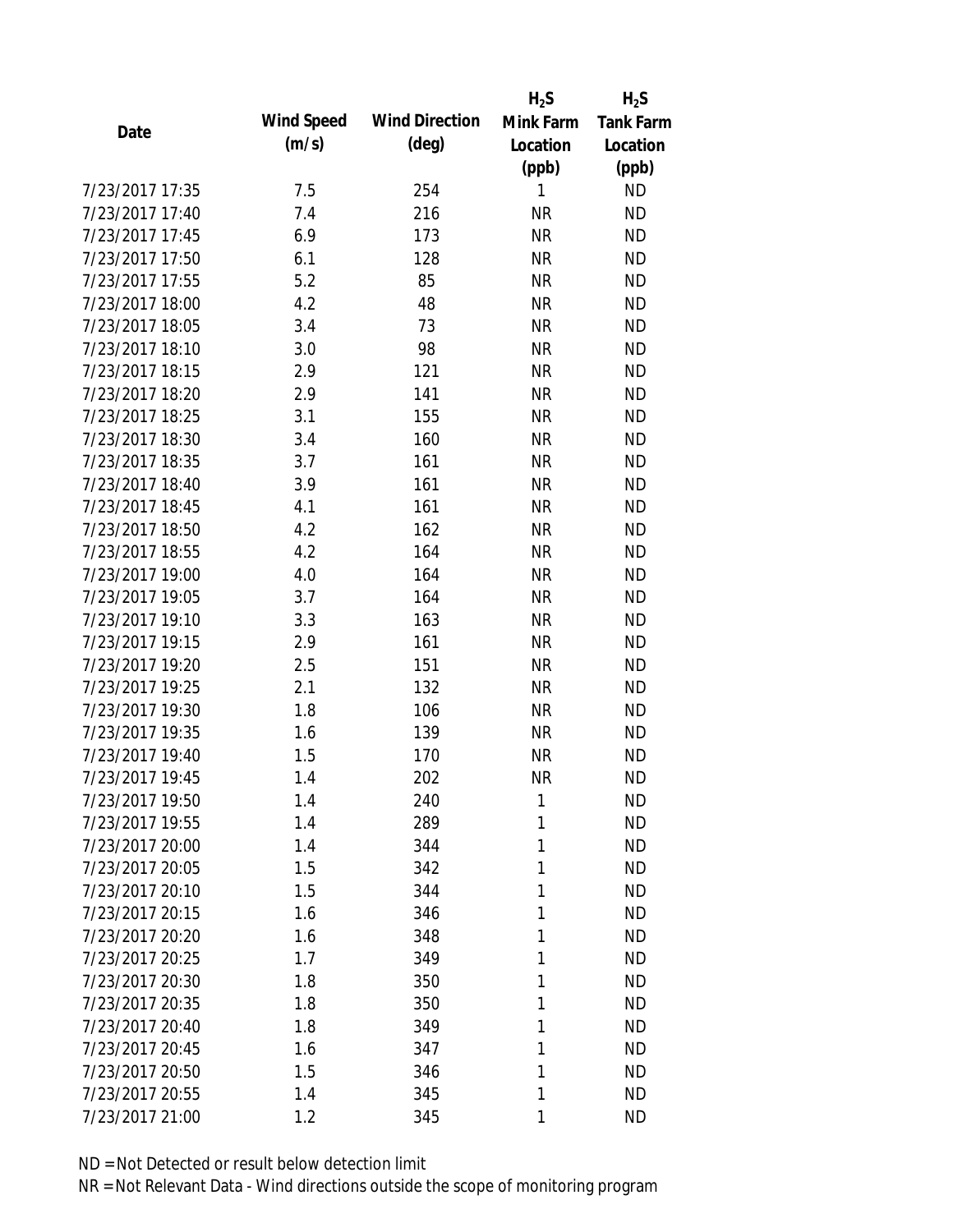| Date | Wind Speed (m/s) | Wind Direction (deg) | $H_2S$ Mink Farm Location (ppb) | $H_2S$ Tank Farm Location (ppb) |
|---|---|---|---|---|
| 7/23/2017 17:35 | 7.5 | 254 | 1 | ND |
| 7/23/2017 17:40 | 7.4 | 216 | NR | ND |
| 7/23/2017 17:45 | 6.9 | 173 | NR | ND |
| 7/23/2017 17:50 | 6.1 | 128 | NR | ND |
| 7/23/2017 17:55 | 5.2 | 85 | NR | ND |
| 7/23/2017 18:00 | 4.2 | 48 | NR | ND |
| 7/23/2017 18:05 | 3.4 | 73 | NR | ND |
| 7/23/2017 18:10 | 3.0 | 98 | NR | ND |
| 7/23/2017 18:15 | 2.9 | 121 | NR | ND |
| 7/23/2017 18:20 | 2.9 | 141 | NR | ND |
| 7/23/2017 18:25 | 3.1 | 155 | NR | ND |
| 7/23/2017 18:30 | 3.4 | 160 | NR | ND |
| 7/23/2017 18:35 | 3.7 | 161 | NR | ND |
| 7/23/2017 18:40 | 3.9 | 161 | NR | ND |
| 7/23/2017 18:45 | 4.1 | 161 | NR | ND |
| 7/23/2017 18:50 | 4.2 | 162 | NR | ND |
| 7/23/2017 18:55 | 4.2 | 164 | NR | ND |
| 7/23/2017 19:00 | 4.0 | 164 | NR | ND |
| 7/23/2017 19:05 | 3.7 | 164 | NR | ND |
| 7/23/2017 19:10 | 3.3 | 163 | NR | ND |
| 7/23/2017 19:15 | 2.9 | 161 | NR | ND |
| 7/23/2017 19:20 | 2.5 | 151 | NR | ND |
| 7/23/2017 19:25 | 2.1 | 132 | NR | ND |
| 7/23/2017 19:30 | 1.8 | 106 | NR | ND |
| 7/23/2017 19:35 | 1.6 | 139 | NR | ND |
| 7/23/2017 19:40 | 1.5 | 170 | NR | ND |
| 7/23/2017 19:45 | 1.4 | 202 | NR | ND |
| 7/23/2017 19:50 | 1.4 | 240 | 1 | ND |
| 7/23/2017 19:55 | 1.4 | 289 | 1 | ND |
| 7/23/2017 20:00 | 1.4 | 344 | 1 | ND |
| 7/23/2017 20:05 | 1.5 | 342 | 1 | ND |
| 7/23/2017 20:10 | 1.5 | 344 | 1 | ND |
| 7/23/2017 20:15 | 1.6 | 346 | 1 | ND |
| 7/23/2017 20:20 | 1.6 | 348 | 1 | ND |
| 7/23/2017 20:25 | 1.7 | 349 | 1 | ND |
| 7/23/2017 20:30 | 1.8 | 350 | 1 | ND |
| 7/23/2017 20:35 | 1.8 | 350 | 1 | ND |
| 7/23/2017 20:40 | 1.8 | 349 | 1 | ND |
| 7/23/2017 20:45 | 1.6 | 347 | 1 | ND |
| 7/23/2017 20:50 | 1.5 | 346 | 1 | ND |
| 7/23/2017 20:55 | 1.4 | 345 | 1 | ND |
| 7/23/2017 21:00 | 1.2 | 345 | 1 | ND |

ND = Not Detected or result below detection limit

NR = Not Relevant Data - Wind directions outside the scope of monitoring program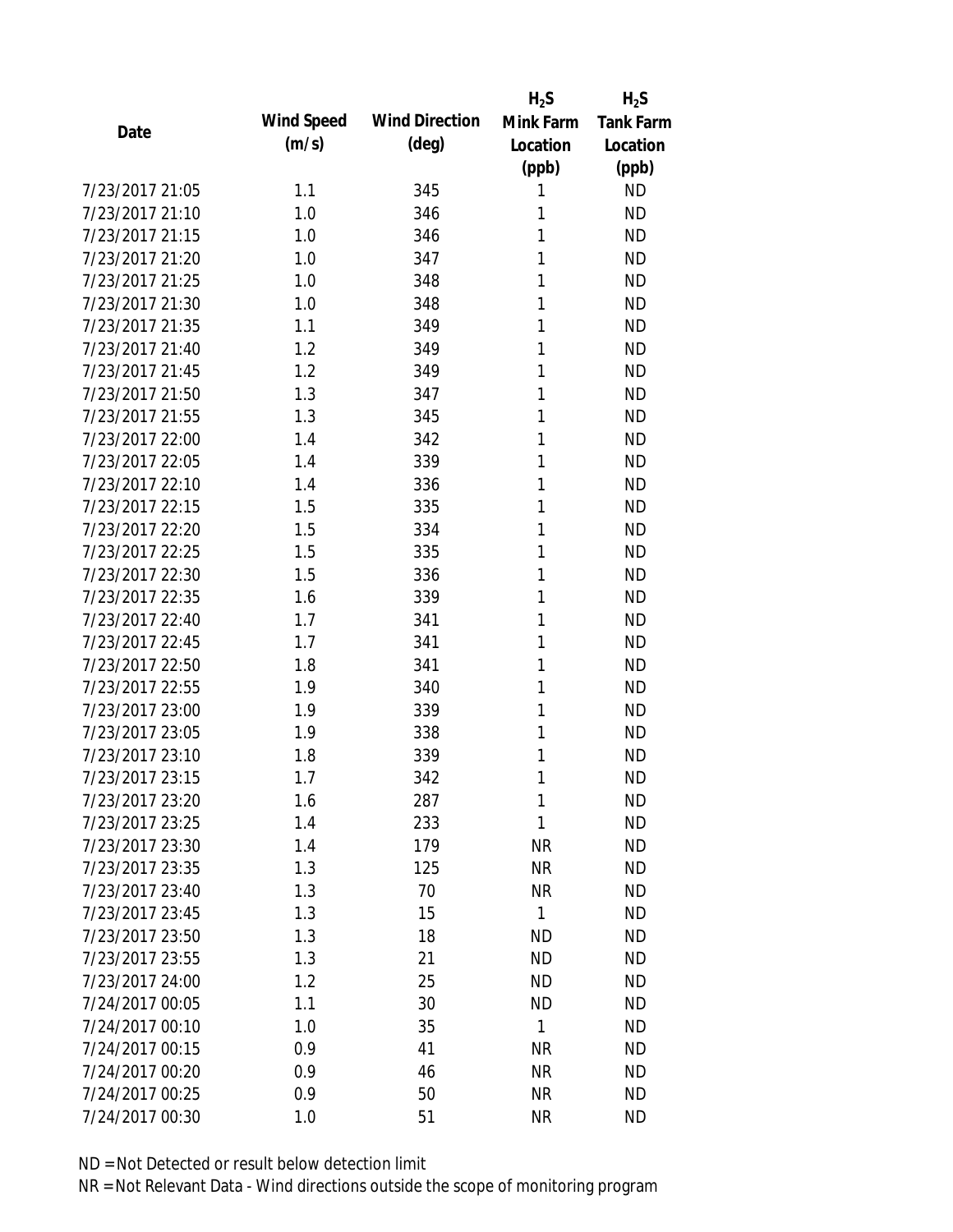| Date | Wind Speed (m/s) | Wind Direction (deg) | $H_2S$ Mink Farm Location (ppb) | $H_2S$ Tank Farm Location (ppb) |
|---|---|---|---|---|
| 7/23/2017 21:05 | 1.1 | 345 | 1 | ND |
| 7/23/2017 21:10 | 1.0 | 346 | 1 | ND |
| 7/23/2017 21:15 | 1.0 | 346 | 1 | ND |
| 7/23/2017 21:20 | 1.0 | 347 | 1 | ND |
| 7/23/2017 21:25 | 1.0 | 348 | 1 | ND |
| 7/23/2017 21:30 | 1.0 | 348 | 1 | ND |
| 7/23/2017 21:35 | 1.1 | 349 | 1 | ND |
| 7/23/2017 21:40 | 1.2 | 349 | 1 | ND |
| 7/23/2017 21:45 | 1.2 | 349 | 1 | ND |
| 7/23/2017 21:50 | 1.3 | 347 | 1 | ND |
| 7/23/2017 21:55 | 1.3 | 345 | 1 | ND |
| 7/23/2017 22:00 | 1.4 | 342 | 1 | ND |
| 7/23/2017 22:05 | 1.4 | 339 | 1 | ND |
| 7/23/2017 22:10 | 1.4 | 336 | 1 | ND |
| 7/23/2017 22:15 | 1.5 | 335 | 1 | ND |
| 7/23/2017 22:20 | 1.5 | 334 | 1 | ND |
| 7/23/2017 22:25 | 1.5 | 335 | 1 | ND |
| 7/23/2017 22:30 | 1.5 | 336 | 1 | ND |
| 7/23/2017 22:35 | 1.6 | 339 | 1 | ND |
| 7/23/2017 22:40 | 1.7 | 341 | 1 | ND |
| 7/23/2017 22:45 | 1.7 | 341 | 1 | ND |
| 7/23/2017 22:50 | 1.8 | 341 | 1 | ND |
| 7/23/2017 22:55 | 1.9 | 340 | 1 | ND |
| 7/23/2017 23:00 | 1.9 | 339 | 1 | ND |
| 7/23/2017 23:05 | 1.9 | 338 | 1 | ND |
| 7/23/2017 23:10 | 1.8 | 339 | 1 | ND |
| 7/23/2017 23:15 | 1.7 | 342 | 1 | ND |
| 7/23/2017 23:20 | 1.6 | 287 | 1 | ND |
| 7/23/2017 23:25 | 1.4 | 233 | 1 | ND |
| 7/23/2017 23:30 | 1.4 | 179 | NR | ND |
| 7/23/2017 23:35 | 1.3 | 125 | NR | ND |
| 7/23/2017 23:40 | 1.3 | 70 | NR | ND |
| 7/23/2017 23:45 | 1.3 | 15 | 1 | ND |
| 7/23/2017 23:50 | 1.3 | 18 | ND | ND |
| 7/23/2017 23:55 | 1.3 | 21 | ND | ND |
| 7/23/2017 24:00 | 1.2 | 25 | ND | ND |
| 7/24/2017 00:05 | 1.1 | 30 | ND | ND |
| 7/24/2017 00:10 | 1.0 | 35 | 1 | ND |
| 7/24/2017 00:15 | 0.9 | 41 | NR | ND |
| 7/24/2017 00:20 | 0.9 | 46 | NR | ND |
| 7/24/2017 00:25 | 0.9 | 50 | NR | ND |
| 7/24/2017 00:30 | 1.0 | 51 | NR | ND |

ND = Not Detected or result below detection limit

NR = Not Relevant Data - Wind directions outside the scope of monitoring program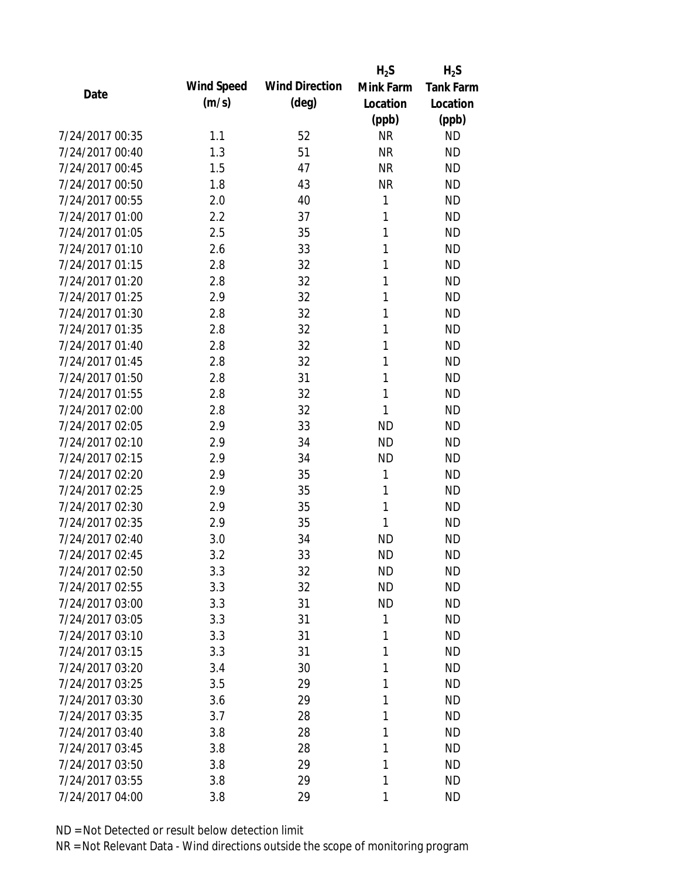| Date | Wind Speed (m/s) | Wind Direction (deg) | $H_2S$ Mink Farm Location (ppb) | $H_2S$ Tank Farm Location (ppb) |
|---|---|---|---|---|
| 7/24/2017 00:35 | 1.1 | 52 | NR | ND |
| 7/24/2017 00:40 | 1.3 | 51 | NR | ND |
| 7/24/2017 00:45 | 1.5 | 47 | NR | ND |
| 7/24/2017 00:50 | 1.8 | 43 | NR | ND |
| 7/24/2017 00:55 | 2.0 | 40 | 1 | ND |
| 7/24/2017 01:00 | 2.2 | 37 | 1 | ND |
| 7/24/2017 01:05 | 2.5 | 35 | 1 | ND |
| 7/24/2017 01:10 | 2.6 | 33 | 1 | ND |
| 7/24/2017 01:15 | 2.8 | 32 | 1 | ND |
| 7/24/2017 01:20 | 2.8 | 32 | 1 | ND |
| 7/24/2017 01:25 | 2.9 | 32 | 1 | ND |
| 7/24/2017 01:30 | 2.8 | 32 | 1 | ND |
| 7/24/2017 01:35 | 2.8 | 32 | 1 | ND |
| 7/24/2017 01:40 | 2.8 | 32 | 1 | ND |
| 7/24/2017 01:45 | 2.8 | 32 | 1 | ND |
| 7/24/2017 01:50 | 2.8 | 31 | 1 | ND |
| 7/24/2017 01:55 | 2.8 | 32 | 1 | ND |
| 7/24/2017 02:00 | 2.8 | 32 | 1 | ND |
| 7/24/2017 02:05 | 2.9 | 33 | ND | ND |
| 7/24/2017 02:10 | 2.9 | 34 | ND | ND |
| 7/24/2017 02:15 | 2.9 | 34 | ND | ND |
| 7/24/2017 02:20 | 2.9 | 35 | 1 | ND |
| 7/24/2017 02:25 | 2.9 | 35 | 1 | ND |
| 7/24/2017 02:30 | 2.9 | 35 | 1 | ND |
| 7/24/2017 02:35 | 2.9 | 35 | 1 | ND |
| 7/24/2017 02:40 | 3.0 | 34 | ND | ND |
| 7/24/2017 02:45 | 3.2 | 33 | ND | ND |
| 7/24/2017 02:50 | 3.3 | 32 | ND | ND |
| 7/24/2017 02:55 | 3.3 | 32 | ND | ND |
| 7/24/2017 03:00 | 3.3 | 31 | ND | ND |
| 7/24/2017 03:05 | 3.3 | 31 | 1 | ND |
| 7/24/2017 03:10 | 3.3 | 31 | 1 | ND |
| 7/24/2017 03:15 | 3.3 | 31 | 1 | ND |
| 7/24/2017 03:20 | 3.4 | 30 | 1 | ND |
| 7/24/2017 03:25 | 3.5 | 29 | 1 | ND |
| 7/24/2017 03:30 | 3.6 | 29 | 1 | ND |
| 7/24/2017 03:35 | 3.7 | 28 | 1 | ND |
| 7/24/2017 03:40 | 3.8 | 28 | 1 | ND |
| 7/24/2017 03:45 | 3.8 | 28 | 1 | ND |
| 7/24/2017 03:50 | 3.8 | 29 | 1 | ND |
| 7/24/2017 03:55 | 3.8 | 29 | 1 | ND |
| 7/24/2017 04:00 | 3.8 | 29 | 1 | ND |

ND = Not Detected or result below detection limit

NR = Not Relevant Data - Wind directions outside the scope of monitoring program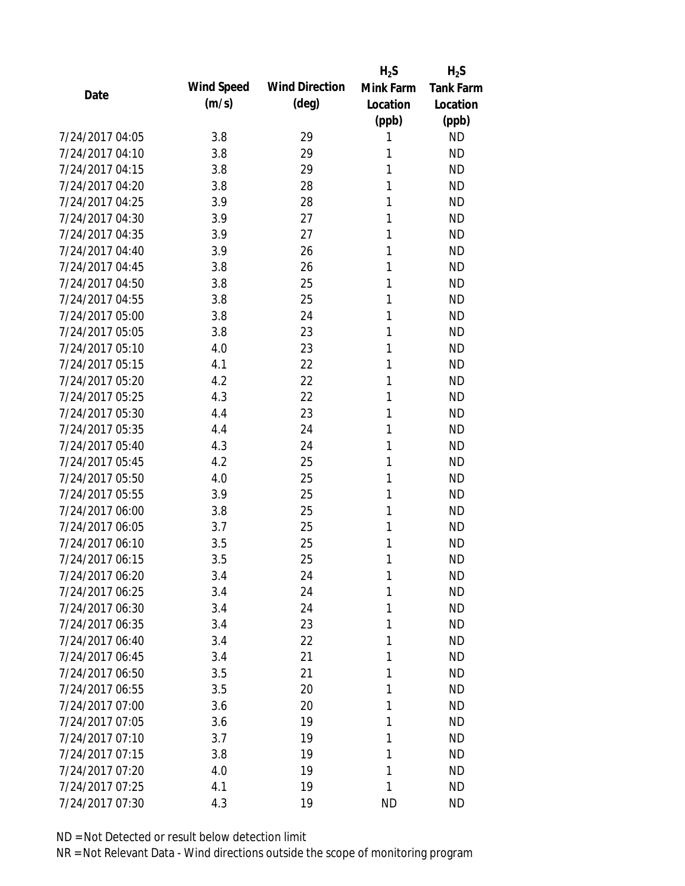| Date | Wind Speed (m/s) | Wind Direction (deg) | $H_2S$ Mink Farm Location (ppb) | $H_2S$ Tank Farm Location (ppb) |
|---|---|---|---|---|
| 7/24/2017 04:05 | 3.8 | 29 | 1 | ND |
| 7/24/2017 04:10 | 3.8 | 29 | 1 | ND |
| 7/24/2017 04:15 | 3.8 | 29 | 1 | ND |
| 7/24/2017 04:20 | 3.8 | 28 | 1 | ND |
| 7/24/2017 04:25 | 3.9 | 28 | 1 | ND |
| 7/24/2017 04:30 | 3.9 | 27 | 1 | ND |
| 7/24/2017 04:35 | 3.9 | 27 | 1 | ND |
| 7/24/2017 04:40 | 3.9 | 26 | 1 | ND |
| 7/24/2017 04:45 | 3.8 | 26 | 1 | ND |
| 7/24/2017 04:50 | 3.8 | 25 | 1 | ND |
| 7/24/2017 04:55 | 3.8 | 25 | 1 | ND |
| 7/24/2017 05:00 | 3.8 | 24 | 1 | ND |
| 7/24/2017 05:05 | 3.8 | 23 | 1 | ND |
| 7/24/2017 05:10 | 4.0 | 23 | 1 | ND |
| 7/24/2017 05:15 | 4.1 | 22 | 1 | ND |
| 7/24/2017 05:20 | 4.2 | 22 | 1 | ND |
| 7/24/2017 05:25 | 4.3 | 22 | 1 | ND |
| 7/24/2017 05:30 | 4.4 | 23 | 1 | ND |
| 7/24/2017 05:35 | 4.4 | 24 | 1 | ND |
| 7/24/2017 05:40 | 4.3 | 24 | 1 | ND |
| 7/24/2017 05:45 | 4.2 | 25 | 1 | ND |
| 7/24/2017 05:50 | 4.0 | 25 | 1 | ND |
| 7/24/2017 05:55 | 3.9 | 25 | 1 | ND |
| 7/24/2017 06:00 | 3.8 | 25 | 1 | ND |
| 7/24/2017 06:05 | 3.7 | 25 | 1 | ND |
| 7/24/2017 06:10 | 3.5 | 25 | 1 | ND |
| 7/24/2017 06:15 | 3.5 | 25 | 1 | ND |
| 7/24/2017 06:20 | 3.4 | 24 | 1 | ND |
| 7/24/2017 06:25 | 3.4 | 24 | 1 | ND |
| 7/24/2017 06:30 | 3.4 | 24 | 1 | ND |
| 7/24/2017 06:35 | 3.4 | 23 | 1 | ND |
| 7/24/2017 06:40 | 3.4 | 22 | 1 | ND |
| 7/24/2017 06:45 | 3.4 | 21 | 1 | ND |
| 7/24/2017 06:50 | 3.5 | 21 | 1 | ND |
| 7/24/2017 06:55 | 3.5 | 20 | 1 | ND |
| 7/24/2017 07:00 | 3.6 | 20 | 1 | ND |
| 7/24/2017 07:05 | 3.6 | 19 | 1 | ND |
| 7/24/2017 07:10 | 3.7 | 19 | 1 | ND |
| 7/24/2017 07:15 | 3.8 | 19 | 1 | ND |
| 7/24/2017 07:20 | 4.0 | 19 | 1 | ND |
| 7/24/2017 07:25 | 4.1 | 19 | 1 | ND |
| 7/24/2017 07:30 | 4.3 | 19 | ND | ND |

ND = Not Detected or result below detection limit

NR = Not Relevant Data - Wind directions outside the scope of monitoring program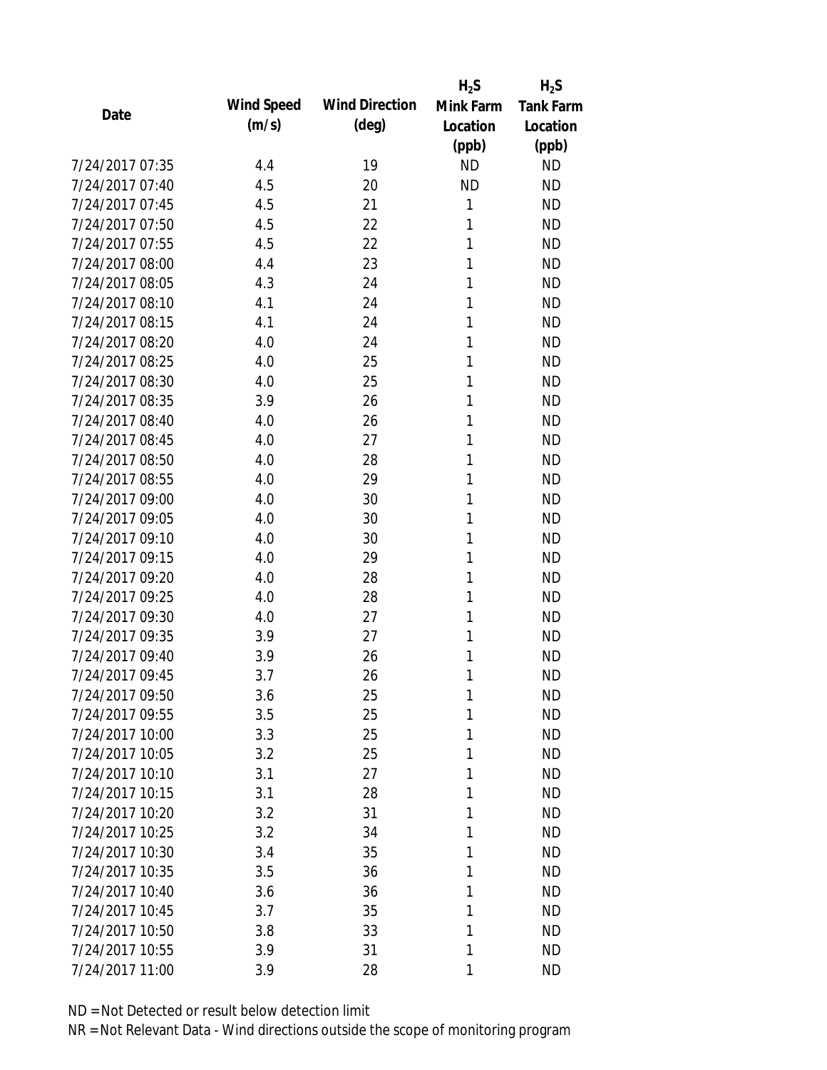| Date | Wind Speed (m/s) | Wind Direction (deg) | $H_2S$ Mink Farm Location (ppb) | $H_2S$ Tank Farm Location (ppb) |
|---|---|---|---|---|
| 7/24/2017 07:35 | 4.4 | 19 | ND | ND |
| 7/24/2017 07:40 | 4.5 | 20 | ND | ND |
| 7/24/2017 07:45 | 4.5 | 21 | 1 | ND |
| 7/24/2017 07:50 | 4.5 | 22 | 1 | ND |
| 7/24/2017 07:55 | 4.5 | 22 | 1 | ND |
| 7/24/2017 08:00 | 4.4 | 23 | 1 | ND |
| 7/24/2017 08:05 | 4.3 | 24 | 1 | ND |
| 7/24/2017 08:10 | 4.1 | 24 | 1 | ND |
| 7/24/2017 08:15 | 4.1 | 24 | 1 | ND |
| 7/24/2017 08:20 | 4.0 | 24 | 1 | ND |
| 7/24/2017 08:25 | 4.0 | 25 | 1 | ND |
| 7/24/2017 08:30 | 4.0 | 25 | 1 | ND |
| 7/24/2017 08:35 | 3.9 | 26 | 1 | ND |
| 7/24/2017 08:40 | 4.0 | 26 | 1 | ND |
| 7/24/2017 08:45 | 4.0 | 27 | 1 | ND |
| 7/24/2017 08:50 | 4.0 | 28 | 1 | ND |
| 7/24/2017 08:55 | 4.0 | 29 | 1 | ND |
| 7/24/2017 09:00 | 4.0 | 30 | 1 | ND |
| 7/24/2017 09:05 | 4.0 | 30 | 1 | ND |
| 7/24/2017 09:10 | 4.0 | 30 | 1 | ND |
| 7/24/2017 09:15 | 4.0 | 29 | 1 | ND |
| 7/24/2017 09:20 | 4.0 | 28 | 1 | ND |
| 7/24/2017 09:25 | 4.0 | 28 | 1 | ND |
| 7/24/2017 09:30 | 4.0 | 27 | 1 | ND |
| 7/24/2017 09:35 | 3.9 | 27 | 1 | ND |
| 7/24/2017 09:40 | 3.9 | 26 | 1 | ND |
| 7/24/2017 09:45 | 3.7 | 26 | 1 | ND |
| 7/24/2017 09:50 | 3.6 | 25 | 1 | ND |
| 7/24/2017 09:55 | 3.5 | 25 | 1 | ND |
| 7/24/2017 10:00 | 3.3 | 25 | 1 | ND |
| 7/24/2017 10:05 | 3.2 | 25 | 1 | ND |
| 7/24/2017 10:10 | 3.1 | 27 | 1 | ND |
| 7/24/2017 10:15 | 3.1 | 28 | 1 | ND |
| 7/24/2017 10:20 | 3.2 | 31 | 1 | ND |
| 7/24/2017 10:25 | 3.2 | 34 | 1 | ND |
| 7/24/2017 10:30 | 3.4 | 35 | 1 | ND |
| 7/24/2017 10:35 | 3.5 | 36 | 1 | ND |
| 7/24/2017 10:40 | 3.6 | 36 | 1 | ND |
| 7/24/2017 10:45 | 3.7 | 35 | 1 | ND |
| 7/24/2017 10:50 | 3.8 | 33 | 1 | ND |
| 7/24/2017 10:55 | 3.9 | 31 | 1 | ND |
| 7/24/2017 11:00 | 3.9 | 28 | 1 | ND |

ND = Not Detected or result below detection limit

NR = Not Relevant Data - Wind directions outside the scope of monitoring program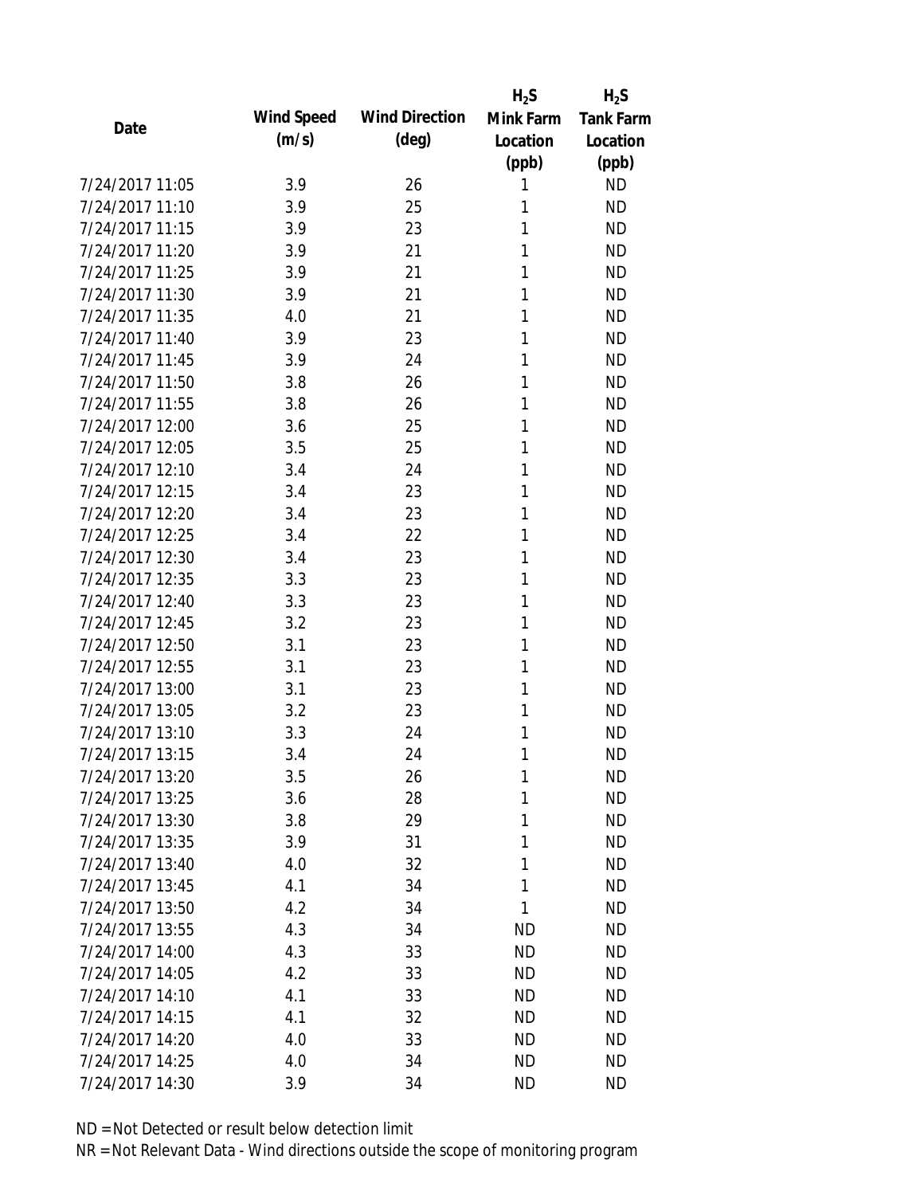| Date | Wind Speed (m/s) | Wind Direction (deg) | $H_2S$ Mink Farm Location (ppb) | $H_2S$ Tank Farm Location (ppb) |
|---|---|---|---|---|
| 7/24/2017 11:05 | 3.9 | 26 | 1 | ND |
| 7/24/2017 11:10 | 3.9 | 25 | 1 | ND |
| 7/24/2017 11:15 | 3.9 | 23 | 1 | ND |
| 7/24/2017 11:20 | 3.9 | 21 | 1 | ND |
| 7/24/2017 11:25 | 3.9 | 21 | 1 | ND |
| 7/24/2017 11:30 | 3.9 | 21 | 1 | ND |
| 7/24/2017 11:35 | 4.0 | 21 | 1 | ND |
| 7/24/2017 11:40 | 3.9 | 23 | 1 | ND |
| 7/24/2017 11:45 | 3.9 | 24 | 1 | ND |
| 7/24/2017 11:50 | 3.8 | 26 | 1 | ND |
| 7/24/2017 11:55 | 3.8 | 26 | 1 | ND |
| 7/24/2017 12:00 | 3.6 | 25 | 1 | ND |
| 7/24/2017 12:05 | 3.5 | 25 | 1 | ND |
| 7/24/2017 12:10 | 3.4 | 24 | 1 | ND |
| 7/24/2017 12:15 | 3.4 | 23 | 1 | ND |
| 7/24/2017 12:20 | 3.4 | 23 | 1 | ND |
| 7/24/2017 12:25 | 3.4 | 22 | 1 | ND |
| 7/24/2017 12:30 | 3.4 | 23 | 1 | ND |
| 7/24/2017 12:35 | 3.3 | 23 | 1 | ND |
| 7/24/2017 12:40 | 3.3 | 23 | 1 | ND |
| 7/24/2017 12:45 | 3.2 | 23 | 1 | ND |
| 7/24/2017 12:50 | 3.1 | 23 | 1 | ND |
| 7/24/2017 12:55 | 3.1 | 23 | 1 | ND |
| 7/24/2017 13:00 | 3.1 | 23 | 1 | ND |
| 7/24/2017 13:05 | 3.2 | 23 | 1 | ND |
| 7/24/2017 13:10 | 3.3 | 24 | 1 | ND |
| 7/24/2017 13:15 | 3.4 | 24 | 1 | ND |
| 7/24/2017 13:20 | 3.5 | 26 | 1 | ND |
| 7/24/2017 13:25 | 3.6 | 28 | 1 | ND |
| 7/24/2017 13:30 | 3.8 | 29 | 1 | ND |
| 7/24/2017 13:35 | 3.9 | 31 | 1 | ND |
| 7/24/2017 13:40 | 4.0 | 32 | 1 | ND |
| 7/24/2017 13:45 | 4.1 | 34 | 1 | ND |
| 7/24/2017 13:50 | 4.2 | 34 | 1 | ND |
| 7/24/2017 13:55 | 4.3 | 34 | ND | ND |
| 7/24/2017 14:00 | 4.3 | 33 | ND | ND |
| 7/24/2017 14:05 | 4.2 | 33 | ND | ND |
| 7/24/2017 14:10 | 4.1 | 33 | ND | ND |
| 7/24/2017 14:15 | 4.1 | 32 | ND | ND |
| 7/24/2017 14:20 | 4.0 | 33 | ND | ND |
| 7/24/2017 14:25 | 4.0 | 34 | ND | ND |
| 7/24/2017 14:30 | 3.9 | 34 | ND | ND |

ND = Not Detected or result below detection limit

NR = Not Relevant Data - Wind directions outside the scope of monitoring program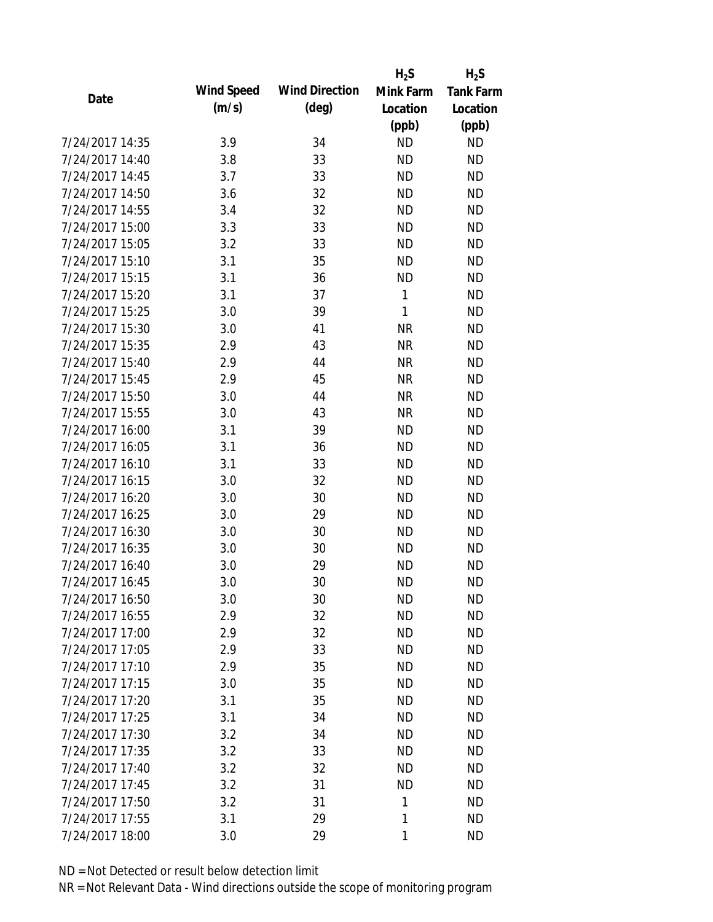| Date | Wind Speed (m/s) | Wind Direction (deg) | $H_2S$ Mink Farm Location (ppb) | $H_2S$ Tank Farm Location (ppb) |
|---|---|---|---|---|
| 7/24/2017 14:35 | 3.9 | 34 | ND | ND |
| 7/24/2017 14:40 | 3.8 | 33 | ND | ND |
| 7/24/2017 14:45 | 3.7 | 33 | ND | ND |
| 7/24/2017 14:50 | 3.6 | 32 | ND | ND |
| 7/24/2017 14:55 | 3.4 | 32 | ND | ND |
| 7/24/2017 15:00 | 3.3 | 33 | ND | ND |
| 7/24/2017 15:05 | 3.2 | 33 | ND | ND |
| 7/24/2017 15:10 | 3.1 | 35 | ND | ND |
| 7/24/2017 15:15 | 3.1 | 36 | ND | ND |
| 7/24/2017 15:20 | 3.1 | 37 | 1 | ND |
| 7/24/2017 15:25 | 3.0 | 39 | 1 | ND |
| 7/24/2017 15:30 | 3.0 | 41 | NR | ND |
| 7/24/2017 15:35 | 2.9 | 43 | NR | ND |
| 7/24/2017 15:40 | 2.9 | 44 | NR | ND |
| 7/24/2017 15:45 | 2.9 | 45 | NR | ND |
| 7/24/2017 15:50 | 3.0 | 44 | NR | ND |
| 7/24/2017 15:55 | 3.0 | 43 | NR | ND |
| 7/24/2017 16:00 | 3.1 | 39 | ND | ND |
| 7/24/2017 16:05 | 3.1 | 36 | ND | ND |
| 7/24/2017 16:10 | 3.1 | 33 | ND | ND |
| 7/24/2017 16:15 | 3.0 | 32 | ND | ND |
| 7/24/2017 16:20 | 3.0 | 30 | ND | ND |
| 7/24/2017 16:25 | 3.0 | 29 | ND | ND |
| 7/24/2017 16:30 | 3.0 | 30 | ND | ND |
| 7/24/2017 16:35 | 3.0 | 30 | ND | ND |
| 7/24/2017 16:40 | 3.0 | 29 | ND | ND |
| 7/24/2017 16:45 | 3.0 | 30 | ND | ND |
| 7/24/2017 16:50 | 3.0 | 30 | ND | ND |
| 7/24/2017 16:55 | 2.9 | 32 | ND | ND |
| 7/24/2017 17:00 | 2.9 | 32 | ND | ND |
| 7/24/2017 17:05 | 2.9 | 33 | ND | ND |
| 7/24/2017 17:10 | 2.9 | 35 | ND | ND |
| 7/24/2017 17:15 | 3.0 | 35 | ND | ND |
| 7/24/2017 17:20 | 3.1 | 35 | ND | ND |
| 7/24/2017 17:25 | 3.1 | 34 | ND | ND |
| 7/24/2017 17:30 | 3.2 | 34 | ND | ND |
| 7/24/2017 17:35 | 3.2 | 33 | ND | ND |
| 7/24/2017 17:40 | 3.2 | 32 | ND | ND |
| 7/24/2017 17:45 | 3.2 | 31 | ND | ND |
| 7/24/2017 17:50 | 3.2 | 31 | 1 | ND |
| 7/24/2017 17:55 | 3.1 | 29 | 1 | ND |
| 7/24/2017 18:00 | 3.0 | 29 | 1 | ND |

ND = Not Detected or result below detection limit

NR = Not Relevant Data - Wind directions outside the scope of monitoring program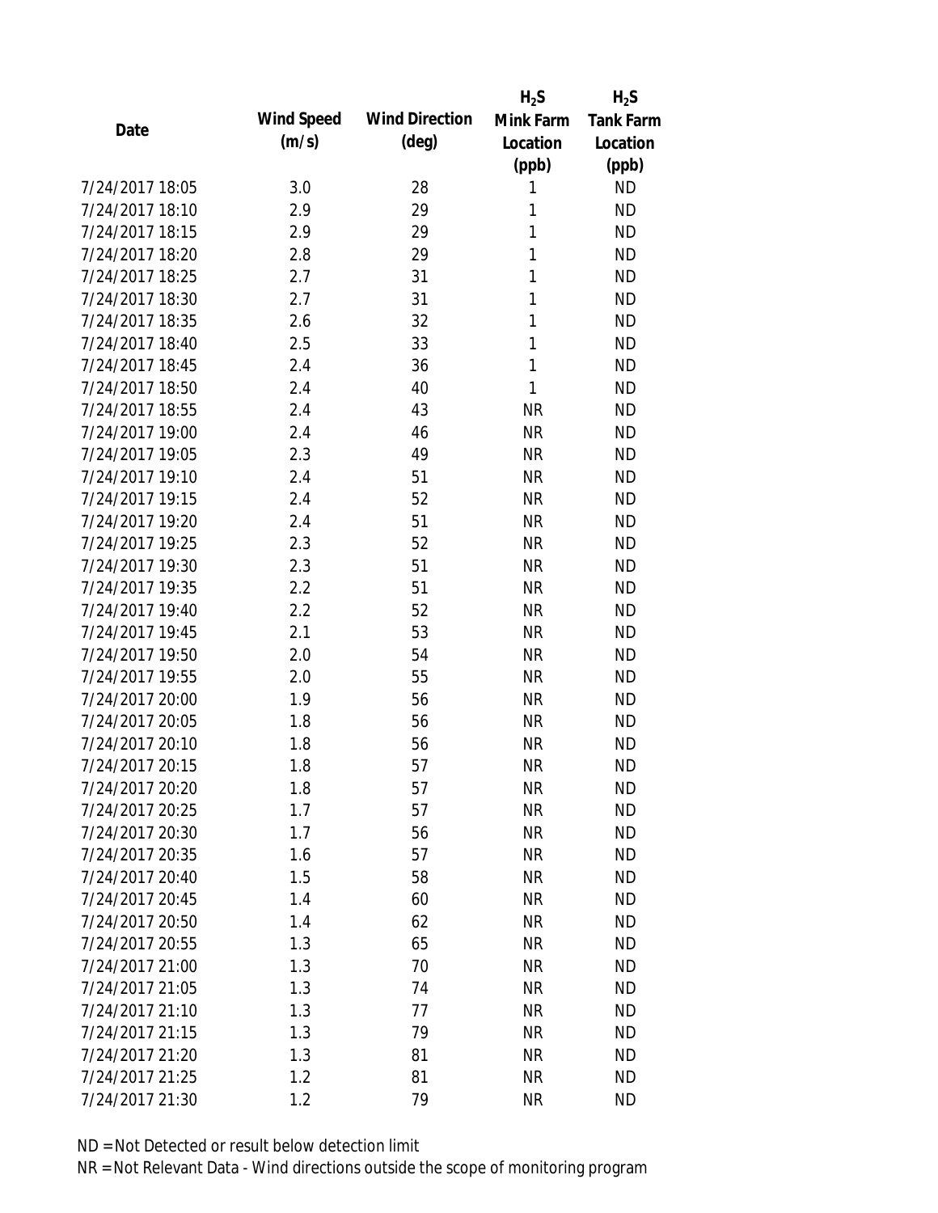| Date | Wind Speed (m/s) | Wind Direction (deg) | $H_2S$ Mink Farm Location (ppb) | $H_2S$ Tank Farm Location (ppb) |
|---|---|---|---|---|
| 7/24/2017 18:05 | 3.0 | 28 | 1 | ND |
| 7/24/2017 18:10 | 2.9 | 29 | 1 | ND |
| 7/24/2017 18:15 | 2.9 | 29 | 1 | ND |
| 7/24/2017 18:20 | 2.8 | 29 | 1 | ND |
| 7/24/2017 18:25 | 2.7 | 31 | 1 | ND |
| 7/24/2017 18:30 | 2.7 | 31 | 1 | ND |
| 7/24/2017 18:35 | 2.6 | 32 | 1 | ND |
| 7/24/2017 18:40 | 2.5 | 33 | 1 | ND |
| 7/24/2017 18:45 | 2.4 | 36 | 1 | ND |
| 7/24/2017 18:50 | 2.4 | 40 | 1 | ND |
| 7/24/2017 18:55 | 2.4 | 43 | NR | ND |
| 7/24/2017 19:00 | 2.4 | 46 | NR | ND |
| 7/24/2017 19:05 | 2.3 | 49 | NR | ND |
| 7/24/2017 19:10 | 2.4 | 51 | NR | ND |
| 7/24/2017 19:15 | 2.4 | 52 | NR | ND |
| 7/24/2017 19:20 | 2.4 | 51 | NR | ND |
| 7/24/2017 19:25 | 2.3 | 52 | NR | ND |
| 7/24/2017 19:30 | 2.3 | 51 | NR | ND |
| 7/24/2017 19:35 | 2.2 | 51 | NR | ND |
| 7/24/2017 19:40 | 2.2 | 52 | NR | ND |
| 7/24/2017 19:45 | 2.1 | 53 | NR | ND |
| 7/24/2017 19:50 | 2.0 | 54 | NR | ND |
| 7/24/2017 19:55 | 2.0 | 55 | NR | ND |
| 7/24/2017 20:00 | 1.9 | 56 | NR | ND |
| 7/24/2017 20:05 | 1.8 | 56 | NR | ND |
| 7/24/2017 20:10 | 1.8 | 56 | NR | ND |
| 7/24/2017 20:15 | 1.8 | 57 | NR | ND |
| 7/24/2017 20:20 | 1.8 | 57 | NR | ND |
| 7/24/2017 20:25 | 1.7 | 57 | NR | ND |
| 7/24/2017 20:30 | 1.7 | 56 | NR | ND |
| 7/24/2017 20:35 | 1.6 | 57 | NR | ND |
| 7/24/2017 20:40 | 1.5 | 58 | NR | ND |
| 7/24/2017 20:45 | 1.4 | 60 | NR | ND |
| 7/24/2017 20:50 | 1.4 | 62 | NR | ND |
| 7/24/2017 20:55 | 1.3 | 65 | NR | ND |
| 7/24/2017 21:00 | 1.3 | 70 | NR | ND |
| 7/24/2017 21:05 | 1.3 | 74 | NR | ND |
| 7/24/2017 21:10 | 1.3 | 77 | NR | ND |
| 7/24/2017 21:15 | 1.3 | 79 | NR | ND |
| 7/24/2017 21:20 | 1.3 | 81 | NR | ND |
| 7/24/2017 21:25 | 1.2 | 81 | NR | ND |
| 7/24/2017 21:30 | 1.2 | 79 | NR | ND |

ND = Not Detected or result below detection limit

NR = Not Relevant Data - Wind directions outside the scope of monitoring program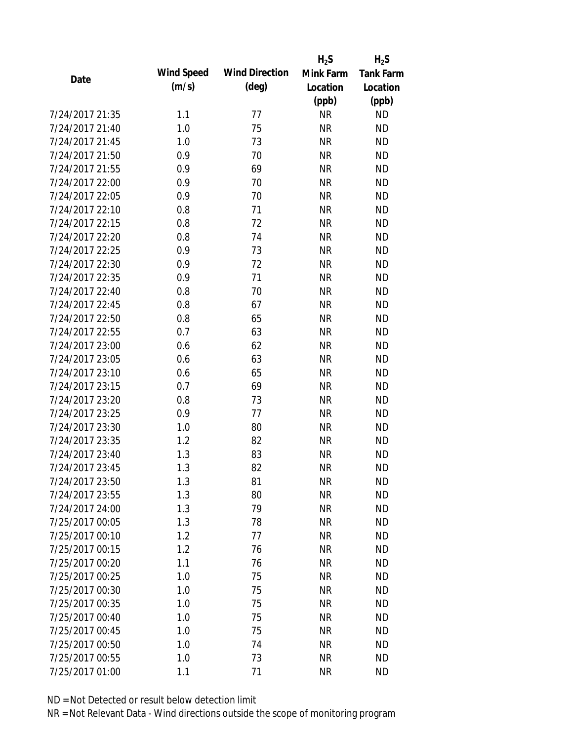| Date | Wind Speed (m/s) | Wind Direction (deg) | $H_2S$ Mink Farm Location (ppb) | $H_2S$ Tank Farm Location (ppb) |
|---|---|---|---|---|
| 7/24/2017 21:35 | 1.1 | 77 | NR | ND |
| 7/24/2017 21:40 | 1.0 | 75 | NR | ND |
| 7/24/2017 21:45 | 1.0 | 73 | NR | ND |
| 7/24/2017 21:50 | 0.9 | 70 | NR | ND |
| 7/24/2017 21:55 | 0.9 | 69 | NR | ND |
| 7/24/2017 22:00 | 0.9 | 70 | NR | ND |
| 7/24/2017 22:05 | 0.9 | 70 | NR | ND |
| 7/24/2017 22:10 | 0.8 | 71 | NR | ND |
| 7/24/2017 22:15 | 0.8 | 72 | NR | ND |
| 7/24/2017 22:20 | 0.8 | 74 | NR | ND |
| 7/24/2017 22:25 | 0.9 | 73 | NR | ND |
| 7/24/2017 22:30 | 0.9 | 72 | NR | ND |
| 7/24/2017 22:35 | 0.9 | 71 | NR | ND |
| 7/24/2017 22:40 | 0.8 | 70 | NR | ND |
| 7/24/2017 22:45 | 0.8 | 67 | NR | ND |
| 7/24/2017 22:50 | 0.8 | 65 | NR | ND |
| 7/24/2017 22:55 | 0.7 | 63 | NR | ND |
| 7/24/2017 23:00 | 0.6 | 62 | NR | ND |
| 7/24/2017 23:05 | 0.6 | 63 | NR | ND |
| 7/24/2017 23:10 | 0.6 | 65 | NR | ND |
| 7/24/2017 23:15 | 0.7 | 69 | NR | ND |
| 7/24/2017 23:20 | 0.8 | 73 | NR | ND |
| 7/24/2017 23:25 | 0.9 | 77 | NR | ND |
| 7/24/2017 23:30 | 1.0 | 80 | NR | ND |
| 7/24/2017 23:35 | 1.2 | 82 | NR | ND |
| 7/24/2017 23:40 | 1.3 | 83 | NR | ND |
| 7/24/2017 23:45 | 1.3 | 82 | NR | ND |
| 7/24/2017 23:50 | 1.3 | 81 | NR | ND |
| 7/24/2017 23:55 | 1.3 | 80 | NR | ND |
| 7/24/2017 24:00 | 1.3 | 79 | NR | ND |
| 7/25/2017 00:05 | 1.3 | 78 | NR | ND |
| 7/25/2017 00:10 | 1.2 | 77 | NR | ND |
| 7/25/2017 00:15 | 1.2 | 76 | NR | ND |
| 7/25/2017 00:20 | 1.1 | 76 | NR | ND |
| 7/25/2017 00:25 | 1.0 | 75 | NR | ND |
| 7/25/2017 00:30 | 1.0 | 75 | NR | ND |
| 7/25/2017 00:35 | 1.0 | 75 | NR | ND |
| 7/25/2017 00:40 | 1.0 | 75 | NR | ND |
| 7/25/2017 00:45 | 1.0 | 75 | NR | ND |
| 7/25/2017 00:50 | 1.0 | 74 | NR | ND |
| 7/25/2017 00:55 | 1.0 | 73 | NR | ND |
| 7/25/2017 01:00 | 1.1 | 71 | NR | ND |

ND = Not Detected or result below detection limit

NR = Not Relevant Data - Wind directions outside the scope of monitoring program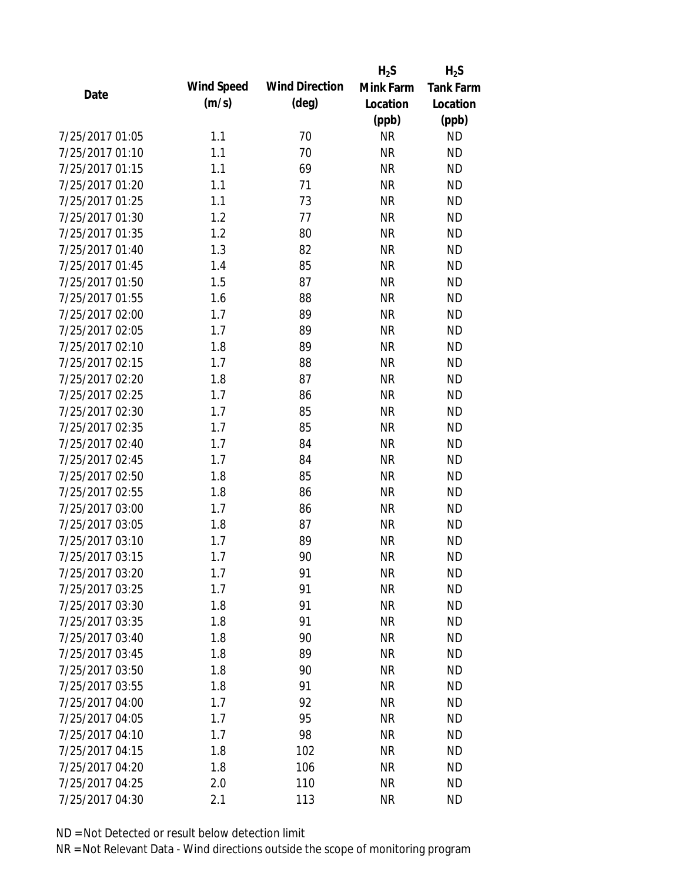| Date | Wind Speed (m/s) | Wind Direction (deg) | $H_2S$ Mink Farm Location (ppb) | $H_2S$ Tank Farm Location (ppb) |
|---|---|---|---|---|
| 7/25/2017 01:05 | 1.1 | 70 | NR | ND |
| 7/25/2017 01:10 | 1.1 | 70 | NR | ND |
| 7/25/2017 01:15 | 1.1 | 69 | NR | ND |
| 7/25/2017 01:20 | 1.1 | 71 | NR | ND |
| 7/25/2017 01:25 | 1.1 | 73 | NR | ND |
| 7/25/2017 01:30 | 1.2 | 77 | NR | ND |
| 7/25/2017 01:35 | 1.2 | 80 | NR | ND |
| 7/25/2017 01:40 | 1.3 | 82 | NR | ND |
| 7/25/2017 01:45 | 1.4 | 85 | NR | ND |
| 7/25/2017 01:50 | 1.5 | 87 | NR | ND |
| 7/25/2017 01:55 | 1.6 | 88 | NR | ND |
| 7/25/2017 02:00 | 1.7 | 89 | NR | ND |
| 7/25/2017 02:05 | 1.7 | 89 | NR | ND |
| 7/25/2017 02:10 | 1.8 | 89 | NR | ND |
| 7/25/2017 02:15 | 1.7 | 88 | NR | ND |
| 7/25/2017 02:20 | 1.8 | 87 | NR | ND |
| 7/25/2017 02:25 | 1.7 | 86 | NR | ND |
| 7/25/2017 02:30 | 1.7 | 85 | NR | ND |
| 7/25/2017 02:35 | 1.7 | 85 | NR | ND |
| 7/25/2017 02:40 | 1.7 | 84 | NR | ND |
| 7/25/2017 02:45 | 1.7 | 84 | NR | ND |
| 7/25/2017 02:50 | 1.8 | 85 | NR | ND |
| 7/25/2017 02:55 | 1.8 | 86 | NR | ND |
| 7/25/2017 03:00 | 1.7 | 86 | NR | ND |
| 7/25/2017 03:05 | 1.8 | 87 | NR | ND |
| 7/25/2017 03:10 | 1.7 | 89 | NR | ND |
| 7/25/2017 03:15 | 1.7 | 90 | NR | ND |
| 7/25/2017 03:20 | 1.7 | 91 | NR | ND |
| 7/25/2017 03:25 | 1.7 | 91 | NR | ND |
| 7/25/2017 03:30 | 1.8 | 91 | NR | ND |
| 7/25/2017 03:35 | 1.8 | 91 | NR | ND |
| 7/25/2017 03:40 | 1.8 | 90 | NR | ND |
| 7/25/2017 03:45 | 1.8 | 89 | NR | ND |
| 7/25/2017 03:50 | 1.8 | 90 | NR | ND |
| 7/25/2017 03:55 | 1.8 | 91 | NR | ND |
| 7/25/2017 04:00 | 1.7 | 92 | NR | ND |
| 7/25/2017 04:05 | 1.7 | 95 | NR | ND |
| 7/25/2017 04:10 | 1.7 | 98 | NR | ND |
| 7/25/2017 04:15 | 1.8 | 102 | NR | ND |
| 7/25/2017 04:20 | 1.8 | 106 | NR | ND |
| 7/25/2017 04:25 | 2.0 | 110 | NR | ND |
| 7/25/2017 04:30 | 2.1 | 113 | NR | ND |

ND = Not Detected or result below detection limit

NR = Not Relevant Data - Wind directions outside the scope of monitoring program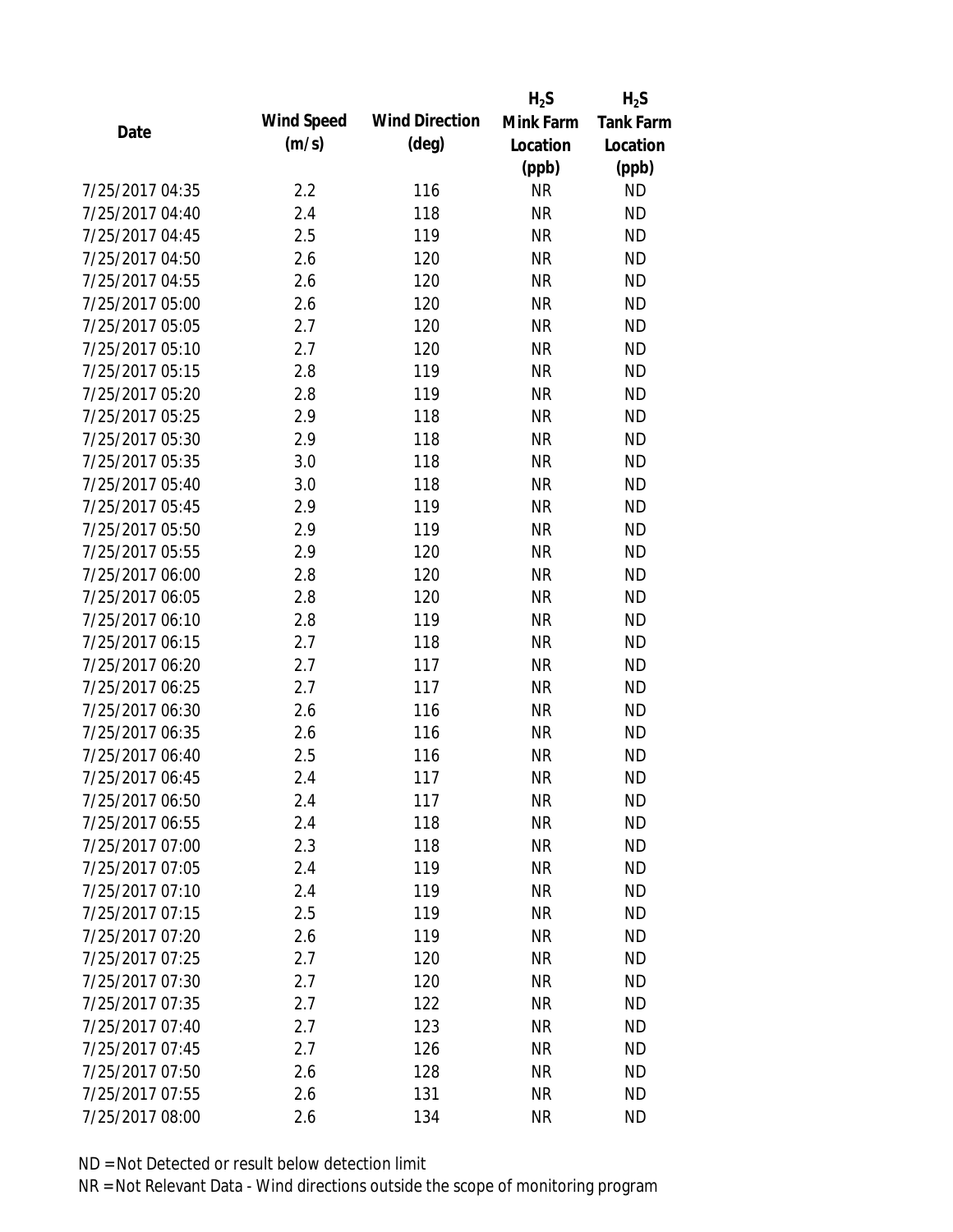| Date | Wind Speed (m/s) | Wind Direction (deg) | $H_2S$ Mink Farm Location (ppb) | $H_2S$ Tank Farm Location (ppb) |
|---|---|---|---|---|
| 7/25/2017 04:35 | 2.2 | 116 | NR | ND |
| 7/25/2017 04:40 | 2.4 | 118 | NR | ND |
| 7/25/2017 04:45 | 2.5 | 119 | NR | ND |
| 7/25/2017 04:50 | 2.6 | 120 | NR | ND |
| 7/25/2017 04:55 | 2.6 | 120 | NR | ND |
| 7/25/2017 05:00 | 2.6 | 120 | NR | ND |
| 7/25/2017 05:05 | 2.7 | 120 | NR | ND |
| 7/25/2017 05:10 | 2.7 | 120 | NR | ND |
| 7/25/2017 05:15 | 2.8 | 119 | NR | ND |
| 7/25/2017 05:20 | 2.8 | 119 | NR | ND |
| 7/25/2017 05:25 | 2.9 | 118 | NR | ND |
| 7/25/2017 05:30 | 2.9 | 118 | NR | ND |
| 7/25/2017 05:35 | 3.0 | 118 | NR | ND |
| 7/25/2017 05:40 | 3.0 | 118 | NR | ND |
| 7/25/2017 05:45 | 2.9 | 119 | NR | ND |
| 7/25/2017 05:50 | 2.9 | 119 | NR | ND |
| 7/25/2017 05:55 | 2.9 | 120 | NR | ND |
| 7/25/2017 06:00 | 2.8 | 120 | NR | ND |
| 7/25/2017 06:05 | 2.8 | 120 | NR | ND |
| 7/25/2017 06:10 | 2.8 | 119 | NR | ND |
| 7/25/2017 06:15 | 2.7 | 118 | NR | ND |
| 7/25/2017 06:20 | 2.7 | 117 | NR | ND |
| 7/25/2017 06:25 | 2.7 | 117 | NR | ND |
| 7/25/2017 06:30 | 2.6 | 116 | NR | ND |
| 7/25/2017 06:35 | 2.6 | 116 | NR | ND |
| 7/25/2017 06:40 | 2.5 | 116 | NR | ND |
| 7/25/2017 06:45 | 2.4 | 117 | NR | ND |
| 7/25/2017 06:50 | 2.4 | 117 | NR | ND |
| 7/25/2017 06:55 | 2.4 | 118 | NR | ND |
| 7/25/2017 07:00 | 2.3 | 118 | NR | ND |
| 7/25/2017 07:05 | 2.4 | 119 | NR | ND |
| 7/25/2017 07:10 | 2.4 | 119 | NR | ND |
| 7/25/2017 07:15 | 2.5 | 119 | NR | ND |
| 7/25/2017 07:20 | 2.6 | 119 | NR | ND |
| 7/25/2017 07:25 | 2.7 | 120 | NR | ND |
| 7/25/2017 07:30 | 2.7 | 120 | NR | ND |
| 7/25/2017 07:35 | 2.7 | 122 | NR | ND |
| 7/25/2017 07:40 | 2.7 | 123 | NR | ND |
| 7/25/2017 07:45 | 2.7 | 126 | NR | ND |
| 7/25/2017 07:50 | 2.6 | 128 | NR | ND |
| 7/25/2017 07:55 | 2.6 | 131 | NR | ND |
| 7/25/2017 08:00 | 2.6 | 134 | NR | ND |

ND = Not Detected or result below detection limit

NR = Not Relevant Data - Wind directions outside the scope of monitoring program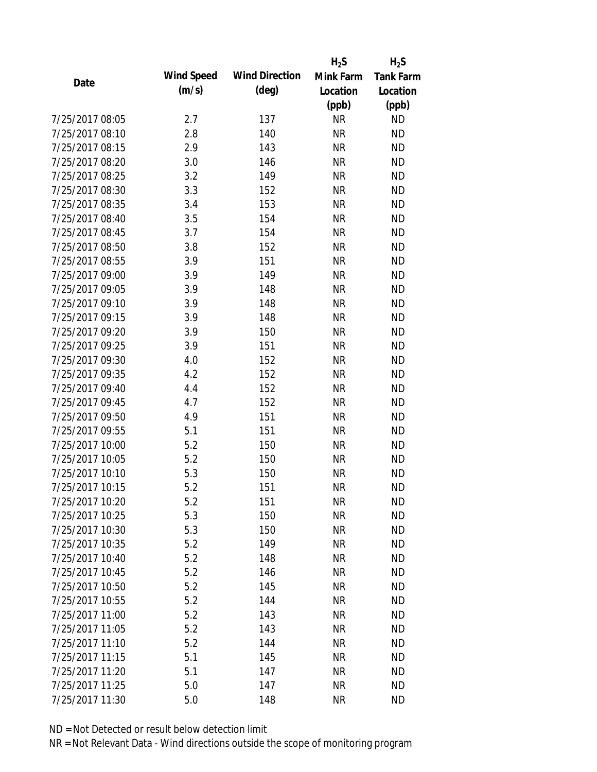| Date | Wind Speed (m/s) | Wind Direction (deg) | $H_2S$ Mink Farm Location (ppb) | $H_2S$ Tank Farm Location (ppb) |
|---|---|---|---|---|
| 7/25/2017 08:05 | 2.7 | 137 | NR | ND |
| 7/25/2017 08:10 | 2.8 | 140 | NR | ND |
| 7/25/2017 08:15 | 2.9 | 143 | NR | ND |
| 7/25/2017 08:20 | 3.0 | 146 | NR | ND |
| 7/25/2017 08:25 | 3.2 | 149 | NR | ND |
| 7/25/2017 08:30 | 3.3 | 152 | NR | ND |
| 7/25/2017 08:35 | 3.4 | 153 | NR | ND |
| 7/25/2017 08:40 | 3.5 | 154 | NR | ND |
| 7/25/2017 08:45 | 3.7 | 154 | NR | ND |
| 7/25/2017 08:50 | 3.8 | 152 | NR | ND |
| 7/25/2017 08:55 | 3.9 | 151 | NR | ND |
| 7/25/2017 09:00 | 3.9 | 149 | NR | ND |
| 7/25/2017 09:05 | 3.9 | 148 | NR | ND |
| 7/25/2017 09:10 | 3.9 | 148 | NR | ND |
| 7/25/2017 09:15 | 3.9 | 148 | NR | ND |
| 7/25/2017 09:20 | 3.9 | 150 | NR | ND |
| 7/25/2017 09:25 | 3.9 | 151 | NR | ND |
| 7/25/2017 09:30 | 4.0 | 152 | NR | ND |
| 7/25/2017 09:35 | 4.2 | 152 | NR | ND |
| 7/25/2017 09:40 | 4.4 | 152 | NR | ND |
| 7/25/2017 09:45 | 4.7 | 152 | NR | ND |
| 7/25/2017 09:50 | 4.9 | 151 | NR | ND |
| 7/25/2017 09:55 | 5.1 | 151 | NR | ND |
| 7/25/2017 10:00 | 5.2 | 150 | NR | ND |
| 7/25/2017 10:05 | 5.2 | 150 | NR | ND |
| 7/25/2017 10:10 | 5.3 | 150 | NR | ND |
| 7/25/2017 10:15 | 5.2 | 151 | NR | ND |
| 7/25/2017 10:20 | 5.2 | 151 | NR | ND |
| 7/25/2017 10:25 | 5.3 | 150 | NR | ND |
| 7/25/2017 10:30 | 5.3 | 150 | NR | ND |
| 7/25/2017 10:35 | 5.2 | 149 | NR | ND |
| 7/25/2017 10:40 | 5.2 | 148 | NR | ND |
| 7/25/2017 10:45 | 5.2 | 146 | NR | ND |
| 7/25/2017 10:50 | 5.2 | 145 | NR | ND |
| 7/25/2017 10:55 | 5.2 | 144 | NR | ND |
| 7/25/2017 11:00 | 5.2 | 143 | NR | ND |
| 7/25/2017 11:05 | 5.2 | 143 | NR | ND |
| 7/25/2017 11:10 | 5.2 | 144 | NR | ND |
| 7/25/2017 11:15 | 5.1 | 145 | NR | ND |
| 7/25/2017 11:20 | 5.1 | 147 | NR | ND |
| 7/25/2017 11:25 | 5.0 | 147 | NR | ND |
| 7/25/2017 11:30 | 5.0 | 148 | NR | ND |

ND = Not Detected or result below detection limit

NR = Not Relevant Data - Wind directions outside the scope of monitoring program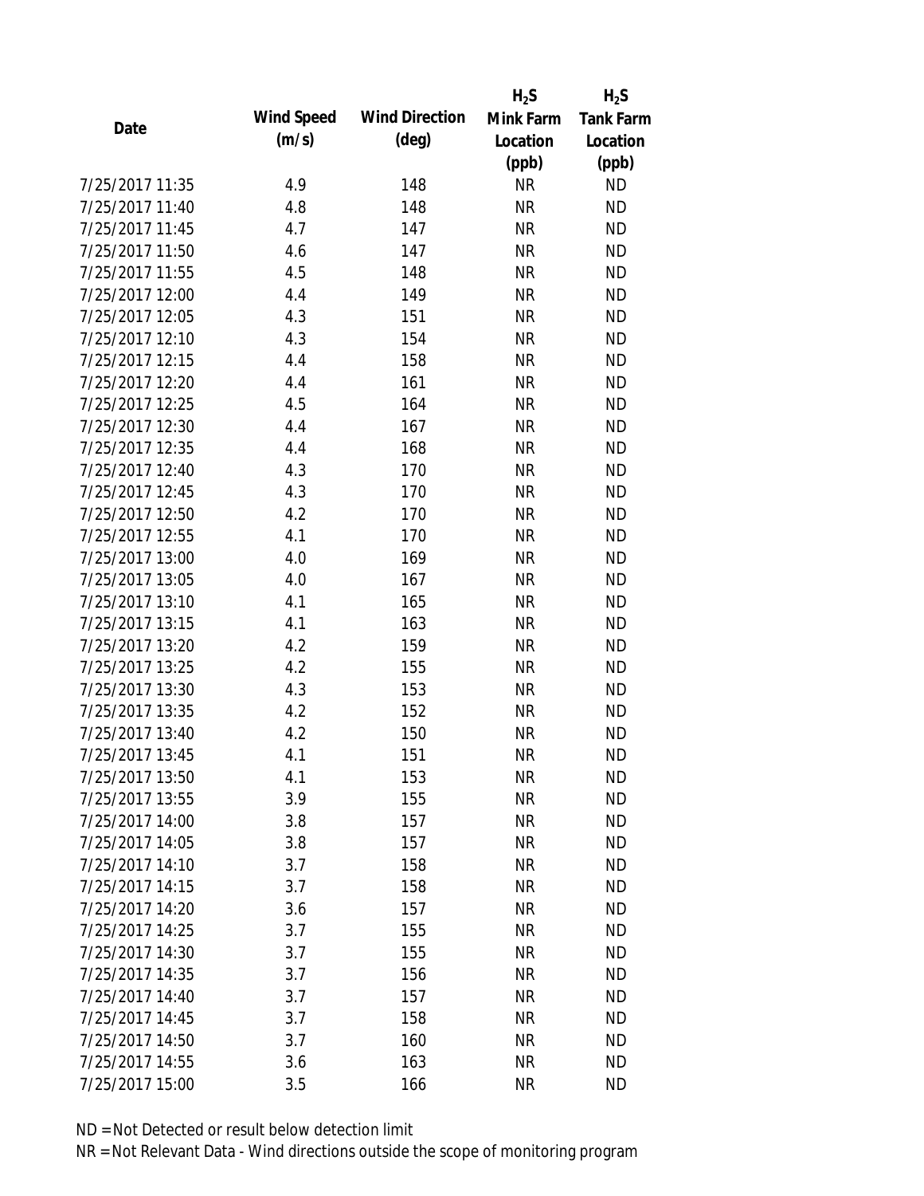| Date | Wind Speed (m/s) | Wind Direction (deg) | $H_2S$ Mink Farm Location (ppb) | $H_2S$ Tank Farm Location (ppb) |
|---|---|---|---|---|
| 7/25/2017 11:35 | 4.9 | 148 | NR | ND |
| 7/25/2017 11:40 | 4.8 | 148 | NR | ND |
| 7/25/2017 11:45 | 4.7 | 147 | NR | ND |
| 7/25/2017 11:50 | 4.6 | 147 | NR | ND |
| 7/25/2017 11:55 | 4.5 | 148 | NR | ND |
| 7/25/2017 12:00 | 4.4 | 149 | NR | ND |
| 7/25/2017 12:05 | 4.3 | 151 | NR | ND |
| 7/25/2017 12:10 | 4.3 | 154 | NR | ND |
| 7/25/2017 12:15 | 4.4 | 158 | NR | ND |
| 7/25/2017 12:20 | 4.4 | 161 | NR | ND |
| 7/25/2017 12:25 | 4.5 | 164 | NR | ND |
| 7/25/2017 12:30 | 4.4 | 167 | NR | ND |
| 7/25/2017 12:35 | 4.4 | 168 | NR | ND |
| 7/25/2017 12:40 | 4.3 | 170 | NR | ND |
| 7/25/2017 12:45 | 4.3 | 170 | NR | ND |
| 7/25/2017 12:50 | 4.2 | 170 | NR | ND |
| 7/25/2017 12:55 | 4.1 | 170 | NR | ND |
| 7/25/2017 13:00 | 4.0 | 169 | NR | ND |
| 7/25/2017 13:05 | 4.0 | 167 | NR | ND |
| 7/25/2017 13:10 | 4.1 | 165 | NR | ND |
| 7/25/2017 13:15 | 4.1 | 163 | NR | ND |
| 7/25/2017 13:20 | 4.2 | 159 | NR | ND |
| 7/25/2017 13:25 | 4.2 | 155 | NR | ND |
| 7/25/2017 13:30 | 4.3 | 153 | NR | ND |
| 7/25/2017 13:35 | 4.2 | 152 | NR | ND |
| 7/25/2017 13:40 | 4.2 | 150 | NR | ND |
| 7/25/2017 13:45 | 4.1 | 151 | NR | ND |
| 7/25/2017 13:50 | 4.1 | 153 | NR | ND |
| 7/25/2017 13:55 | 3.9 | 155 | NR | ND |
| 7/25/2017 14:00 | 3.8 | 157 | NR | ND |
| 7/25/2017 14:05 | 3.8 | 157 | NR | ND |
| 7/25/2017 14:10 | 3.7 | 158 | NR | ND |
| 7/25/2017 14:15 | 3.7 | 158 | NR | ND |
| 7/25/2017 14:20 | 3.6 | 157 | NR | ND |
| 7/25/2017 14:25 | 3.7 | 155 | NR | ND |
| 7/25/2017 14:30 | 3.7 | 155 | NR | ND |
| 7/25/2017 14:35 | 3.7 | 156 | NR | ND |
| 7/25/2017 14:40 | 3.7 | 157 | NR | ND |
| 7/25/2017 14:45 | 3.7 | 158 | NR | ND |
| 7/25/2017 14:50 | 3.7 | 160 | NR | ND |
| 7/25/2017 14:55 | 3.6 | 163 | NR | ND |
| 7/25/2017 15:00 | 3.5 | 166 | NR | ND |

ND = Not Detected or result below detection limit

NR = Not Relevant Data - Wind directions outside the scope of monitoring program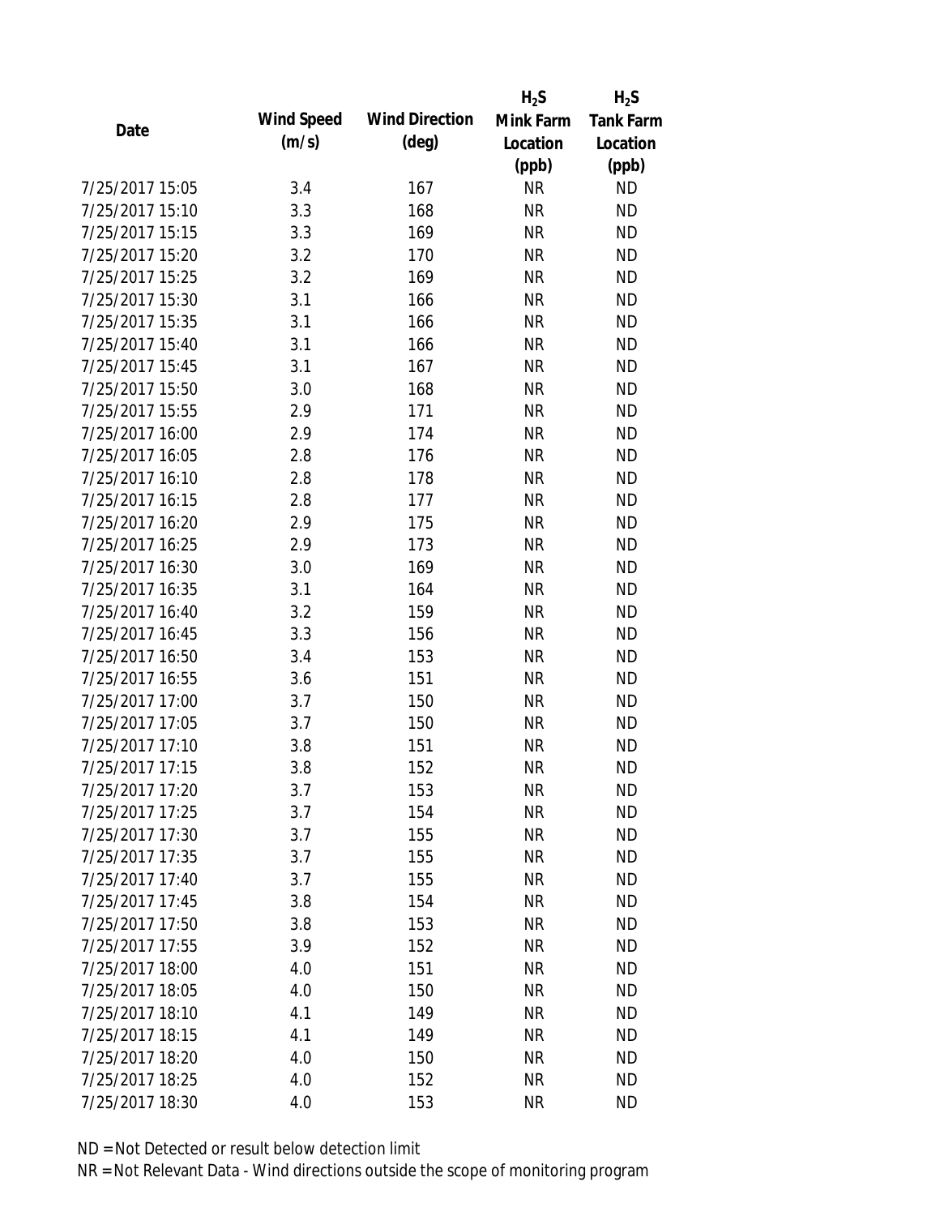| Date | Wind Speed (m/s) | Wind Direction (deg) | $H_2S$ Mink Farm Location (ppb) | $H_2S$ Tank Farm Location (ppb) |
|---|---|---|---|---|
| 7/25/2017 15:05 | 3.4 | 167 | NR | ND |
| 7/25/2017 15:10 | 3.3 | 168 | NR | ND |
| 7/25/2017 15:15 | 3.3 | 169 | NR | ND |
| 7/25/2017 15:20 | 3.2 | 170 | NR | ND |
| 7/25/2017 15:25 | 3.2 | 169 | NR | ND |
| 7/25/2017 15:30 | 3.1 | 166 | NR | ND |
| 7/25/2017 15:35 | 3.1 | 166 | NR | ND |
| 7/25/2017 15:40 | 3.1 | 166 | NR | ND |
| 7/25/2017 15:45 | 3.1 | 167 | NR | ND |
| 7/25/2017 15:50 | 3.0 | 168 | NR | ND |
| 7/25/2017 15:55 | 2.9 | 171 | NR | ND |
| 7/25/2017 16:00 | 2.9 | 174 | NR | ND |
| 7/25/2017 16:05 | 2.8 | 176 | NR | ND |
| 7/25/2017 16:10 | 2.8 | 178 | NR | ND |
| 7/25/2017 16:15 | 2.8 | 177 | NR | ND |
| 7/25/2017 16:20 | 2.9 | 175 | NR | ND |
| 7/25/2017 16:25 | 2.9 | 173 | NR | ND |
| 7/25/2017 16:30 | 3.0 | 169 | NR | ND |
| 7/25/2017 16:35 | 3.1 | 164 | NR | ND |
| 7/25/2017 16:40 | 3.2 | 159 | NR | ND |
| 7/25/2017 16:45 | 3.3 | 156 | NR | ND |
| 7/25/2017 16:50 | 3.4 | 153 | NR | ND |
| 7/25/2017 16:55 | 3.6 | 151 | NR | ND |
| 7/25/2017 17:00 | 3.7 | 150 | NR | ND |
| 7/25/2017 17:05 | 3.7 | 150 | NR | ND |
| 7/25/2017 17:10 | 3.8 | 151 | NR | ND |
| 7/25/2017 17:15 | 3.8 | 152 | NR | ND |
| 7/25/2017 17:20 | 3.7 | 153 | NR | ND |
| 7/25/2017 17:25 | 3.7 | 154 | NR | ND |
| 7/25/2017 17:30 | 3.7 | 155 | NR | ND |
| 7/25/2017 17:35 | 3.7 | 155 | NR | ND |
| 7/25/2017 17:40 | 3.7 | 155 | NR | ND |
| 7/25/2017 17:45 | 3.8 | 154 | NR | ND |
| 7/25/2017 17:50 | 3.8 | 153 | NR | ND |
| 7/25/2017 17:55 | 3.9 | 152 | NR | ND |
| 7/25/2017 18:00 | 4.0 | 151 | NR | ND |
| 7/25/2017 18:05 | 4.0 | 150 | NR | ND |
| 7/25/2017 18:10 | 4.1 | 149 | NR | ND |
| 7/25/2017 18:15 | 4.1 | 149 | NR | ND |
| 7/25/2017 18:20 | 4.0 | 150 | NR | ND |
| 7/25/2017 18:25 | 4.0 | 152 | NR | ND |
| 7/25/2017 18:30 | 4.0 | 153 | NR | ND |

ND = Not Detected or result below detection limit

NR = Not Relevant Data - Wind directions outside the scope of monitoring program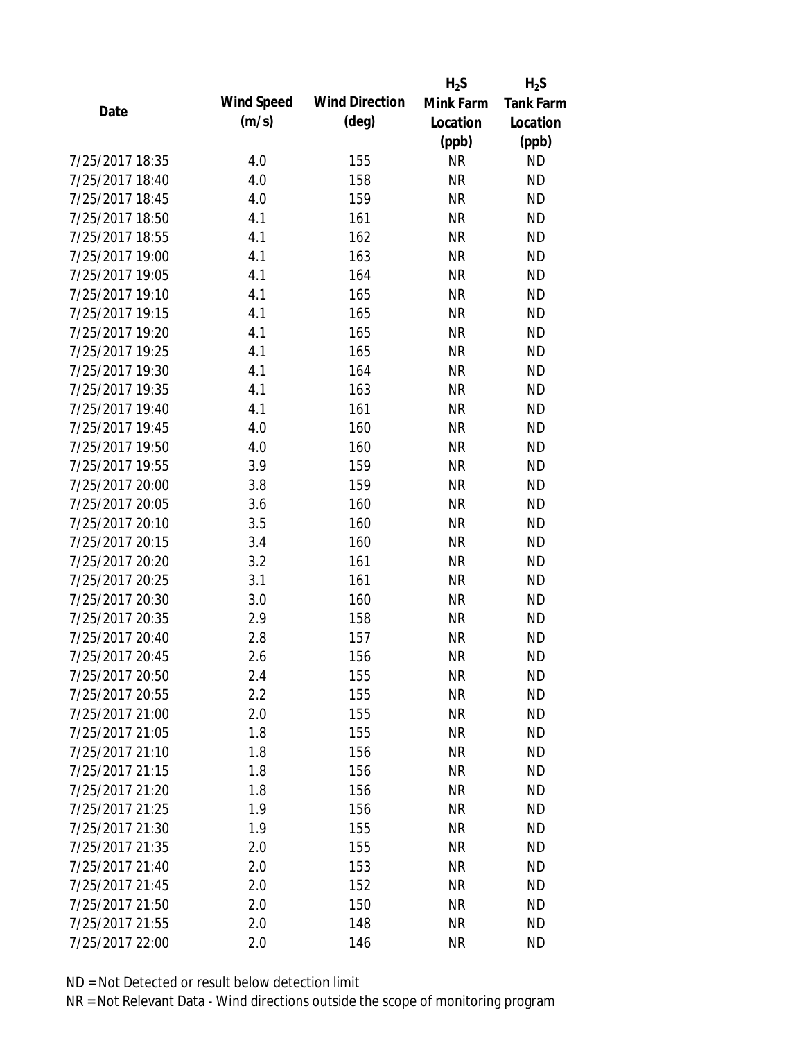| Date | Wind Speed (m/s) | Wind Direction (deg) | $H_2S$ Mink Farm Location (ppb) | $H_2S$ Tank Farm Location (ppb) |
|---|---|---|---|---|
| 7/25/2017 18:35 | 4.0 | 155 | NR | ND |
| 7/25/2017 18:40 | 4.0 | 158 | NR | ND |
| 7/25/2017 18:45 | 4.0 | 159 | NR | ND |
| 7/25/2017 18:50 | 4.1 | 161 | NR | ND |
| 7/25/2017 18:55 | 4.1 | 162 | NR | ND |
| 7/25/2017 19:00 | 4.1 | 163 | NR | ND |
| 7/25/2017 19:05 | 4.1 | 164 | NR | ND |
| 7/25/2017 19:10 | 4.1 | 165 | NR | ND |
| 7/25/2017 19:15 | 4.1 | 165 | NR | ND |
| 7/25/2017 19:20 | 4.1 | 165 | NR | ND |
| 7/25/2017 19:25 | 4.1 | 165 | NR | ND |
| 7/25/2017 19:30 | 4.1 | 164 | NR | ND |
| 7/25/2017 19:35 | 4.1 | 163 | NR | ND |
| 7/25/2017 19:40 | 4.1 | 161 | NR | ND |
| 7/25/2017 19:45 | 4.0 | 160 | NR | ND |
| 7/25/2017 19:50 | 4.0 | 160 | NR | ND |
| 7/25/2017 19:55 | 3.9 | 159 | NR | ND |
| 7/25/2017 20:00 | 3.8 | 159 | NR | ND |
| 7/25/2017 20:05 | 3.6 | 160 | NR | ND |
| 7/25/2017 20:10 | 3.5 | 160 | NR | ND |
| 7/25/2017 20:15 | 3.4 | 160 | NR | ND |
| 7/25/2017 20:20 | 3.2 | 161 | NR | ND |
| 7/25/2017 20:25 | 3.1 | 161 | NR | ND |
| 7/25/2017 20:30 | 3.0 | 160 | NR | ND |
| 7/25/2017 20:35 | 2.9 | 158 | NR | ND |
| 7/25/2017 20:40 | 2.8 | 157 | NR | ND |
| 7/25/2017 20:45 | 2.6 | 156 | NR | ND |
| 7/25/2017 20:50 | 2.4 | 155 | NR | ND |
| 7/25/2017 20:55 | 2.2 | 155 | NR | ND |
| 7/25/2017 21:00 | 2.0 | 155 | NR | ND |
| 7/25/2017 21:05 | 1.8 | 155 | NR | ND |
| 7/25/2017 21:10 | 1.8 | 156 | NR | ND |
| 7/25/2017 21:15 | 1.8 | 156 | NR | ND |
| 7/25/2017 21:20 | 1.8 | 156 | NR | ND |
| 7/25/2017 21:25 | 1.9 | 156 | NR | ND |
| 7/25/2017 21:30 | 1.9 | 155 | NR | ND |
| 7/25/2017 21:35 | 2.0 | 155 | NR | ND |
| 7/25/2017 21:40 | 2.0 | 153 | NR | ND |
| 7/25/2017 21:45 | 2.0 | 152 | NR | ND |
| 7/25/2017 21:50 | 2.0 | 150 | NR | ND |
| 7/25/2017 21:55 | 2.0 | 148 | NR | ND |
| 7/25/2017 22:00 | 2.0 | 146 | NR | ND |

ND = Not Detected or result below detection limit

NR = Not Relevant Data - Wind directions outside the scope of monitoring program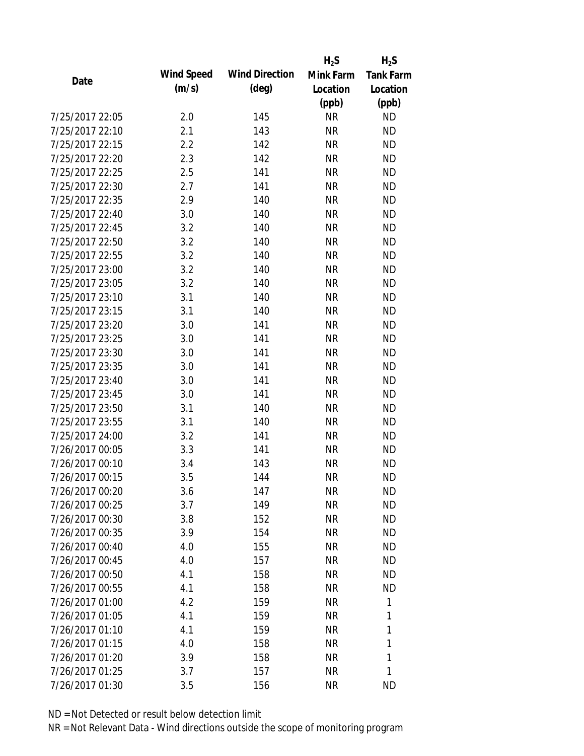| Date | Wind Speed (m/s) | Wind Direction (deg) | $H_2S$ Mink Farm Location (ppb) | $H_2S$ Tank Farm Location (ppb) |
| --- | --- | --- | --- | --- |
| 7/25/2017 22:05 | 2.0 | 145 | NR | ND |
| 7/25/2017 22:10 | 2.1 | 143 | NR | ND |
| 7/25/2017 22:15 | 2.2 | 142 | NR | ND |
| 7/25/2017 22:20 | 2.3 | 142 | NR | ND |
| 7/25/2017 22:25 | 2.5 | 141 | NR | ND |
| 7/25/2017 22:30 | 2.7 | 141 | NR | ND |
| 7/25/2017 22:35 | 2.9 | 140 | NR | ND |
| 7/25/2017 22:40 | 3.0 | 140 | NR | ND |
| 7/25/2017 22:45 | 3.2 | 140 | NR | ND |
| 7/25/2017 22:50 | 3.2 | 140 | NR | ND |
| 7/25/2017 22:55 | 3.2 | 140 | NR | ND |
| 7/25/2017 23:00 | 3.2 | 140 | NR | ND |
| 7/25/2017 23:05 | 3.2 | 140 | NR | ND |
| 7/25/2017 23:10 | 3.1 | 140 | NR | ND |
| 7/25/2017 23:15 | 3.1 | 140 | NR | ND |
| 7/25/2017 23:20 | 3.0 | 141 | NR | ND |
| 7/25/2017 23:25 | 3.0 | 141 | NR | ND |
| 7/25/2017 23:30 | 3.0 | 141 | NR | ND |
| 7/25/2017 23:35 | 3.0 | 141 | NR | ND |
| 7/25/2017 23:40 | 3.0 | 141 | NR | ND |
| 7/25/2017 23:45 | 3.0 | 141 | NR | ND |
| 7/25/2017 23:50 | 3.1 | 140 | NR | ND |
| 7/25/2017 23:55 | 3.1 | 140 | NR | ND |
| 7/25/2017 24:00 | 3.2 | 141 | NR | ND |
| 7/26/2017 00:05 | 3.3 | 141 | NR | ND |
| 7/26/2017 00:10 | 3.4 | 143 | NR | ND |
| 7/26/2017 00:15 | 3.5 | 144 | NR | ND |
| 7/26/2017 00:20 | 3.6 | 147 | NR | ND |
| 7/26/2017 00:25 | 3.7 | 149 | NR | ND |
| 7/26/2017 00:30 | 3.8 | 152 | NR | ND |
| 7/26/2017 00:35 | 3.9 | 154 | NR | ND |
| 7/26/2017 00:40 | 4.0 | 155 | NR | ND |
| 7/26/2017 00:45 | 4.0 | 157 | NR | ND |
| 7/26/2017 00:50 | 4.1 | 158 | NR | ND |
| 7/26/2017 00:55 | 4.1 | 158 | NR | ND |
| 7/26/2017 01:00 | 4.2 | 159 | NR | 1 |
| 7/26/2017 01:05 | 4.1 | 159 | NR | 1 |
| 7/26/2017 01:10 | 4.1 | 159 | NR | 1 |
| 7/26/2017 01:15 | 4.0 | 158 | NR | 1 |
| 7/26/2017 01:20 | 3.9 | 158 | NR | 1 |
| 7/26/2017 01:25 | 3.7 | 157 | NR | 1 |
| 7/26/2017 01:30 | 3.5 | 156 | NR | ND |

ND = Not Detected or result below detection limit

NR = Not Relevant Data - Wind directions outside the scope of monitoring program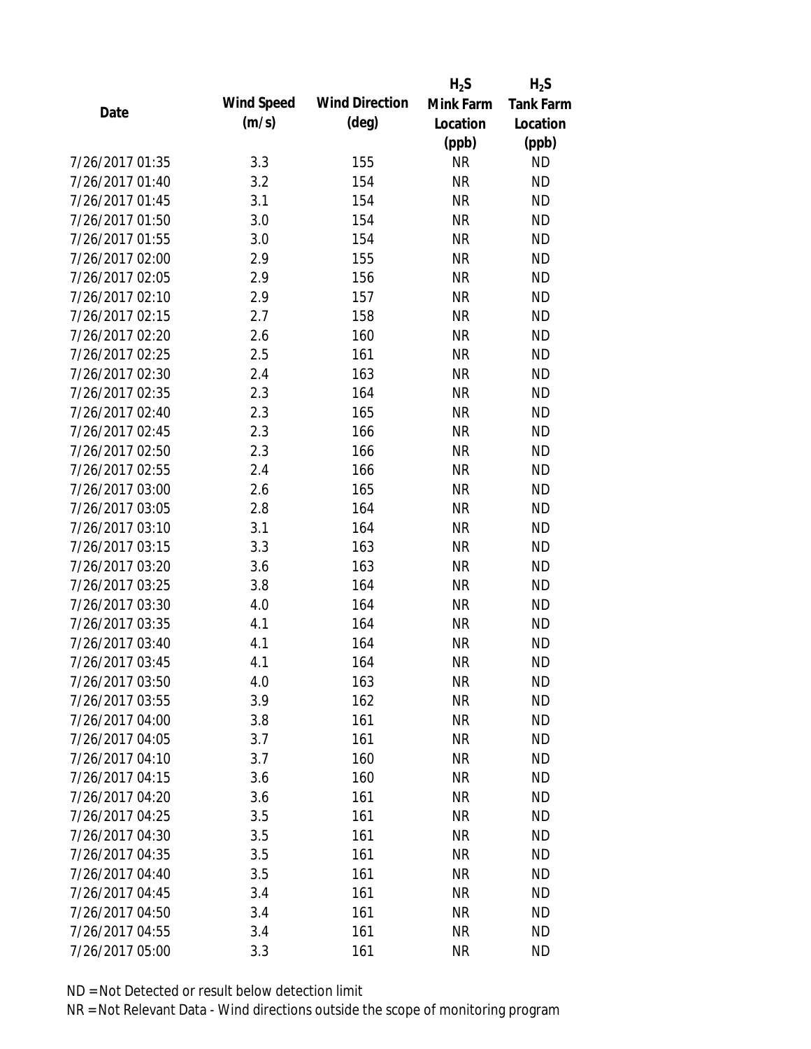| Date | Wind Speed (m/s) | Wind Direction (deg) | $H_2S$ Mink Farm Location (ppb) | $H_2S$ Tank Farm Location (ppb) |
|---|---|---|---|---|
| 7/26/2017 01:35 | 3.3 | 155 | NR | ND |
| 7/26/2017 01:40 | 3.2 | 154 | NR | ND |
| 7/26/2017 01:45 | 3.1 | 154 | NR | ND |
| 7/26/2017 01:50 | 3.0 | 154 | NR | ND |
| 7/26/2017 01:55 | 3.0 | 154 | NR | ND |
| 7/26/2017 02:00 | 2.9 | 155 | NR | ND |
| 7/26/2017 02:05 | 2.9 | 156 | NR | ND |
| 7/26/2017 02:10 | 2.9 | 157 | NR | ND |
| 7/26/2017 02:15 | 2.7 | 158 | NR | ND |
| 7/26/2017 02:20 | 2.6 | 160 | NR | ND |
| 7/26/2017 02:25 | 2.5 | 161 | NR | ND |
| 7/26/2017 02:30 | 2.4 | 163 | NR | ND |
| 7/26/2017 02:35 | 2.3 | 164 | NR | ND |
| 7/26/2017 02:40 | 2.3 | 165 | NR | ND |
| 7/26/2017 02:45 | 2.3 | 166 | NR | ND |
| 7/26/2017 02:50 | 2.3 | 166 | NR | ND |
| 7/26/2017 02:55 | 2.4 | 166 | NR | ND |
| 7/26/2017 03:00 | 2.6 | 165 | NR | ND |
| 7/26/2017 03:05 | 2.8 | 164 | NR | ND |
| 7/26/2017 03:10 | 3.1 | 164 | NR | ND |
| 7/26/2017 03:15 | 3.3 | 163 | NR | ND |
| 7/26/2017 03:20 | 3.6 | 163 | NR | ND |
| 7/26/2017 03:25 | 3.8 | 164 | NR | ND |
| 7/26/2017 03:30 | 4.0 | 164 | NR | ND |
| 7/26/2017 03:35 | 4.1 | 164 | NR | ND |
| 7/26/2017 03:40 | 4.1 | 164 | NR | ND |
| 7/26/2017 03:45 | 4.1 | 164 | NR | ND |
| 7/26/2017 03:50 | 4.0 | 163 | NR | ND |
| 7/26/2017 03:55 | 3.9 | 162 | NR | ND |
| 7/26/2017 04:00 | 3.8 | 161 | NR | ND |
| 7/26/2017 04:05 | 3.7 | 161 | NR | ND |
| 7/26/2017 04:10 | 3.7 | 160 | NR | ND |
| 7/26/2017 04:15 | 3.6 | 160 | NR | ND |
| 7/26/2017 04:20 | 3.6 | 161 | NR | ND |
| 7/26/2017 04:25 | 3.5 | 161 | NR | ND |
| 7/26/2017 04:30 | 3.5 | 161 | NR | ND |
| 7/26/2017 04:35 | 3.5 | 161 | NR | ND |
| 7/26/2017 04:40 | 3.5 | 161 | NR | ND |
| 7/26/2017 04:45 | 3.4 | 161 | NR | ND |
| 7/26/2017 04:50 | 3.4 | 161 | NR | ND |
| 7/26/2017 04:55 | 3.4 | 161 | NR | ND |
| 7/26/2017 05:00 | 3.3 | 161 | NR | ND |

ND = Not Detected or result below detection limit

NR = Not Relevant Data - Wind directions outside the scope of monitoring program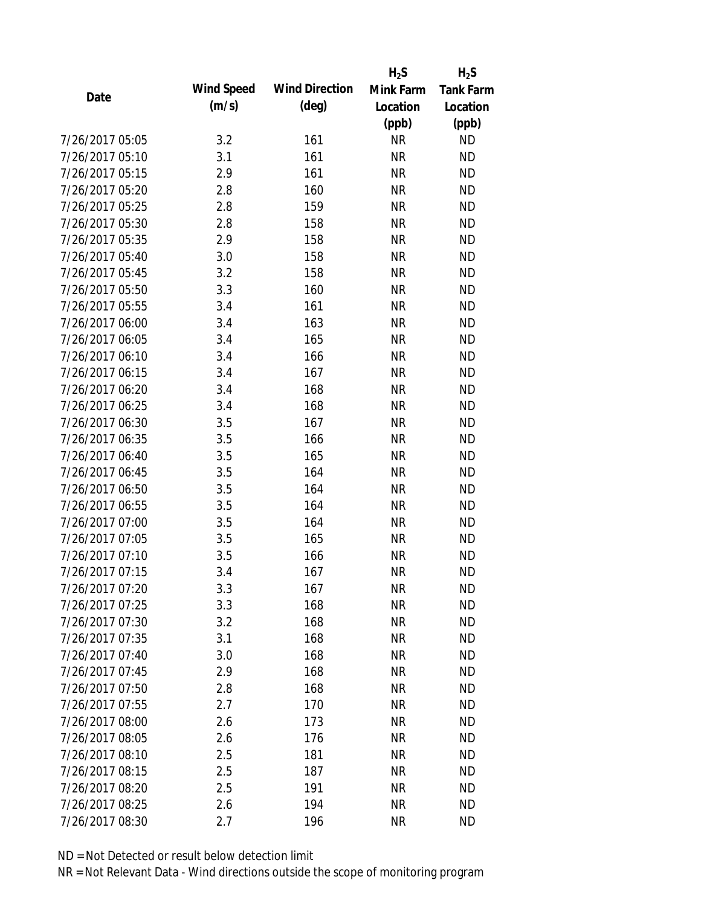| Date | Wind Speed (m/s) | Wind Direction (deg) | $H_2S$ Mink Farm Location (ppb) | $H_2S$ Tank Farm Location (ppb) |
|---|---|---|---|---|
| 7/26/2017 05:05 | 3.2 | 161 | NR | ND |
| 7/26/2017 05:10 | 3.1 | 161 | NR | ND |
| 7/26/2017 05:15 | 2.9 | 161 | NR | ND |
| 7/26/2017 05:20 | 2.8 | 160 | NR | ND |
| 7/26/2017 05:25 | 2.8 | 159 | NR | ND |
| 7/26/2017 05:30 | 2.8 | 158 | NR | ND |
| 7/26/2017 05:35 | 2.9 | 158 | NR | ND |
| 7/26/2017 05:40 | 3.0 | 158 | NR | ND |
| 7/26/2017 05:45 | 3.2 | 158 | NR | ND |
| 7/26/2017 05:50 | 3.3 | 160 | NR | ND |
| 7/26/2017 05:55 | 3.4 | 161 | NR | ND |
| 7/26/2017 06:00 | 3.4 | 163 | NR | ND |
| 7/26/2017 06:05 | 3.4 | 165 | NR | ND |
| 7/26/2017 06:10 | 3.4 | 166 | NR | ND |
| 7/26/2017 06:15 | 3.4 | 167 | NR | ND |
| 7/26/2017 06:20 | 3.4 | 168 | NR | ND |
| 7/26/2017 06:25 | 3.4 | 168 | NR | ND |
| 7/26/2017 06:30 | 3.5 | 167 | NR | ND |
| 7/26/2017 06:35 | 3.5 | 166 | NR | ND |
| 7/26/2017 06:40 | 3.5 | 165 | NR | ND |
| 7/26/2017 06:45 | 3.5 | 164 | NR | ND |
| 7/26/2017 06:50 | 3.5 | 164 | NR | ND |
| 7/26/2017 06:55 | 3.5 | 164 | NR | ND |
| 7/26/2017 07:00 | 3.5 | 164 | NR | ND |
| 7/26/2017 07:05 | 3.5 | 165 | NR | ND |
| 7/26/2017 07:10 | 3.5 | 166 | NR | ND |
| 7/26/2017 07:15 | 3.4 | 167 | NR | ND |
| 7/26/2017 07:20 | 3.3 | 167 | NR | ND |
| 7/26/2017 07:25 | 3.3 | 168 | NR | ND |
| 7/26/2017 07:30 | 3.2 | 168 | NR | ND |
| 7/26/2017 07:35 | 3.1 | 168 | NR | ND |
| 7/26/2017 07:40 | 3.0 | 168 | NR | ND |
| 7/26/2017 07:45 | 2.9 | 168 | NR | ND |
| 7/26/2017 07:50 | 2.8 | 168 | NR | ND |
| 7/26/2017 07:55 | 2.7 | 170 | NR | ND |
| 7/26/2017 08:00 | 2.6 | 173 | NR | ND |
| 7/26/2017 08:05 | 2.6 | 176 | NR | ND |
| 7/26/2017 08:10 | 2.5 | 181 | NR | ND |
| 7/26/2017 08:15 | 2.5 | 187 | NR | ND |
| 7/26/2017 08:20 | 2.5 | 191 | NR | ND |
| 7/26/2017 08:25 | 2.6 | 194 | NR | ND |
| 7/26/2017 08:30 | 2.7 | 196 | NR | ND |

ND = Not Detected or result below detection limit

NR = Not Relevant Data - Wind directions outside the scope of monitoring program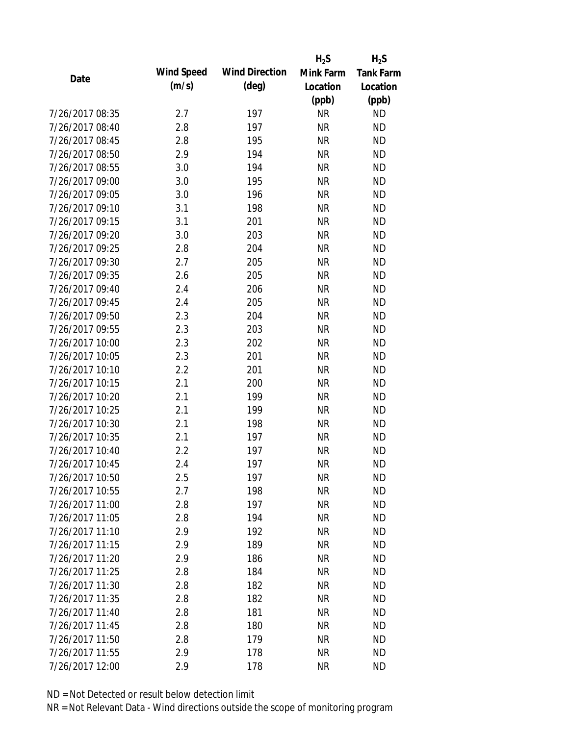| Date | Wind Speed (m/s) | Wind Direction (deg) | $H_2S$ Mink Farm Location (ppb) | $H_2S$ Tank Farm Location (ppb) |
|---|---|---|---|---|
| 7/26/2017 08:35 | 2.7 | 197 | NR | ND |
| 7/26/2017 08:40 | 2.8 | 197 | NR | ND |
| 7/26/2017 08:45 | 2.8 | 195 | NR | ND |
| 7/26/2017 08:50 | 2.9 | 194 | NR | ND |
| 7/26/2017 08:55 | 3.0 | 194 | NR | ND |
| 7/26/2017 09:00 | 3.0 | 195 | NR | ND |
| 7/26/2017 09:05 | 3.0 | 196 | NR | ND |
| 7/26/2017 09:10 | 3.1 | 198 | NR | ND |
| 7/26/2017 09:15 | 3.1 | 201 | NR | ND |
| 7/26/2017 09:20 | 3.0 | 203 | NR | ND |
| 7/26/2017 09:25 | 2.8 | 204 | NR | ND |
| 7/26/2017 09:30 | 2.7 | 205 | NR | ND |
| 7/26/2017 09:35 | 2.6 | 205 | NR | ND |
| 7/26/2017 09:40 | 2.4 | 206 | NR | ND |
| 7/26/2017 09:45 | 2.4 | 205 | NR | ND |
| 7/26/2017 09:50 | 2.3 | 204 | NR | ND |
| 7/26/2017 09:55 | 2.3 | 203 | NR | ND |
| 7/26/2017 10:00 | 2.3 | 202 | NR | ND |
| 7/26/2017 10:05 | 2.3 | 201 | NR | ND |
| 7/26/2017 10:10 | 2.2 | 201 | NR | ND |
| 7/26/2017 10:15 | 2.1 | 200 | NR | ND |
| 7/26/2017 10:20 | 2.1 | 199 | NR | ND |
| 7/26/2017 10:25 | 2.1 | 199 | NR | ND |
| 7/26/2017 10:30 | 2.1 | 198 | NR | ND |
| 7/26/2017 10:35 | 2.1 | 197 | NR | ND |
| 7/26/2017 10:40 | 2.2 | 197 | NR | ND |
| 7/26/2017 10:45 | 2.4 | 197 | NR | ND |
| 7/26/2017 10:50 | 2.5 | 197 | NR | ND |
| 7/26/2017 10:55 | 2.7 | 198 | NR | ND |
| 7/26/2017 11:00 | 2.8 | 197 | NR | ND |
| 7/26/2017 11:05 | 2.8 | 194 | NR | ND |
| 7/26/2017 11:10 | 2.9 | 192 | NR | ND |
| 7/26/2017 11:15 | 2.9 | 189 | NR | ND |
| 7/26/2017 11:20 | 2.9 | 186 | NR | ND |
| 7/26/2017 11:25 | 2.8 | 184 | NR | ND |
| 7/26/2017 11:30 | 2.8 | 182 | NR | ND |
| 7/26/2017 11:35 | 2.8 | 182 | NR | ND |
| 7/26/2017 11:40 | 2.8 | 181 | NR | ND |
| 7/26/2017 11:45 | 2.8 | 180 | NR | ND |
| 7/26/2017 11:50 | 2.8 | 179 | NR | ND |
| 7/26/2017 11:55 | 2.9 | 178 | NR | ND |
| 7/26/2017 12:00 | 2.9 | 178 | NR | ND |

ND = Not Detected or result below detection limit

NR = Not Relevant Data - Wind directions outside the scope of monitoring program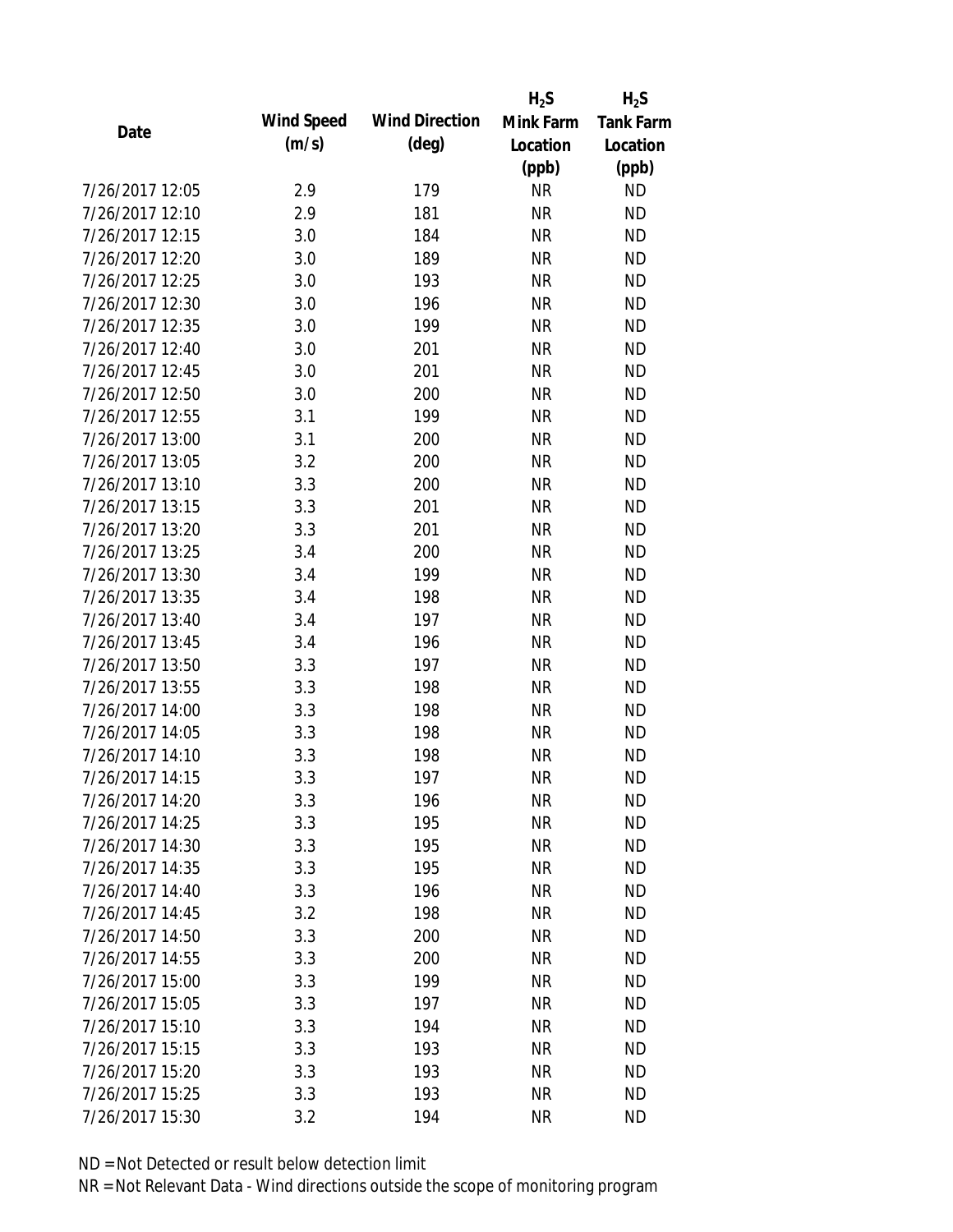| Date | Wind Speed (m/s) | Wind Direction (deg) | $H_2S$ Mink Farm Location (ppb) | $H_2S$ Tank Farm Location (ppb) |
|---|---|---|---|---|
| 7/26/2017 12:05 | 2.9 | 179 | NR | ND |
| 7/26/2017 12:10 | 2.9 | 181 | NR | ND |
| 7/26/2017 12:15 | 3.0 | 184 | NR | ND |
| 7/26/2017 12:20 | 3.0 | 189 | NR | ND |
| 7/26/2017 12:25 | 3.0 | 193 | NR | ND |
| 7/26/2017 12:30 | 3.0 | 196 | NR | ND |
| 7/26/2017 12:35 | 3.0 | 199 | NR | ND |
| 7/26/2017 12:40 | 3.0 | 201 | NR | ND |
| 7/26/2017 12:45 | 3.0 | 201 | NR | ND |
| 7/26/2017 12:50 | 3.0 | 200 | NR | ND |
| 7/26/2017 12:55 | 3.1 | 199 | NR | ND |
| 7/26/2017 13:00 | 3.1 | 200 | NR | ND |
| 7/26/2017 13:05 | 3.2 | 200 | NR | ND |
| 7/26/2017 13:10 | 3.3 | 200 | NR | ND |
| 7/26/2017 13:15 | 3.3 | 201 | NR | ND |
| 7/26/2017 13:20 | 3.3 | 201 | NR | ND |
| 7/26/2017 13:25 | 3.4 | 200 | NR | ND |
| 7/26/2017 13:30 | 3.4 | 199 | NR | ND |
| 7/26/2017 13:35 | 3.4 | 198 | NR | ND |
| 7/26/2017 13:40 | 3.4 | 197 | NR | ND |
| 7/26/2017 13:45 | 3.4 | 196 | NR | ND |
| 7/26/2017 13:50 | 3.3 | 197 | NR | ND |
| 7/26/2017 13:55 | 3.3 | 198 | NR | ND |
| 7/26/2017 14:00 | 3.3 | 198 | NR | ND |
| 7/26/2017 14:05 | 3.3 | 198 | NR | ND |
| 7/26/2017 14:10 | 3.3 | 198 | NR | ND |
| 7/26/2017 14:15 | 3.3 | 197 | NR | ND |
| 7/26/2017 14:20 | 3.3 | 196 | NR | ND |
| 7/26/2017 14:25 | 3.3 | 195 | NR | ND |
| 7/26/2017 14:30 | 3.3 | 195 | NR | ND |
| 7/26/2017 14:35 | 3.3 | 195 | NR | ND |
| 7/26/2017 14:40 | 3.3 | 196 | NR | ND |
| 7/26/2017 14:45 | 3.2 | 198 | NR | ND |
| 7/26/2017 14:50 | 3.3 | 200 | NR | ND |
| 7/26/2017 14:55 | 3.3 | 200 | NR | ND |
| 7/26/2017 15:00 | 3.3 | 199 | NR | ND |
| 7/26/2017 15:05 | 3.3 | 197 | NR | ND |
| 7/26/2017 15:10 | 3.3 | 194 | NR | ND |
| 7/26/2017 15:15 | 3.3 | 193 | NR | ND |
| 7/26/2017 15:20 | 3.3 | 193 | NR | ND |
| 7/26/2017 15:25 | 3.3 | 193 | NR | ND |
| 7/26/2017 15:30 | 3.2 | 194 | NR | ND |

ND = Not Detected or result below detection limit

NR = Not Relevant Data - Wind directions outside the scope of monitoring program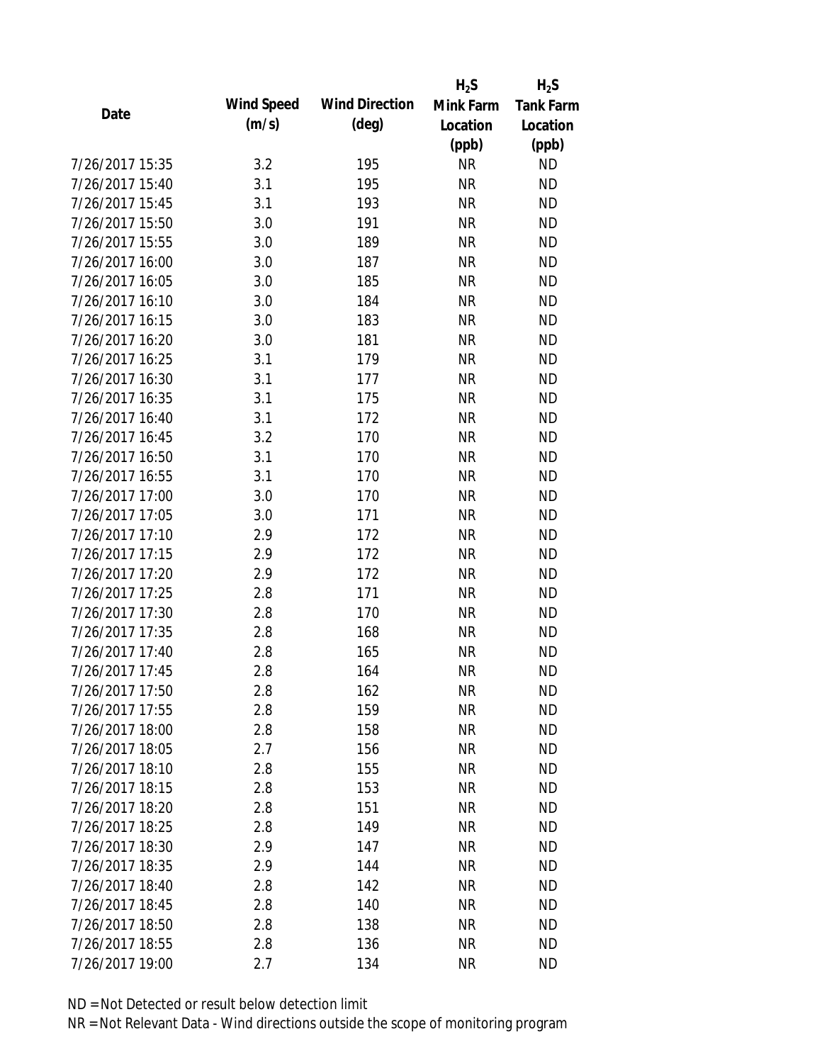| Date | Wind Speed (m/s) | Wind Direction (deg) | $H_2S$ Mink Farm Location (ppb) | $H_2S$ Tank Farm Location (ppb) |
|---|---|---|---|---|
| 7/26/2017 15:35 | 3.2 | 195 | NR | ND |
| 7/26/2017 15:40 | 3.1 | 195 | NR | ND |
| 7/26/2017 15:45 | 3.1 | 193 | NR | ND |
| 7/26/2017 15:50 | 3.0 | 191 | NR | ND |
| 7/26/2017 15:55 | 3.0 | 189 | NR | ND |
| 7/26/2017 16:00 | 3.0 | 187 | NR | ND |
| 7/26/2017 16:05 | 3.0 | 185 | NR | ND |
| 7/26/2017 16:10 | 3.0 | 184 | NR | ND |
| 7/26/2017 16:15 | 3.0 | 183 | NR | ND |
| 7/26/2017 16:20 | 3.0 | 181 | NR | ND |
| 7/26/2017 16:25 | 3.1 | 179 | NR | ND |
| 7/26/2017 16:30 | 3.1 | 177 | NR | ND |
| 7/26/2017 16:35 | 3.1 | 175 | NR | ND |
| 7/26/2017 16:40 | 3.1 | 172 | NR | ND |
| 7/26/2017 16:45 | 3.2 | 170 | NR | ND |
| 7/26/2017 16:50 | 3.1 | 170 | NR | ND |
| 7/26/2017 16:55 | 3.1 | 170 | NR | ND |
| 7/26/2017 17:00 | 3.0 | 170 | NR | ND |
| 7/26/2017 17:05 | 3.0 | 171 | NR | ND |
| 7/26/2017 17:10 | 2.9 | 172 | NR | ND |
| 7/26/2017 17:15 | 2.9 | 172 | NR | ND |
| 7/26/2017 17:20 | 2.9 | 172 | NR | ND |
| 7/26/2017 17:25 | 2.8 | 171 | NR | ND |
| 7/26/2017 17:30 | 2.8 | 170 | NR | ND |
| 7/26/2017 17:35 | 2.8 | 168 | NR | ND |
| 7/26/2017 17:40 | 2.8 | 165 | NR | ND |
| 7/26/2017 17:45 | 2.8 | 164 | NR | ND |
| 7/26/2017 17:50 | 2.8 | 162 | NR | ND |
| 7/26/2017 17:55 | 2.8 | 159 | NR | ND |
| 7/26/2017 18:00 | 2.8 | 158 | NR | ND |
| 7/26/2017 18:05 | 2.7 | 156 | NR | ND |
| 7/26/2017 18:10 | 2.8 | 155 | NR | ND |
| 7/26/2017 18:15 | 2.8 | 153 | NR | ND |
| 7/26/2017 18:20 | 2.8 | 151 | NR | ND |
| 7/26/2017 18:25 | 2.8 | 149 | NR | ND |
| 7/26/2017 18:30 | 2.9 | 147 | NR | ND |
| 7/26/2017 18:35 | 2.9 | 144 | NR | ND |
| 7/26/2017 18:40 | 2.8 | 142 | NR | ND |
| 7/26/2017 18:45 | 2.8 | 140 | NR | ND |
| 7/26/2017 18:50 | 2.8 | 138 | NR | ND |
| 7/26/2017 18:55 | 2.8 | 136 | NR | ND |
| 7/26/2017 19:00 | 2.7 | 134 | NR | ND |

ND = Not Detected or result below detection limit

NR = Not Relevant Data - Wind directions outside the scope of monitoring program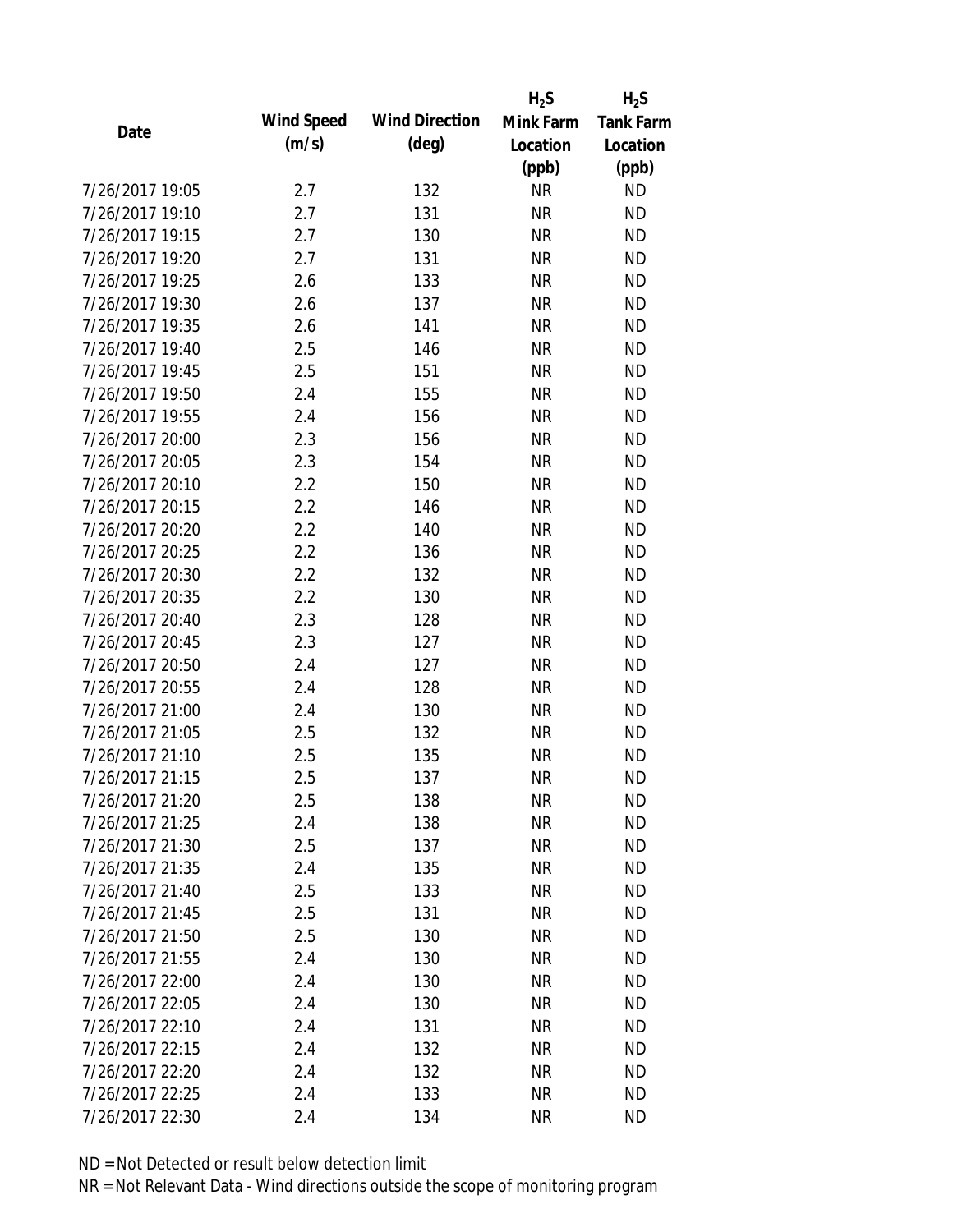| Date | Wind Speed (m/s) | Wind Direction (deg) | $H_2S$ Mink Farm Location (ppb) | $H_2S$ Tank Farm Location (ppb) |
|---|---|---|---|---|
| 7/26/2017 19:05 | 2.7 | 132 | NR | ND |
| 7/26/2017 19:10 | 2.7 | 131 | NR | ND |
| 7/26/2017 19:15 | 2.7 | 130 | NR | ND |
| 7/26/2017 19:20 | 2.7 | 131 | NR | ND |
| 7/26/2017 19:25 | 2.6 | 133 | NR | ND |
| 7/26/2017 19:30 | 2.6 | 137 | NR | ND |
| 7/26/2017 19:35 | 2.6 | 141 | NR | ND |
| 7/26/2017 19:40 | 2.5 | 146 | NR | ND |
| 7/26/2017 19:45 | 2.5 | 151 | NR | ND |
| 7/26/2017 19:50 | 2.4 | 155 | NR | ND |
| 7/26/2017 19:55 | 2.4 | 156 | NR | ND |
| 7/26/2017 20:00 | 2.3 | 156 | NR | ND |
| 7/26/2017 20:05 | 2.3 | 154 | NR | ND |
| 7/26/2017 20:10 | 2.2 | 150 | NR | ND |
| 7/26/2017 20:15 | 2.2 | 146 | NR | ND |
| 7/26/2017 20:20 | 2.2 | 140 | NR | ND |
| 7/26/2017 20:25 | 2.2 | 136 | NR | ND |
| 7/26/2017 20:30 | 2.2 | 132 | NR | ND |
| 7/26/2017 20:35 | 2.2 | 130 | NR | ND |
| 7/26/2017 20:40 | 2.3 | 128 | NR | ND |
| 7/26/2017 20:45 | 2.3 | 127 | NR | ND |
| 7/26/2017 20:50 | 2.4 | 127 | NR | ND |
| 7/26/2017 20:55 | 2.4 | 128 | NR | ND |
| 7/26/2017 21:00 | 2.4 | 130 | NR | ND |
| 7/26/2017 21:05 | 2.5 | 132 | NR | ND |
| 7/26/2017 21:10 | 2.5 | 135 | NR | ND |
| 7/26/2017 21:15 | 2.5 | 137 | NR | ND |
| 7/26/2017 21:20 | 2.5 | 138 | NR | ND |
| 7/26/2017 21:25 | 2.4 | 138 | NR | ND |
| 7/26/2017 21:30 | 2.5 | 137 | NR | ND |
| 7/26/2017 21:35 | 2.4 | 135 | NR | ND |
| 7/26/2017 21:40 | 2.5 | 133 | NR | ND |
| 7/26/2017 21:45 | 2.5 | 131 | NR | ND |
| 7/26/2017 21:50 | 2.5 | 130 | NR | ND |
| 7/26/2017 21:55 | 2.4 | 130 | NR | ND |
| 7/26/2017 22:00 | 2.4 | 130 | NR | ND |
| 7/26/2017 22:05 | 2.4 | 130 | NR | ND |
| 7/26/2017 22:10 | 2.4 | 131 | NR | ND |
| 7/26/2017 22:15 | 2.4 | 132 | NR | ND |
| 7/26/2017 22:20 | 2.4 | 132 | NR | ND |
| 7/26/2017 22:25 | 2.4 | 133 | NR | ND |
| 7/26/2017 22:30 | 2.4 | 134 | NR | ND |

ND = Not Detected or result below detection limit

NR = Not Relevant Data - Wind directions outside the scope of monitoring program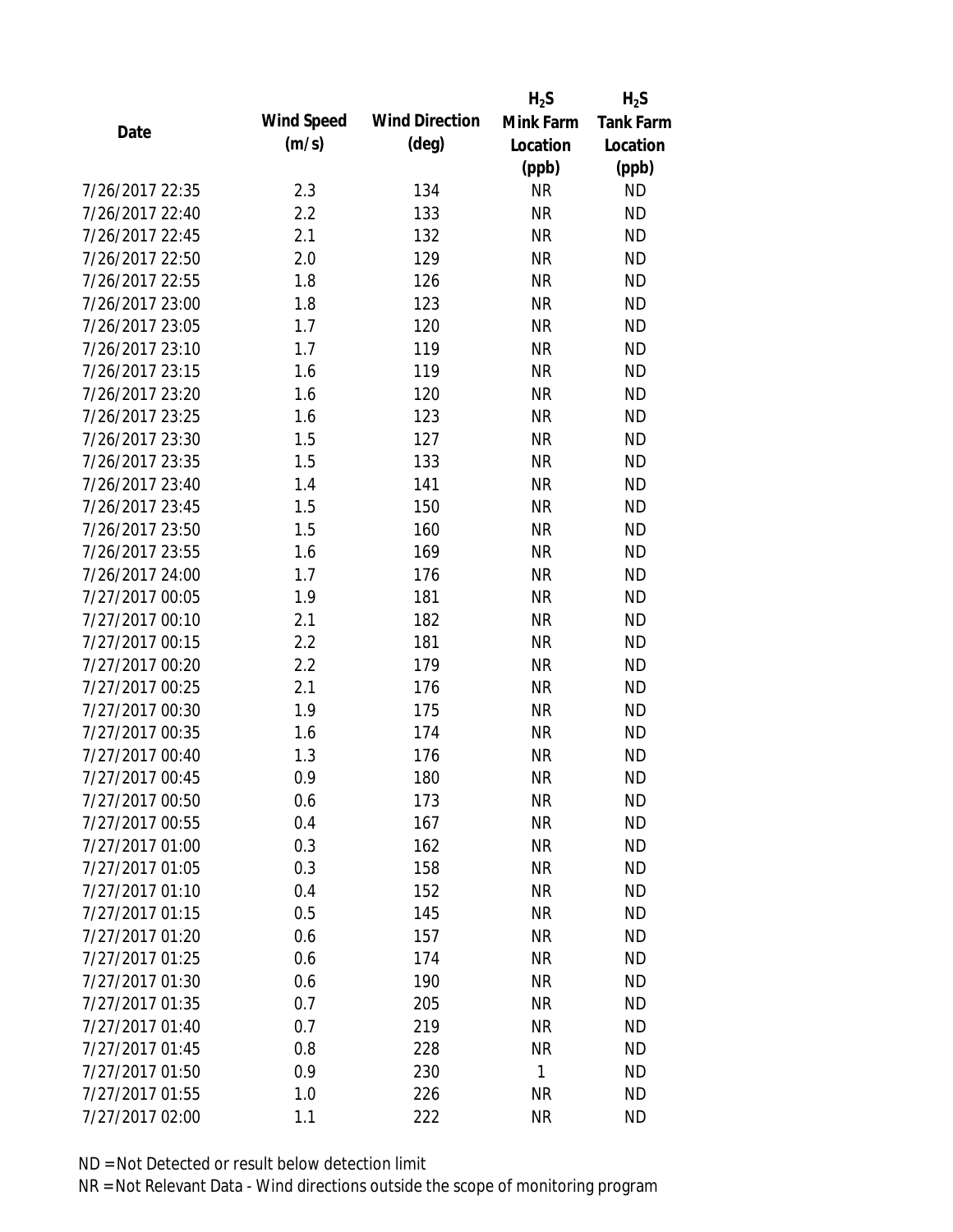| Date | Wind Speed (m/s) | Wind Direction (deg) | $H_2S$ Mink Farm Location (ppb) | $H_2S$ Tank Farm Location (ppb) |
|---|---|---|---|---|
| 7/26/2017 22:35 | 2.3 | 134 | NR | ND |
| 7/26/2017 22:40 | 2.2 | 133 | NR | ND |
| 7/26/2017 22:45 | 2.1 | 132 | NR | ND |
| 7/26/2017 22:50 | 2.0 | 129 | NR | ND |
| 7/26/2017 22:55 | 1.8 | 126 | NR | ND |
| 7/26/2017 23:00 | 1.8 | 123 | NR | ND |
| 7/26/2017 23:05 | 1.7 | 120 | NR | ND |
| 7/26/2017 23:10 | 1.7 | 119 | NR | ND |
| 7/26/2017 23:15 | 1.6 | 119 | NR | ND |
| 7/26/2017 23:20 | 1.6 | 120 | NR | ND |
| 7/26/2017 23:25 | 1.6 | 123 | NR | ND |
| 7/26/2017 23:30 | 1.5 | 127 | NR | ND |
| 7/26/2017 23:35 | 1.5 | 133 | NR | ND |
| 7/26/2017 23:40 | 1.4 | 141 | NR | ND |
| 7/26/2017 23:45 | 1.5 | 150 | NR | ND |
| 7/26/2017 23:50 | 1.5 | 160 | NR | ND |
| 7/26/2017 23:55 | 1.6 | 169 | NR | ND |
| 7/26/2017 24:00 | 1.7 | 176 | NR | ND |
| 7/27/2017 00:05 | 1.9 | 181 | NR | ND |
| 7/27/2017 00:10 | 2.1 | 182 | NR | ND |
| 7/27/2017 00:15 | 2.2 | 181 | NR | ND |
| 7/27/2017 00:20 | 2.2 | 179 | NR | ND |
| 7/27/2017 00:25 | 2.1 | 176 | NR | ND |
| 7/27/2017 00:30 | 1.9 | 175 | NR | ND |
| 7/27/2017 00:35 | 1.6 | 174 | NR | ND |
| 7/27/2017 00:40 | 1.3 | 176 | NR | ND |
| 7/27/2017 00:45 | 0.9 | 180 | NR | ND |
| 7/27/2017 00:50 | 0.6 | 173 | NR | ND |
| 7/27/2017 00:55 | 0.4 | 167 | NR | ND |
| 7/27/2017 01:00 | 0.3 | 162 | NR | ND |
| 7/27/2017 01:05 | 0.3 | 158 | NR | ND |
| 7/27/2017 01:10 | 0.4 | 152 | NR | ND |
| 7/27/2017 01:15 | 0.5 | 145 | NR | ND |
| 7/27/2017 01:20 | 0.6 | 157 | NR | ND |
| 7/27/2017 01:25 | 0.6 | 174 | NR | ND |
| 7/27/2017 01:30 | 0.6 | 190 | NR | ND |
| 7/27/2017 01:35 | 0.7 | 205 | NR | ND |
| 7/27/2017 01:40 | 0.7 | 219 | NR | ND |
| 7/27/2017 01:45 | 0.8 | 228 | NR | ND |
| 7/27/2017 01:50 | 0.9 | 230 | 1 | ND |
| 7/27/2017 01:55 | 1.0 | 226 | NR | ND |
| 7/27/2017 02:00 | 1.1 | 222 | NR | ND |

ND = Not Detected or result below detection limit

NR = Not Relevant Data - Wind directions outside the scope of monitoring program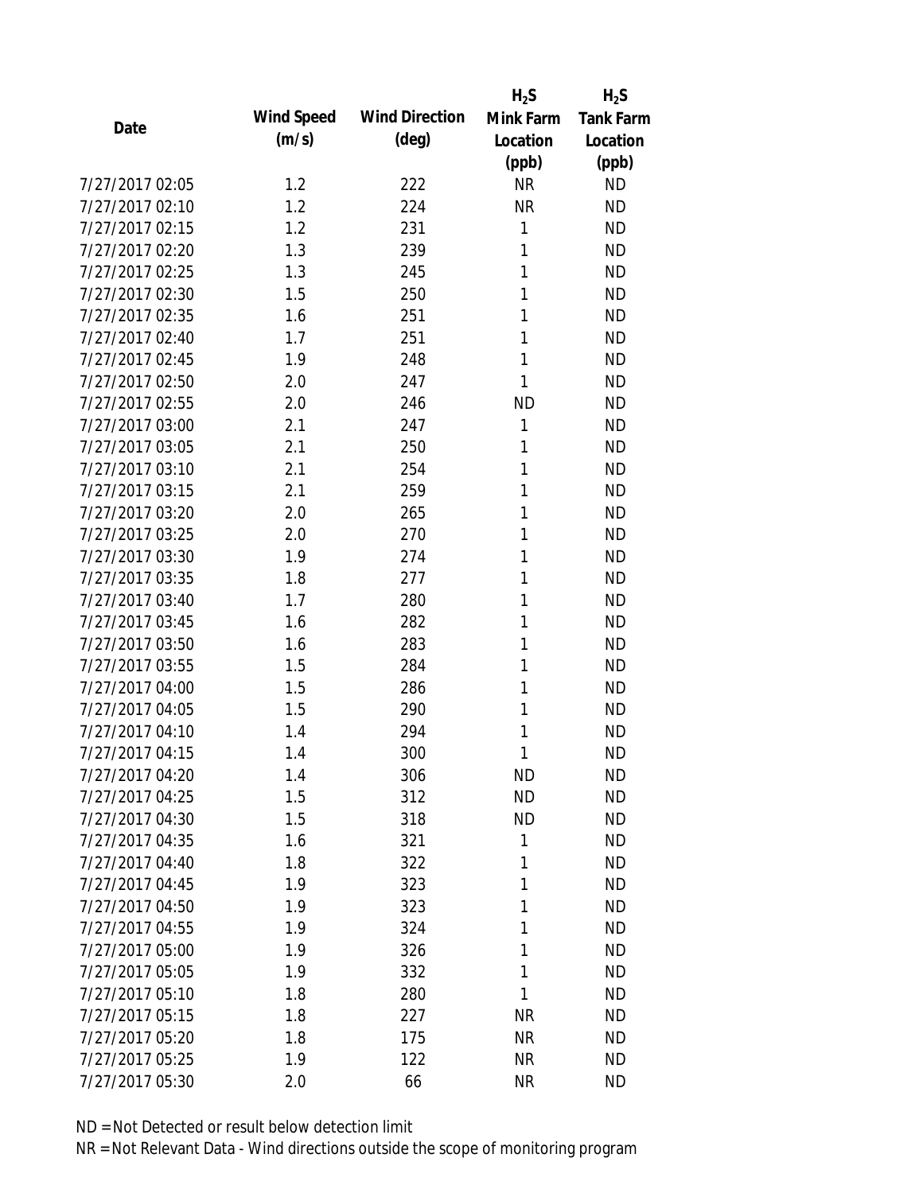| Date | Wind Speed (m/s) | Wind Direction (deg) | $H_2S$ Mink Farm Location (ppb) | $H_2S$ Tank Farm Location (ppb) |
|---|---|---|---|---|
| 7/27/2017 02:05 | 1.2 | 222 | NR | ND |
| 7/27/2017 02:10 | 1.2 | 224 | NR | ND |
| 7/27/2017 02:15 | 1.2 | 231 | 1 | ND |
| 7/27/2017 02:20 | 1.3 | 239 | 1 | ND |
| 7/27/2017 02:25 | 1.3 | 245 | 1 | ND |
| 7/27/2017 02:30 | 1.5 | 250 | 1 | ND |
| 7/27/2017 02:35 | 1.6 | 251 | 1 | ND |
| 7/27/2017 02:40 | 1.7 | 251 | 1 | ND |
| 7/27/2017 02:45 | 1.9 | 248 | 1 | ND |
| 7/27/2017 02:50 | 2.0 | 247 | 1 | ND |
| 7/27/2017 02:55 | 2.0 | 246 | ND | ND |
| 7/27/2017 03:00 | 2.1 | 247 | 1 | ND |
| 7/27/2017 03:05 | 2.1 | 250 | 1 | ND |
| 7/27/2017 03:10 | 2.1 | 254 | 1 | ND |
| 7/27/2017 03:15 | 2.1 | 259 | 1 | ND |
| 7/27/2017 03:20 | 2.0 | 265 | 1 | ND |
| 7/27/2017 03:25 | 2.0 | 270 | 1 | ND |
| 7/27/2017 03:30 | 1.9 | 274 | 1 | ND |
| 7/27/2017 03:35 | 1.8 | 277 | 1 | ND |
| 7/27/2017 03:40 | 1.7 | 280 | 1 | ND |
| 7/27/2017 03:45 | 1.6 | 282 | 1 | ND |
| 7/27/2017 03:50 | 1.6 | 283 | 1 | ND |
| 7/27/2017 03:55 | 1.5 | 284 | 1 | ND |
| 7/27/2017 04:00 | 1.5 | 286 | 1 | ND |
| 7/27/2017 04:05 | 1.5 | 290 | 1 | ND |
| 7/27/2017 04:10 | 1.4 | 294 | 1 | ND |
| 7/27/2017 04:15 | 1.4 | 300 | 1 | ND |
| 7/27/2017 04:20 | 1.4 | 306 | ND | ND |
| 7/27/2017 04:25 | 1.5 | 312 | ND | ND |
| 7/27/2017 04:30 | 1.5 | 318 | ND | ND |
| 7/27/2017 04:35 | 1.6 | 321 | 1 | ND |
| 7/27/2017 04:40 | 1.8 | 322 | 1 | ND |
| 7/27/2017 04:45 | 1.9 | 323 | 1 | ND |
| 7/27/2017 04:50 | 1.9 | 323 | 1 | ND |
| 7/27/2017 04:55 | 1.9 | 324 | 1 | ND |
| 7/27/2017 05:00 | 1.9 | 326 | 1 | ND |
| 7/27/2017 05:05 | 1.9 | 332 | 1 | ND |
| 7/27/2017 05:10 | 1.8 | 280 | 1 | ND |
| 7/27/2017 05:15 | 1.8 | 227 | NR | ND |
| 7/27/2017 05:20 | 1.8 | 175 | NR | ND |
| 7/27/2017 05:25 | 1.9 | 122 | NR | ND |
| 7/27/2017 05:30 | 2.0 | 66 | NR | ND |

ND = Not Detected or result below detection limit

NR = Not Relevant Data - Wind directions outside the scope of monitoring program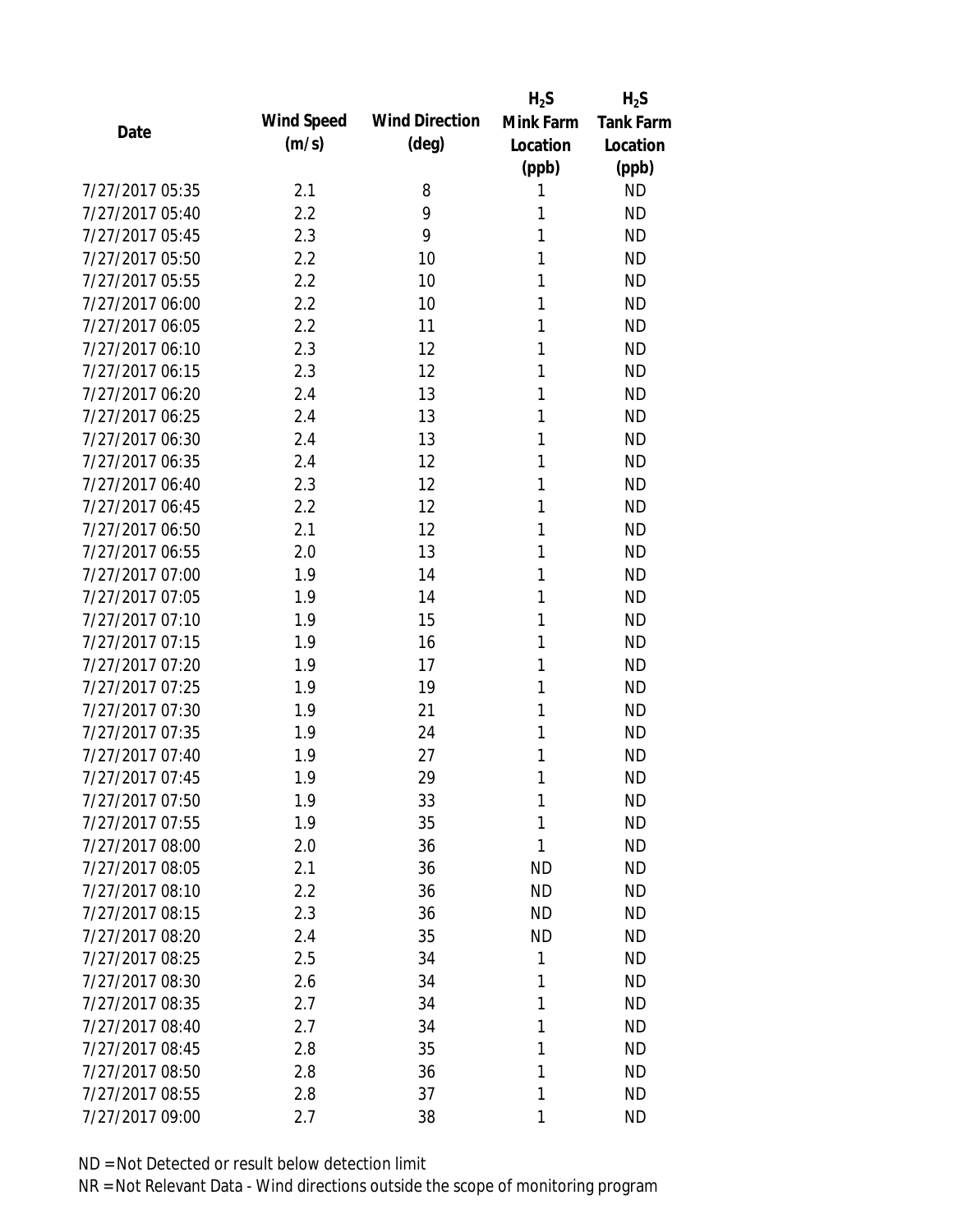| Date | Wind Speed (m/s) | Wind Direction (deg) | $H_2S$ Mink Farm Location (ppb) | $H_2S$ Tank Farm Location (ppb) |
|---|---|---|---|---|
| 7/27/2017 05:35 | 2.1 | 8 | 1 | ND |
| 7/27/2017 05:40 | 2.2 | 9 | 1 | ND |
| 7/27/2017 05:45 | 2.3 | 9 | 1 | ND |
| 7/27/2017 05:50 | 2.2 | 10 | 1 | ND |
| 7/27/2017 05:55 | 2.2 | 10 | 1 | ND |
| 7/27/2017 06:00 | 2.2 | 10 | 1 | ND |
| 7/27/2017 06:05 | 2.2 | 11 | 1 | ND |
| 7/27/2017 06:10 | 2.3 | 12 | 1 | ND |
| 7/27/2017 06:15 | 2.3 | 12 | 1 | ND |
| 7/27/2017 06:20 | 2.4 | 13 | 1 | ND |
| 7/27/2017 06:25 | 2.4 | 13 | 1 | ND |
| 7/27/2017 06:30 | 2.4 | 13 | 1 | ND |
| 7/27/2017 06:35 | 2.4 | 12 | 1 | ND |
| 7/27/2017 06:40 | 2.3 | 12 | 1 | ND |
| 7/27/2017 06:45 | 2.2 | 12 | 1 | ND |
| 7/27/2017 06:50 | 2.1 | 12 | 1 | ND |
| 7/27/2017 06:55 | 2.0 | 13 | 1 | ND |
| 7/27/2017 07:00 | 1.9 | 14 | 1 | ND |
| 7/27/2017 07:05 | 1.9 | 14 | 1 | ND |
| 7/27/2017 07:10 | 1.9 | 15 | 1 | ND |
| 7/27/2017 07:15 | 1.9 | 16 | 1 | ND |
| 7/27/2017 07:20 | 1.9 | 17 | 1 | ND |
| 7/27/2017 07:25 | 1.9 | 19 | 1 | ND |
| 7/27/2017 07:30 | 1.9 | 21 | 1 | ND |
| 7/27/2017 07:35 | 1.9 | 24 | 1 | ND |
| 7/27/2017 07:40 | 1.9 | 27 | 1 | ND |
| 7/27/2017 07:45 | 1.9 | 29 | 1 | ND |
| 7/27/2017 07:50 | 1.9 | 33 | 1 | ND |
| 7/27/2017 07:55 | 1.9 | 35 | 1 | ND |
| 7/27/2017 08:00 | 2.0 | 36 | 1 | ND |
| 7/27/2017 08:05 | 2.1 | 36 | ND | ND |
| 7/27/2017 08:10 | 2.2 | 36 | ND | ND |
| 7/27/2017 08:15 | 2.3 | 36 | ND | ND |
| 7/27/2017 08:20 | 2.4 | 35 | ND | ND |
| 7/27/2017 08:25 | 2.5 | 34 | 1 | ND |
| 7/27/2017 08:30 | 2.6 | 34 | 1 | ND |
| 7/27/2017 08:35 | 2.7 | 34 | 1 | ND |
| 7/27/2017 08:40 | 2.7 | 34 | 1 | ND |
| 7/27/2017 08:45 | 2.8 | 35 | 1 | ND |
| 7/27/2017 08:50 | 2.8 | 36 | 1 | ND |
| 7/27/2017 08:55 | 2.8 | 37 | 1 | ND |
| 7/27/2017 09:00 | 2.7 | 38 | 1 | ND |

ND = Not Detected or result below detection limit

NR = Not Relevant Data - Wind directions outside the scope of monitoring program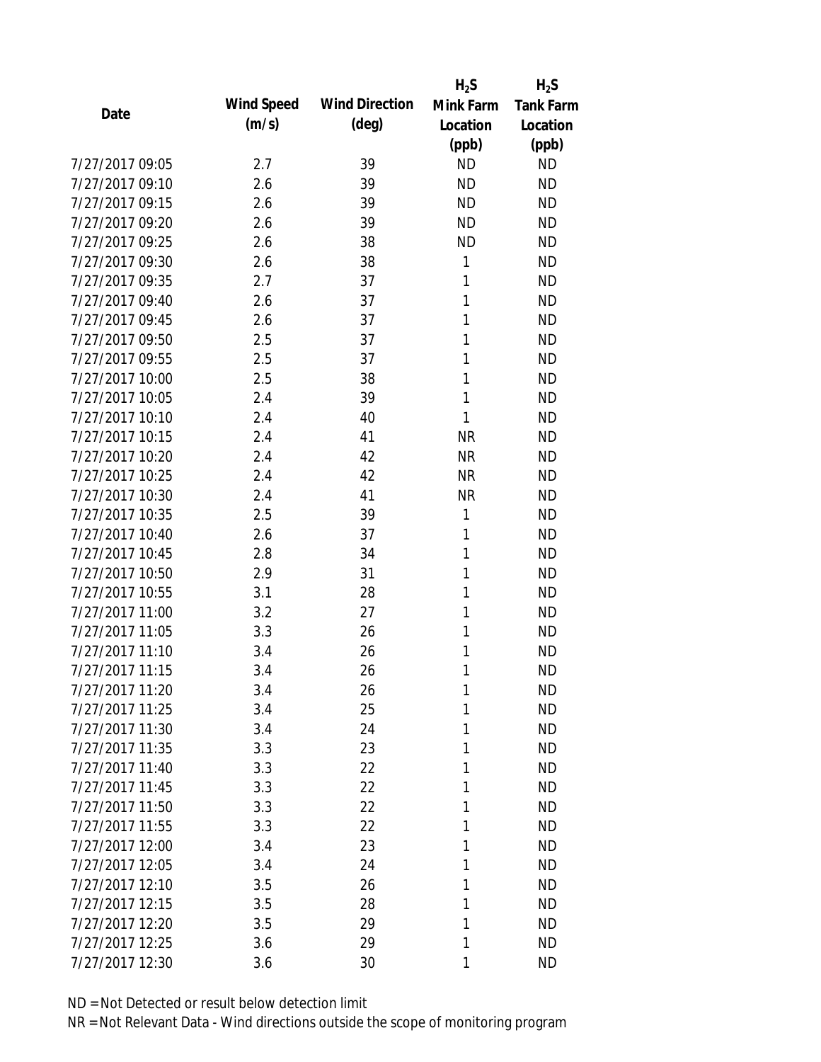| Date | Wind Speed (m/s) | Wind Direction (deg) | $H_2S$ Mink Farm Location (ppb) | $H_2S$ Tank Farm Location (ppb) |
|---|---|---|---|---|
| 7/27/2017 09:05 | 2.7 | 39 | ND | ND |
| 7/27/2017 09:10 | 2.6 | 39 | ND | ND |
| 7/27/2017 09:15 | 2.6 | 39 | ND | ND |
| 7/27/2017 09:20 | 2.6 | 39 | ND | ND |
| 7/27/2017 09:25 | 2.6 | 38 | ND | ND |
| 7/27/2017 09:30 | 2.6 | 38 | 1 | ND |
| 7/27/2017 09:35 | 2.7 | 37 | 1 | ND |
| 7/27/2017 09:40 | 2.6 | 37 | 1 | ND |
| 7/27/2017 09:45 | 2.6 | 37 | 1 | ND |
| 7/27/2017 09:50 | 2.5 | 37 | 1 | ND |
| 7/27/2017 09:55 | 2.5 | 37 | 1 | ND |
| 7/27/2017 10:00 | 2.5 | 38 | 1 | ND |
| 7/27/2017 10:05 | 2.4 | 39 | 1 | ND |
| 7/27/2017 10:10 | 2.4 | 40 | 1 | ND |
| 7/27/2017 10:15 | 2.4 | 41 | NR | ND |
| 7/27/2017 10:20 | 2.4 | 42 | NR | ND |
| 7/27/2017 10:25 | 2.4 | 42 | NR | ND |
| 7/27/2017 10:30 | 2.4 | 41 | NR | ND |
| 7/27/2017 10:35 | 2.5 | 39 | 1 | ND |
| 7/27/2017 10:40 | 2.6 | 37 | 1 | ND |
| 7/27/2017 10:45 | 2.8 | 34 | 1 | ND |
| 7/27/2017 10:50 | 2.9 | 31 | 1 | ND |
| 7/27/2017 10:55 | 3.1 | 28 | 1 | ND |
| 7/27/2017 11:00 | 3.2 | 27 | 1 | ND |
| 7/27/2017 11:05 | 3.3 | 26 | 1 | ND |
| 7/27/2017 11:10 | 3.4 | 26 | 1 | ND |
| 7/27/2017 11:15 | 3.4 | 26 | 1 | ND |
| 7/27/2017 11:20 | 3.4 | 26 | 1 | ND |
| 7/27/2017 11:25 | 3.4 | 25 | 1 | ND |
| 7/27/2017 11:30 | 3.4 | 24 | 1 | ND |
| 7/27/2017 11:35 | 3.3 | 23 | 1 | ND |
| 7/27/2017 11:40 | 3.3 | 22 | 1 | ND |
| 7/27/2017 11:45 | 3.3 | 22 | 1 | ND |
| 7/27/2017 11:50 | 3.3 | 22 | 1 | ND |
| 7/27/2017 11:55 | 3.3 | 22 | 1 | ND |
| 7/27/2017 12:00 | 3.4 | 23 | 1 | ND |
| 7/27/2017 12:05 | 3.4 | 24 | 1 | ND |
| 7/27/2017 12:10 | 3.5 | 26 | 1 | ND |
| 7/27/2017 12:15 | 3.5 | 28 | 1 | ND |
| 7/27/2017 12:20 | 3.5 | 29 | 1 | ND |
| 7/27/2017 12:25 | 3.6 | 29 | 1 | ND |
| 7/27/2017 12:30 | 3.6 | 30 | 1 | ND |

ND = Not Detected or result below detection limit

NR = Not Relevant Data - Wind directions outside the scope of monitoring program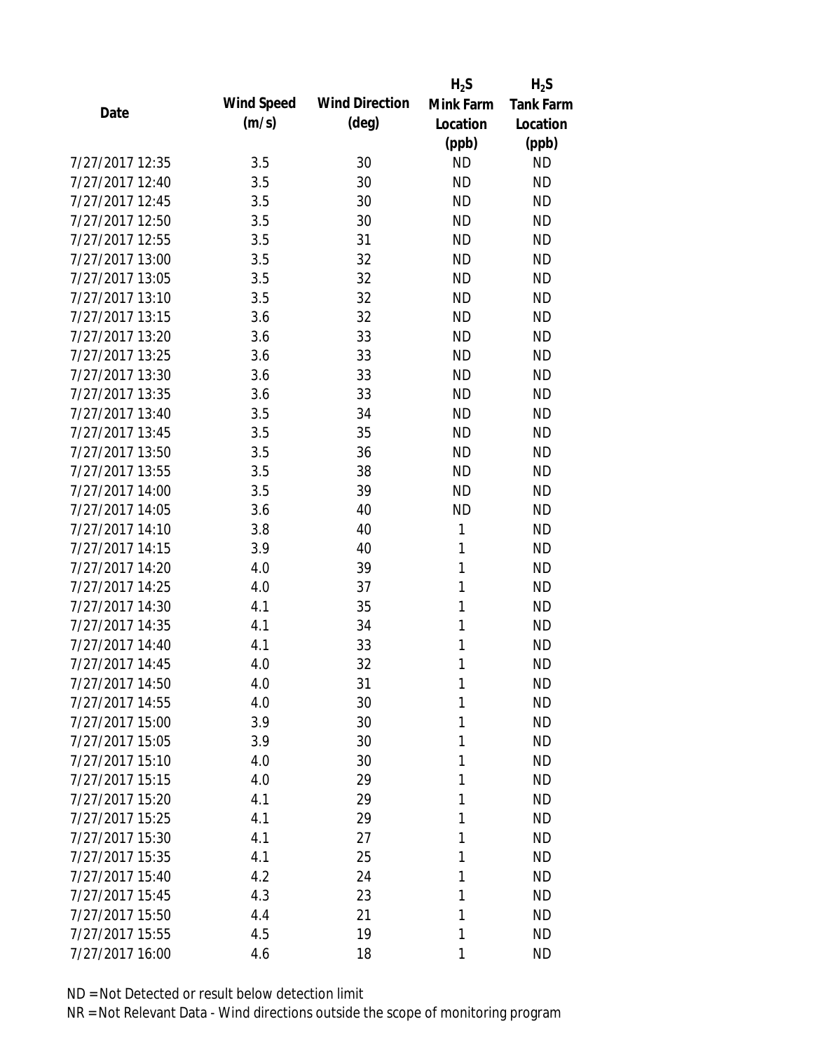| Date | Wind Speed (m/s) | Wind Direction (deg) | $H_2S$ Mink Farm Location (ppb) | $H_2S$ Tank Farm Location (ppb) |
|---|---|---|---|---|
| 7/27/2017 12:35 | 3.5 | 30 | ND | ND |
| 7/27/2017 12:40 | 3.5 | 30 | ND | ND |
| 7/27/2017 12:45 | 3.5 | 30 | ND | ND |
| 7/27/2017 12:50 | 3.5 | 30 | ND | ND |
| 7/27/2017 12:55 | 3.5 | 31 | ND | ND |
| 7/27/2017 13:00 | 3.5 | 32 | ND | ND |
| 7/27/2017 13:05 | 3.5 | 32 | ND | ND |
| 7/27/2017 13:10 | 3.5 | 32 | ND | ND |
| 7/27/2017 13:15 | 3.6 | 32 | ND | ND |
| 7/27/2017 13:20 | 3.6 | 33 | ND | ND |
| 7/27/2017 13:25 | 3.6 | 33 | ND | ND |
| 7/27/2017 13:30 | 3.6 | 33 | ND | ND |
| 7/27/2017 13:35 | 3.6 | 33 | ND | ND |
| 7/27/2017 13:40 | 3.5 | 34 | ND | ND |
| 7/27/2017 13:45 | 3.5 | 35 | ND | ND |
| 7/27/2017 13:50 | 3.5 | 36 | ND | ND |
| 7/27/2017 13:55 | 3.5 | 38 | ND | ND |
| 7/27/2017 14:00 | 3.5 | 39 | ND | ND |
| 7/27/2017 14:05 | 3.6 | 40 | ND | ND |
| 7/27/2017 14:10 | 3.8 | 40 | 1 | ND |
| 7/27/2017 14:15 | 3.9 | 40 | 1 | ND |
| 7/27/2017 14:20 | 4.0 | 39 | 1 | ND |
| 7/27/2017 14:25 | 4.0 | 37 | 1 | ND |
| 7/27/2017 14:30 | 4.1 | 35 | 1 | ND |
| 7/27/2017 14:35 | 4.1 | 34 | 1 | ND |
| 7/27/2017 14:40 | 4.1 | 33 | 1 | ND |
| 7/27/2017 14:45 | 4.0 | 32 | 1 | ND |
| 7/27/2017 14:50 | 4.0 | 31 | 1 | ND |
| 7/27/2017 14:55 | 4.0 | 30 | 1 | ND |
| 7/27/2017 15:00 | 3.9 | 30 | 1 | ND |
| 7/27/2017 15:05 | 3.9 | 30 | 1 | ND |
| 7/27/2017 15:10 | 4.0 | 30 | 1 | ND |
| 7/27/2017 15:15 | 4.0 | 29 | 1 | ND |
| 7/27/2017 15:20 | 4.1 | 29 | 1 | ND |
| 7/27/2017 15:25 | 4.1 | 29 | 1 | ND |
| 7/27/2017 15:30 | 4.1 | 27 | 1 | ND |
| 7/27/2017 15:35 | 4.1 | 25 | 1 | ND |
| 7/27/2017 15:40 | 4.2 | 24 | 1 | ND |
| 7/27/2017 15:45 | 4.3 | 23 | 1 | ND |
| 7/27/2017 15:50 | 4.4 | 21 | 1 | ND |
| 7/27/2017 15:55 | 4.5 | 19 | 1 | ND |
| 7/27/2017 16:00 | 4.6 | 18 | 1 | ND |

ND = Not Detected or result below detection limit

NR = Not Relevant Data - Wind directions outside the scope of monitoring program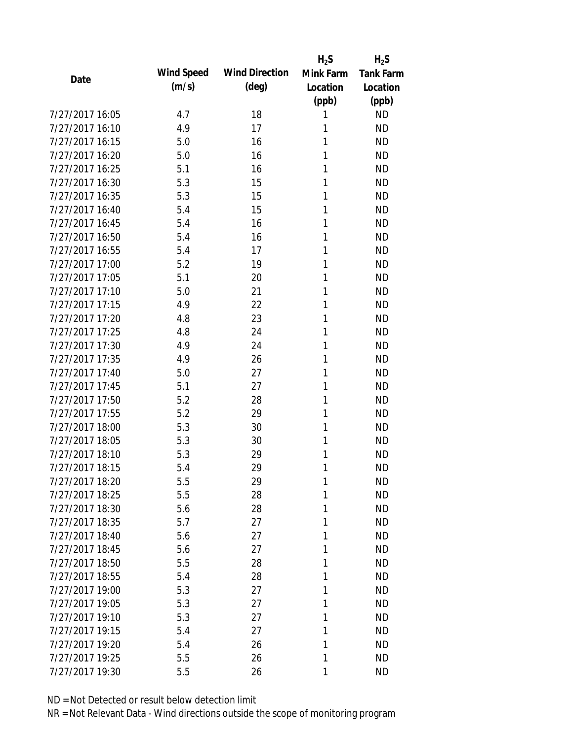| Date | Wind Speed (m/s) | Wind Direction (deg) | $H_2S$ Mink Farm Location (ppb) | $H_2S$ Tank Farm Location (ppb) |
|---|---|---|---|---|
| 7/27/2017 16:05 | 4.7 | 18 | 1 | ND |
| 7/27/2017 16:10 | 4.9 | 17 | 1 | ND |
| 7/27/2017 16:15 | 5.0 | 16 | 1 | ND |
| 7/27/2017 16:20 | 5.0 | 16 | 1 | ND |
| 7/27/2017 16:25 | 5.1 | 16 | 1 | ND |
| 7/27/2017 16:30 | 5.3 | 15 | 1 | ND |
| 7/27/2017 16:35 | 5.3 | 15 | 1 | ND |
| 7/27/2017 16:40 | 5.4 | 15 | 1 | ND |
| 7/27/2017 16:45 | 5.4 | 16 | 1 | ND |
| 7/27/2017 16:50 | 5.4 | 16 | 1 | ND |
| 7/27/2017 16:55 | 5.4 | 17 | 1 | ND |
| 7/27/2017 17:00 | 5.2 | 19 | 1 | ND |
| 7/27/2017 17:05 | 5.1 | 20 | 1 | ND |
| 7/27/2017 17:10 | 5.0 | 21 | 1 | ND |
| 7/27/2017 17:15 | 4.9 | 22 | 1 | ND |
| 7/27/2017 17:20 | 4.8 | 23 | 1 | ND |
| 7/27/2017 17:25 | 4.8 | 24 | 1 | ND |
| 7/27/2017 17:30 | 4.9 | 24 | 1 | ND |
| 7/27/2017 17:35 | 4.9 | 26 | 1 | ND |
| 7/27/2017 17:40 | 5.0 | 27 | 1 | ND |
| 7/27/2017 17:45 | 5.1 | 27 | 1 | ND |
| 7/27/2017 17:50 | 5.2 | 28 | 1 | ND |
| 7/27/2017 17:55 | 5.2 | 29 | 1 | ND |
| 7/27/2017 18:00 | 5.3 | 30 | 1 | ND |
| 7/27/2017 18:05 | 5.3 | 30 | 1 | ND |
| 7/27/2017 18:10 | 5.3 | 29 | 1 | ND |
| 7/27/2017 18:15 | 5.4 | 29 | 1 | ND |
| 7/27/2017 18:20 | 5.5 | 29 | 1 | ND |
| 7/27/2017 18:25 | 5.5 | 28 | 1 | ND |
| 7/27/2017 18:30 | 5.6 | 28 | 1 | ND |
| 7/27/2017 18:35 | 5.7 | 27 | 1 | ND |
| 7/27/2017 18:40 | 5.6 | 27 | 1 | ND |
| 7/27/2017 18:45 | 5.6 | 27 | 1 | ND |
| 7/27/2017 18:50 | 5.5 | 28 | 1 | ND |
| 7/27/2017 18:55 | 5.4 | 28 | 1 | ND |
| 7/27/2017 19:00 | 5.3 | 27 | 1 | ND |
| 7/27/2017 19:05 | 5.3 | 27 | 1 | ND |
| 7/27/2017 19:10 | 5.3 | 27 | 1 | ND |
| 7/27/2017 19:15 | 5.4 | 27 | 1 | ND |
| 7/27/2017 19:20 | 5.4 | 26 | 1 | ND |
| 7/27/2017 19:25 | 5.5 | 26 | 1 | ND |
| 7/27/2017 19:30 | 5.5 | 26 | 1 | ND |

ND = Not Detected or result below detection limit

NR = Not Relevant Data - Wind directions outside the scope of monitoring program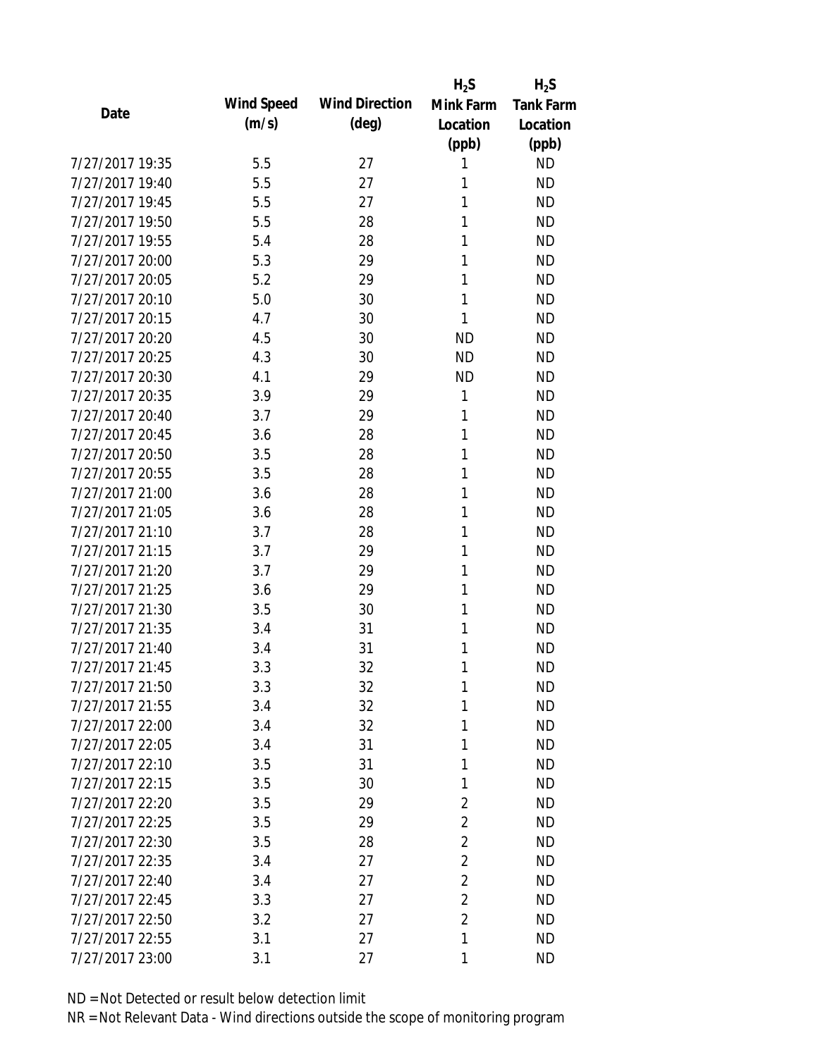| Date | Wind Speed (m/s) | Wind Direction (deg) | $H_2S$ Mink Farm Location (ppb) | $H_2S$ Tank Farm Location (ppb) |
|---|---|---|---|---|
| 7/27/2017 19:35 | 5.5 | 27 | 1 | ND |
| 7/27/2017 19:40 | 5.5 | 27 | 1 | ND |
| 7/27/2017 19:45 | 5.5 | 27 | 1 | ND |
| 7/27/2017 19:50 | 5.5 | 28 | 1 | ND |
| 7/27/2017 19:55 | 5.4 | 28 | 1 | ND |
| 7/27/2017 20:00 | 5.3 | 29 | 1 | ND |
| 7/27/2017 20:05 | 5.2 | 29 | 1 | ND |
| 7/27/2017 20:10 | 5.0 | 30 | 1 | ND |
| 7/27/2017 20:15 | 4.7 | 30 | 1 | ND |
| 7/27/2017 20:20 | 4.5 | 30 | ND | ND |
| 7/27/2017 20:25 | 4.3 | 30 | ND | ND |
| 7/27/2017 20:30 | 4.1 | 29 | ND | ND |
| 7/27/2017 20:35 | 3.9 | 29 | 1 | ND |
| 7/27/2017 20:40 | 3.7 | 29 | 1 | ND |
| 7/27/2017 20:45 | 3.6 | 28 | 1 | ND |
| 7/27/2017 20:50 | 3.5 | 28 | 1 | ND |
| 7/27/2017 20:55 | 3.5 | 28 | 1 | ND |
| 7/27/2017 21:00 | 3.6 | 28 | 1 | ND |
| 7/27/2017 21:05 | 3.6 | 28 | 1 | ND |
| 7/27/2017 21:10 | 3.7 | 28 | 1 | ND |
| 7/27/2017 21:15 | 3.7 | 29 | 1 | ND |
| 7/27/2017 21:20 | 3.7 | 29 | 1 | ND |
| 7/27/2017 21:25 | 3.6 | 29 | 1 | ND |
| 7/27/2017 21:30 | 3.5 | 30 | 1 | ND |
| 7/27/2017 21:35 | 3.4 | 31 | 1 | ND |
| 7/27/2017 21:40 | 3.4 | 31 | 1 | ND |
| 7/27/2017 21:45 | 3.3 | 32 | 1 | ND |
| 7/27/2017 21:50 | 3.3 | 32 | 1 | ND |
| 7/27/2017 21:55 | 3.4 | 32 | 1 | ND |
| 7/27/2017 22:00 | 3.4 | 32 | 1 | ND |
| 7/27/2017 22:05 | 3.4 | 31 | 1 | ND |
| 7/27/2017 22:10 | 3.5 | 31 | 1 | ND |
| 7/27/2017 22:15 | 3.5 | 30 | 1 | ND |
| 7/27/2017 22:20 | 3.5 | 29 | 2 | ND |
| 7/27/2017 22:25 | 3.5 | 29 | 2 | ND |
| 7/27/2017 22:30 | 3.5 | 28 | 2 | ND |
| 7/27/2017 22:35 | 3.4 | 27 | 2 | ND |
| 7/27/2017 22:40 | 3.4 | 27 | 2 | ND |
| 7/27/2017 22:45 | 3.3 | 27 | 2 | ND |
| 7/27/2017 22:50 | 3.2 | 27 | 2 | ND |
| 7/27/2017 22:55 | 3.1 | 27 | 1 | ND |
| 7/27/2017 23:00 | 3.1 | 27 | 1 | ND |

ND = Not Detected or result below detection limit

NR = Not Relevant Data - Wind directions outside the scope of monitoring program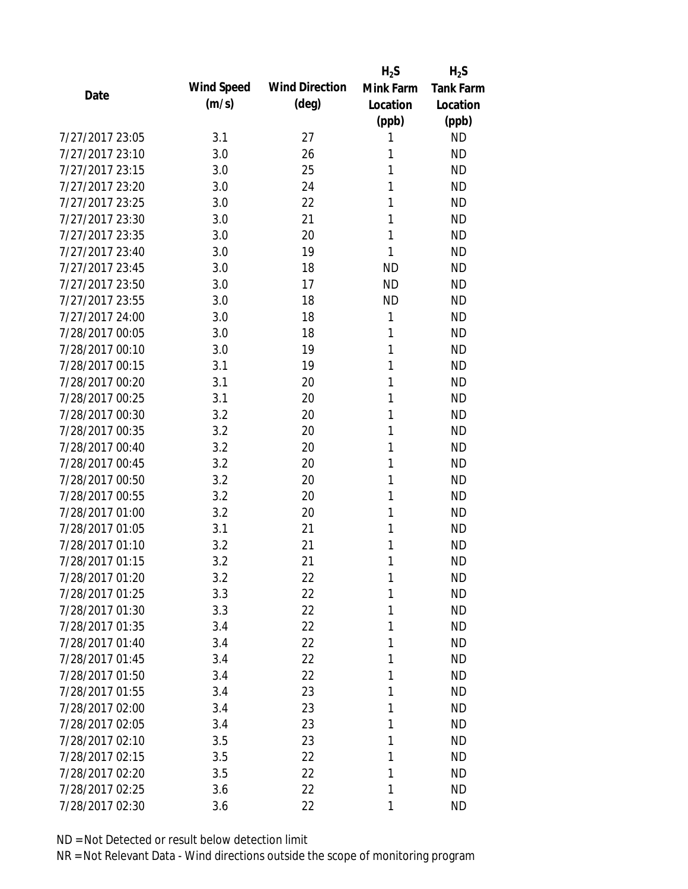| Date | Wind Speed (m/s) | Wind Direction (deg) | $H_2S$ Mink Farm Location (ppb) | $H_2S$ Tank Farm Location (ppb) |
|---|---|---|---|---|
| 7/27/2017 23:05 | 3.1 | 27 | 1 | ND |
| 7/27/2017 23:10 | 3.0 | 26 | 1 | ND |
| 7/27/2017 23:15 | 3.0 | 25 | 1 | ND |
| 7/27/2017 23:20 | 3.0 | 24 | 1 | ND |
| 7/27/2017 23:25 | 3.0 | 22 | 1 | ND |
| 7/27/2017 23:30 | 3.0 | 21 | 1 | ND |
| 7/27/2017 23:35 | 3.0 | 20 | 1 | ND |
| 7/27/2017 23:40 | 3.0 | 19 | 1 | ND |
| 7/27/2017 23:45 | 3.0 | 18 | ND | ND |
| 7/27/2017 23:50 | 3.0 | 17 | ND | ND |
| 7/27/2017 23:55 | 3.0 | 18 | ND | ND |
| 7/27/2017 24:00 | 3.0 | 18 | 1 | ND |
| 7/28/2017 00:05 | 3.0 | 18 | 1 | ND |
| 7/28/2017 00:10 | 3.0 | 19 | 1 | ND |
| 7/28/2017 00:15 | 3.1 | 19 | 1 | ND |
| 7/28/2017 00:20 | 3.1 | 20 | 1 | ND |
| 7/28/2017 00:25 | 3.1 | 20 | 1 | ND |
| 7/28/2017 00:30 | 3.2 | 20 | 1 | ND |
| 7/28/2017 00:35 | 3.2 | 20 | 1 | ND |
| 7/28/2017 00:40 | 3.2 | 20 | 1 | ND |
| 7/28/2017 00:45 | 3.2 | 20 | 1 | ND |
| 7/28/2017 00:50 | 3.2 | 20 | 1 | ND |
| 7/28/2017 00:55 | 3.2 | 20 | 1 | ND |
| 7/28/2017 01:00 | 3.2 | 20 | 1 | ND |
| 7/28/2017 01:05 | 3.1 | 21 | 1 | ND |
| 7/28/2017 01:10 | 3.2 | 21 | 1 | ND |
| 7/28/2017 01:15 | 3.2 | 21 | 1 | ND |
| 7/28/2017 01:20 | 3.2 | 22 | 1 | ND |
| 7/28/2017 01:25 | 3.3 | 22 | 1 | ND |
| 7/28/2017 01:30 | 3.3 | 22 | 1 | ND |
| 7/28/2017 01:35 | 3.4 | 22 | 1 | ND |
| 7/28/2017 01:40 | 3.4 | 22 | 1 | ND |
| 7/28/2017 01:45 | 3.4 | 22 | 1 | ND |
| 7/28/2017 01:50 | 3.4 | 22 | 1 | ND |
| 7/28/2017 01:55 | 3.4 | 23 | 1 | ND |
| 7/28/2017 02:00 | 3.4 | 23 | 1 | ND |
| 7/28/2017 02:05 | 3.4 | 23 | 1 | ND |
| 7/28/2017 02:10 | 3.5 | 23 | 1 | ND |
| 7/28/2017 02:15 | 3.5 | 22 | 1 | ND |
| 7/28/2017 02:20 | 3.5 | 22 | 1 | ND |
| 7/28/2017 02:25 | 3.6 | 22 | 1 | ND |
| 7/28/2017 02:30 | 3.6 | 22 | 1 | ND |

ND = Not Detected or result below detection limit

NR = Not Relevant Data - Wind directions outside the scope of monitoring program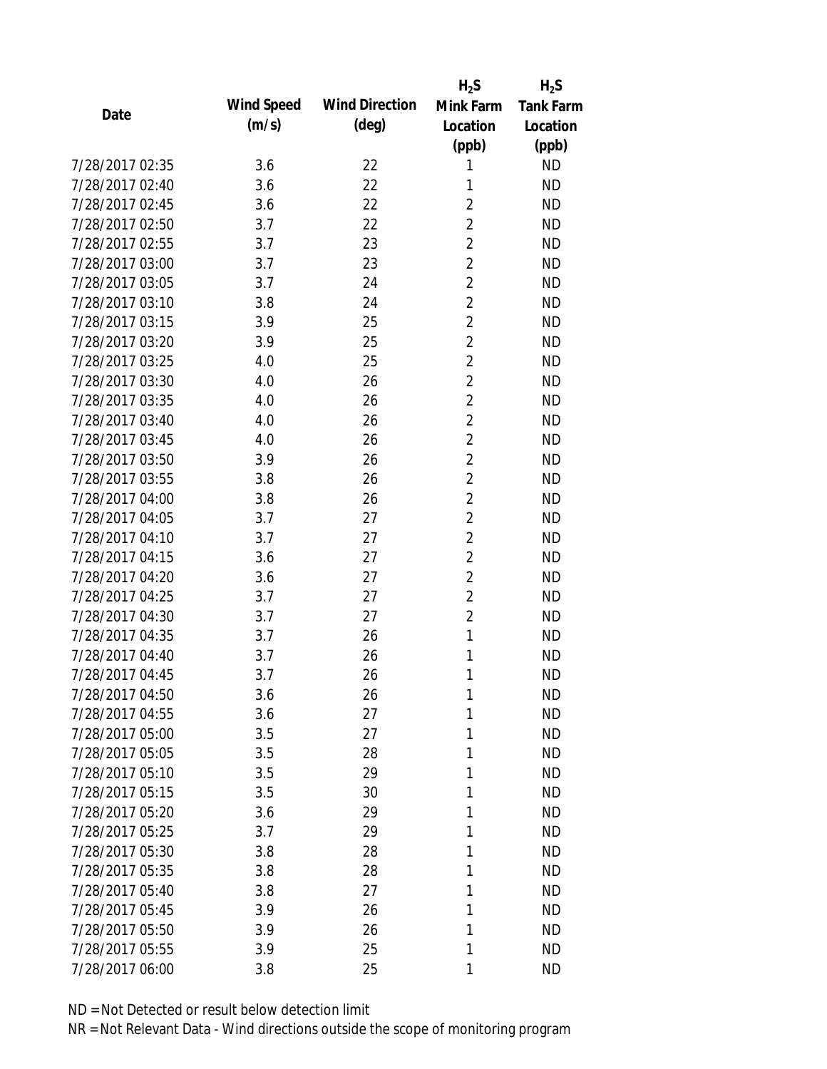| Date | Wind Speed (m/s) | Wind Direction (deg) | $H_2S$ Mink Farm Location (ppb) | $H_2S$ Tank Farm Location (ppb) |
|---|---|---|---|---|
| 7/28/2017 02:35 | 3.6 | 22 | 1 | ND |
| 7/28/2017 02:40 | 3.6 | 22 | 1 | ND |
| 7/28/2017 02:45 | 3.6 | 22 | 2 | ND |
| 7/28/2017 02:50 | 3.7 | 22 | 2 | ND |
| 7/28/2017 02:55 | 3.7 | 23 | 2 | ND |
| 7/28/2017 03:00 | 3.7 | 23 | 2 | ND |
| 7/28/2017 03:05 | 3.7 | 24 | 2 | ND |
| 7/28/2017 03:10 | 3.8 | 24 | 2 | ND |
| 7/28/2017 03:15 | 3.9 | 25 | 2 | ND |
| 7/28/2017 03:20 | 3.9 | 25 | 2 | ND |
| 7/28/2017 03:25 | 4.0 | 25 | 2 | ND |
| 7/28/2017 03:30 | 4.0 | 26 | 2 | ND |
| 7/28/2017 03:35 | 4.0 | 26 | 2 | ND |
| 7/28/2017 03:40 | 4.0 | 26 | 2 | ND |
| 7/28/2017 03:45 | 4.0 | 26 | 2 | ND |
| 7/28/2017 03:50 | 3.9 | 26 | 2 | ND |
| 7/28/2017 03:55 | 3.8 | 26 | 2 | ND |
| 7/28/2017 04:00 | 3.8 | 26 | 2 | ND |
| 7/28/2017 04:05 | 3.7 | 27 | 2 | ND |
| 7/28/2017 04:10 | 3.7 | 27 | 2 | ND |
| 7/28/2017 04:15 | 3.6 | 27 | 2 | ND |
| 7/28/2017 04:20 | 3.6 | 27 | 2 | ND |
| 7/28/2017 04:25 | 3.7 | 27 | 2 | ND |
| 7/28/2017 04:30 | 3.7 | 27 | 2 | ND |
| 7/28/2017 04:35 | 3.7 | 26 | 1 | ND |
| 7/28/2017 04:40 | 3.7 | 26 | 1 | ND |
| 7/28/2017 04:45 | 3.7 | 26 | 1 | ND |
| 7/28/2017 04:50 | 3.6 | 26 | 1 | ND |
| 7/28/2017 04:55 | 3.6 | 27 | 1 | ND |
| 7/28/2017 05:00 | 3.5 | 27 | 1 | ND |
| 7/28/2017 05:05 | 3.5 | 28 | 1 | ND |
| 7/28/2017 05:10 | 3.5 | 29 | 1 | ND |
| 7/28/2017 05:15 | 3.5 | 30 | 1 | ND |
| 7/28/2017 05:20 | 3.6 | 29 | 1 | ND |
| 7/28/2017 05:25 | 3.7 | 29 | 1 | ND |
| 7/28/2017 05:30 | 3.8 | 28 | 1 | ND |
| 7/28/2017 05:35 | 3.8 | 28 | 1 | ND |
| 7/28/2017 05:40 | 3.8 | 27 | 1 | ND |
| 7/28/2017 05:45 | 3.9 | 26 | 1 | ND |
| 7/28/2017 05:50 | 3.9 | 26 | 1 | ND |
| 7/28/2017 05:55 | 3.9 | 25 | 1 | ND |
| 7/28/2017 06:00 | 3.8 | 25 | 1 | ND |

ND = Not Detected or result below detection limit

NR = Not Relevant Data - Wind directions outside the scope of monitoring program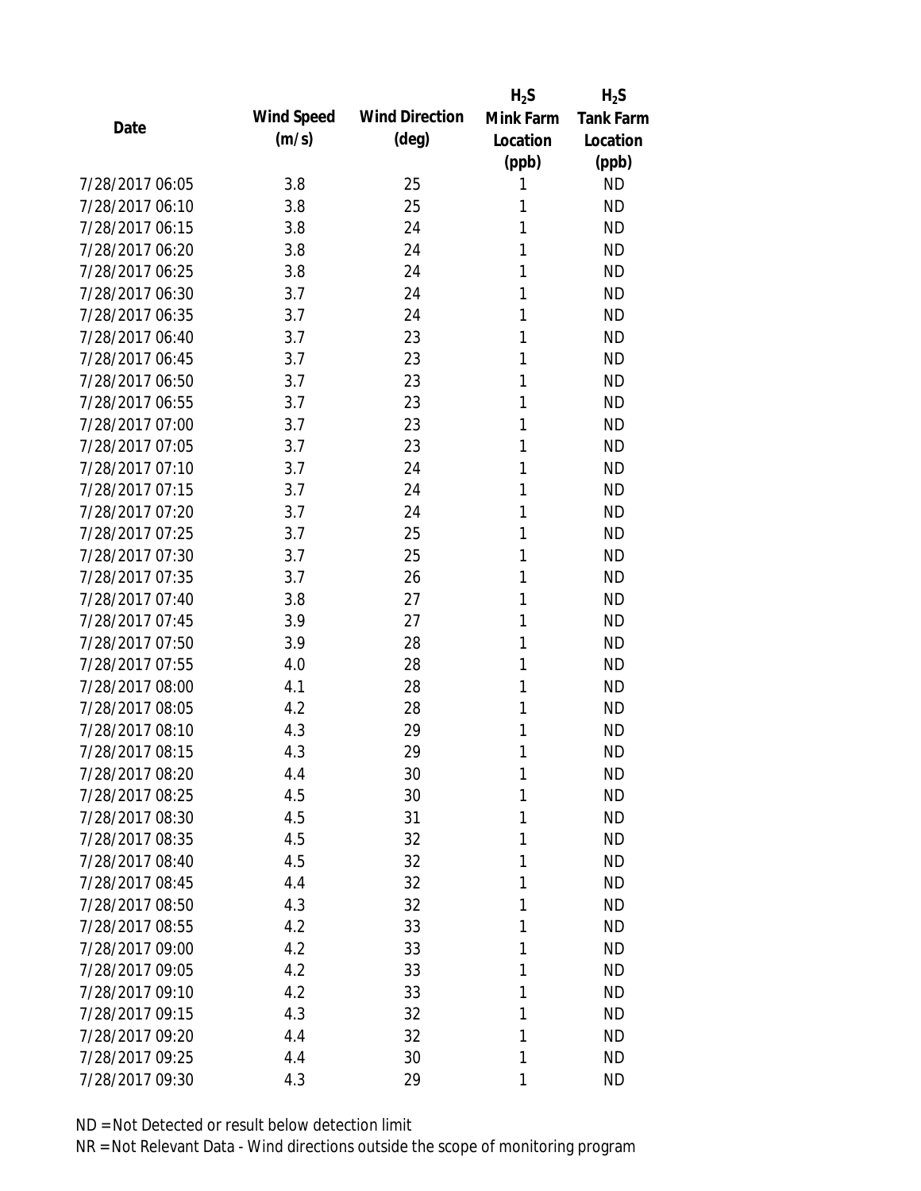| Date | Wind Speed (m/s) | Wind Direction (deg) | $H_2S$ Mink Farm Location (ppb) | $H_2S$ Tank Farm Location (ppb) |
|---|---|---|---|---|
| 7/28/2017 06:05 | 3.8 | 25 | 1 | ND |
| 7/28/2017 06:10 | 3.8 | 25 | 1 | ND |
| 7/28/2017 06:15 | 3.8 | 24 | 1 | ND |
| 7/28/2017 06:20 | 3.8 | 24 | 1 | ND |
| 7/28/2017 06:25 | 3.8 | 24 | 1 | ND |
| 7/28/2017 06:30 | 3.7 | 24 | 1 | ND |
| 7/28/2017 06:35 | 3.7 | 24 | 1 | ND |
| 7/28/2017 06:40 | 3.7 | 23 | 1 | ND |
| 7/28/2017 06:45 | 3.7 | 23 | 1 | ND |
| 7/28/2017 06:50 | 3.7 | 23 | 1 | ND |
| 7/28/2017 06:55 | 3.7 | 23 | 1 | ND |
| 7/28/2017 07:00 | 3.7 | 23 | 1 | ND |
| 7/28/2017 07:05 | 3.7 | 23 | 1 | ND |
| 7/28/2017 07:10 | 3.7 | 24 | 1 | ND |
| 7/28/2017 07:15 | 3.7 | 24 | 1 | ND |
| 7/28/2017 07:20 | 3.7 | 24 | 1 | ND |
| 7/28/2017 07:25 | 3.7 | 25 | 1 | ND |
| 7/28/2017 07:30 | 3.7 | 25 | 1 | ND |
| 7/28/2017 07:35 | 3.7 | 26 | 1 | ND |
| 7/28/2017 07:40 | 3.8 | 27 | 1 | ND |
| 7/28/2017 07:45 | 3.9 | 27 | 1 | ND |
| 7/28/2017 07:50 | 3.9 | 28 | 1 | ND |
| 7/28/2017 07:55 | 4.0 | 28 | 1 | ND |
| 7/28/2017 08:00 | 4.1 | 28 | 1 | ND |
| 7/28/2017 08:05 | 4.2 | 28 | 1 | ND |
| 7/28/2017 08:10 | 4.3 | 29 | 1 | ND |
| 7/28/2017 08:15 | 4.3 | 29 | 1 | ND |
| 7/28/2017 08:20 | 4.4 | 30 | 1 | ND |
| 7/28/2017 08:25 | 4.5 | 30 | 1 | ND |
| 7/28/2017 08:30 | 4.5 | 31 | 1 | ND |
| 7/28/2017 08:35 | 4.5 | 32 | 1 | ND |
| 7/28/2017 08:40 | 4.5 | 32 | 1 | ND |
| 7/28/2017 08:45 | 4.4 | 32 | 1 | ND |
| 7/28/2017 08:50 | 4.3 | 32 | 1 | ND |
| 7/28/2017 08:55 | 4.2 | 33 | 1 | ND |
| 7/28/2017 09:00 | 4.2 | 33 | 1 | ND |
| 7/28/2017 09:05 | 4.2 | 33 | 1 | ND |
| 7/28/2017 09:10 | 4.2 | 33 | 1 | ND |
| 7/28/2017 09:15 | 4.3 | 32 | 1 | ND |
| 7/28/2017 09:20 | 4.4 | 32 | 1 | ND |
| 7/28/2017 09:25 | 4.4 | 30 | 1 | ND |
| 7/28/2017 09:30 | 4.3 | 29 | 1 | ND |

ND = Not Detected or result below detection limit

NR = Not Relevant Data - Wind directions outside the scope of monitoring program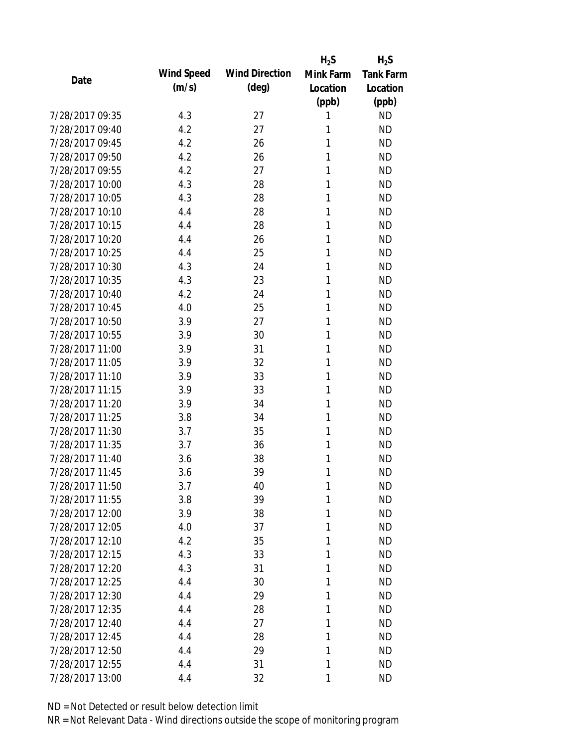| Date | Wind Speed (m/s) | Wind Direction (deg) | $H_2S$ Mink Farm Location (ppb) | $H_2S$ Tank Farm Location (ppb) |
|---|---|---|---|---|
| 7/28/2017 09:35 | 4.3 | 27 | 1 | ND |
| 7/28/2017 09:40 | 4.2 | 27 | 1 | ND |
| 7/28/2017 09:45 | 4.2 | 26 | 1 | ND |
| 7/28/2017 09:50 | 4.2 | 26 | 1 | ND |
| 7/28/2017 09:55 | 4.2 | 27 | 1 | ND |
| 7/28/2017 10:00 | 4.3 | 28 | 1 | ND |
| 7/28/2017 10:05 | 4.3 | 28 | 1 | ND |
| 7/28/2017 10:10 | 4.4 | 28 | 1 | ND |
| 7/28/2017 10:15 | 4.4 | 28 | 1 | ND |
| 7/28/2017 10:20 | 4.4 | 26 | 1 | ND |
| 7/28/2017 10:25 | 4.4 | 25 | 1 | ND |
| 7/28/2017 10:30 | 4.3 | 24 | 1 | ND |
| 7/28/2017 10:35 | 4.3 | 23 | 1 | ND |
| 7/28/2017 10:40 | 4.2 | 24 | 1 | ND |
| 7/28/2017 10:45 | 4.0 | 25 | 1 | ND |
| 7/28/2017 10:50 | 3.9 | 27 | 1 | ND |
| 7/28/2017 10:55 | 3.9 | 30 | 1 | ND |
| 7/28/2017 11:00 | 3.9 | 31 | 1 | ND |
| 7/28/2017 11:05 | 3.9 | 32 | 1 | ND |
| 7/28/2017 11:10 | 3.9 | 33 | 1 | ND |
| 7/28/2017 11:15 | 3.9 | 33 | 1 | ND |
| 7/28/2017 11:20 | 3.9 | 34 | 1 | ND |
| 7/28/2017 11:25 | 3.8 | 34 | 1 | ND |
| 7/28/2017 11:30 | 3.7 | 35 | 1 | ND |
| 7/28/2017 11:35 | 3.7 | 36 | 1 | ND |
| 7/28/2017 11:40 | 3.6 | 38 | 1 | ND |
| 7/28/2017 11:45 | 3.6 | 39 | 1 | ND |
| 7/28/2017 11:50 | 3.7 | 40 | 1 | ND |
| 7/28/2017 11:55 | 3.8 | 39 | 1 | ND |
| 7/28/2017 12:00 | 3.9 | 38 | 1 | ND |
| 7/28/2017 12:05 | 4.0 | 37 | 1 | ND |
| 7/28/2017 12:10 | 4.2 | 35 | 1 | ND |
| 7/28/2017 12:15 | 4.3 | 33 | 1 | ND |
| 7/28/2017 12:20 | 4.3 | 31 | 1 | ND |
| 7/28/2017 12:25 | 4.4 | 30 | 1 | ND |
| 7/28/2017 12:30 | 4.4 | 29 | 1 | ND |
| 7/28/2017 12:35 | 4.4 | 28 | 1 | ND |
| 7/28/2017 12:40 | 4.4 | 27 | 1 | ND |
| 7/28/2017 12:45 | 4.4 | 28 | 1 | ND |
| 7/28/2017 12:50 | 4.4 | 29 | 1 | ND |
| 7/28/2017 12:55 | 4.4 | 31 | 1 | ND |
| 7/28/2017 13:00 | 4.4 | 32 | 1 | ND |

ND = Not Detected or result below detection limit

NR = Not Relevant Data - Wind directions outside the scope of monitoring program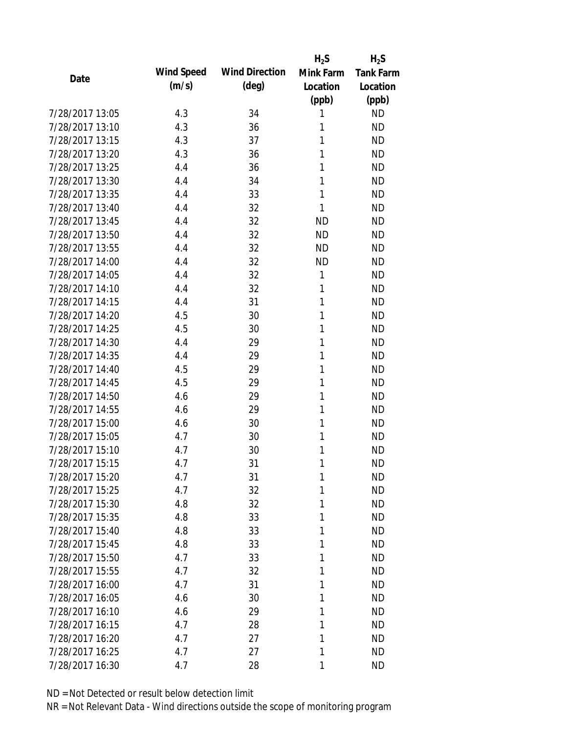| Date | Wind Speed (m/s) | Wind Direction (deg) | $H_2S$ Mink Farm Location (ppb) | $H_2S$ Tank Farm Location (ppb) |
| --- | --- | --- | --- | --- |
| 7/28/2017 13:05 | 4.3 | 34 | 1 | ND |
| 7/28/2017 13:10 | 4.3 | 36 | 1 | ND |
| 7/28/2017 13:15 | 4.3 | 37 | 1 | ND |
| 7/28/2017 13:20 | 4.3 | 36 | 1 | ND |
| 7/28/2017 13:25 | 4.4 | 36 | 1 | ND |
| 7/28/2017 13:30 | 4.4 | 34 | 1 | ND |
| 7/28/2017 13:35 | 4.4 | 33 | 1 | ND |
| 7/28/2017 13:40 | 4.4 | 32 | 1 | ND |
| 7/28/2017 13:45 | 4.4 | 32 | ND | ND |
| 7/28/2017 13:50 | 4.4 | 32 | ND | ND |
| 7/28/2017 13:55 | 4.4 | 32 | ND | ND |
| 7/28/2017 14:00 | 4.4 | 32 | ND | ND |
| 7/28/2017 14:05 | 4.4 | 32 | 1 | ND |
| 7/28/2017 14:10 | 4.4 | 32 | 1 | ND |
| 7/28/2017 14:15 | 4.4 | 31 | 1 | ND |
| 7/28/2017 14:20 | 4.5 | 30 | 1 | ND |
| 7/28/2017 14:25 | 4.5 | 30 | 1 | ND |
| 7/28/2017 14:30 | 4.4 | 29 | 1 | ND |
| 7/28/2017 14:35 | 4.4 | 29 | 1 | ND |
| 7/28/2017 14:40 | 4.5 | 29 | 1 | ND |
| 7/28/2017 14:45 | 4.5 | 29 | 1 | ND |
| 7/28/2017 14:50 | 4.6 | 29 | 1 | ND |
| 7/28/2017 14:55 | 4.6 | 29 | 1 | ND |
| 7/28/2017 15:00 | 4.6 | 30 | 1 | ND |
| 7/28/2017 15:05 | 4.7 | 30 | 1 | ND |
| 7/28/2017 15:10 | 4.7 | 30 | 1 | ND |
| 7/28/2017 15:15 | 4.7 | 31 | 1 | ND |
| 7/28/2017 15:20 | 4.7 | 31 | 1 | ND |
| 7/28/2017 15:25 | 4.7 | 32 | 1 | ND |
| 7/28/2017 15:30 | 4.8 | 32 | 1 | ND |
| 7/28/2017 15:35 | 4.8 | 33 | 1 | ND |
| 7/28/2017 15:40 | 4.8 | 33 | 1 | ND |
| 7/28/2017 15:45 | 4.8 | 33 | 1 | ND |
| 7/28/2017 15:50 | 4.7 | 33 | 1 | ND |
| 7/28/2017 15:55 | 4.7 | 32 | 1 | ND |
| 7/28/2017 16:00 | 4.7 | 31 | 1 | ND |
| 7/28/2017 16:05 | 4.6 | 30 | 1 | ND |
| 7/28/2017 16:10 | 4.6 | 29 | 1 | ND |
| 7/28/2017 16:15 | 4.7 | 28 | 1 | ND |
| 7/28/2017 16:20 | 4.7 | 27 | 1 | ND |
| 7/28/2017 16:25 | 4.7 | 27 | 1 | ND |
| 7/28/2017 16:30 | 4.7 | 28 | 1 | ND |

ND = Not Detected or result below detection limit

NR = Not Relevant Data - Wind directions outside the scope of monitoring program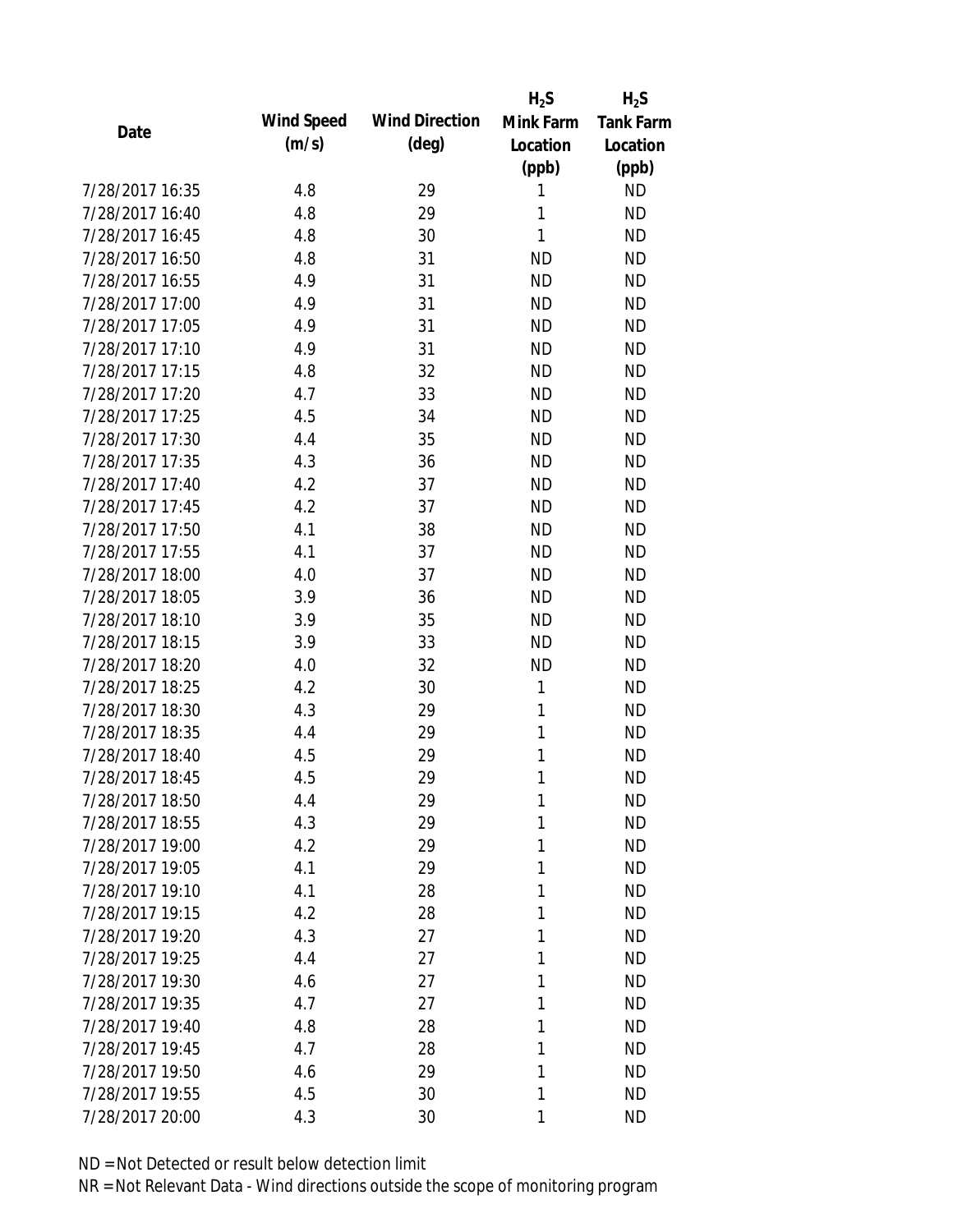| Date | Wind Speed (m/s) | Wind Direction (deg) | $H_2S$ Mink Farm Location (ppb) | $H_2S$ Tank Farm Location (ppb) |
|---|---|---|---|---|
| 7/28/2017 16:35 | 4.8 | 29 | 1 | ND |
| 7/28/2017 16:40 | 4.8 | 29 | 1 | ND |
| 7/28/2017 16:45 | 4.8 | 30 | 1 | ND |
| 7/28/2017 16:50 | 4.8 | 31 | ND | ND |
| 7/28/2017 16:55 | 4.9 | 31 | ND | ND |
| 7/28/2017 17:00 | 4.9 | 31 | ND | ND |
| 7/28/2017 17:05 | 4.9 | 31 | ND | ND |
| 7/28/2017 17:10 | 4.9 | 31 | ND | ND |
| 7/28/2017 17:15 | 4.8 | 32 | ND | ND |
| 7/28/2017 17:20 | 4.7 | 33 | ND | ND |
| 7/28/2017 17:25 | 4.5 | 34 | ND | ND |
| 7/28/2017 17:30 | 4.4 | 35 | ND | ND |
| 7/28/2017 17:35 | 4.3 | 36 | ND | ND |
| 7/28/2017 17:40 | 4.2 | 37 | ND | ND |
| 7/28/2017 17:45 | 4.2 | 37 | ND | ND |
| 7/28/2017 17:50 | 4.1 | 38 | ND | ND |
| 7/28/2017 17:55 | 4.1 | 37 | ND | ND |
| 7/28/2017 18:00 | 4.0 | 37 | ND | ND |
| 7/28/2017 18:05 | 3.9 | 36 | ND | ND |
| 7/28/2017 18:10 | 3.9 | 35 | ND | ND |
| 7/28/2017 18:15 | 3.9 | 33 | ND | ND |
| 7/28/2017 18:20 | 4.0 | 32 | ND | ND |
| 7/28/2017 18:25 | 4.2 | 30 | 1 | ND |
| 7/28/2017 18:30 | 4.3 | 29 | 1 | ND |
| 7/28/2017 18:35 | 4.4 | 29 | 1 | ND |
| 7/28/2017 18:40 | 4.5 | 29 | 1 | ND |
| 7/28/2017 18:45 | 4.5 | 29 | 1 | ND |
| 7/28/2017 18:50 | 4.4 | 29 | 1 | ND |
| 7/28/2017 18:55 | 4.3 | 29 | 1 | ND |
| 7/28/2017 19:00 | 4.2 | 29 | 1 | ND |
| 7/28/2017 19:05 | 4.1 | 29 | 1 | ND |
| 7/28/2017 19:10 | 4.1 | 28 | 1 | ND |
| 7/28/2017 19:15 | 4.2 | 28 | 1 | ND |
| 7/28/2017 19:20 | 4.3 | 27 | 1 | ND |
| 7/28/2017 19:25 | 4.4 | 27 | 1 | ND |
| 7/28/2017 19:30 | 4.6 | 27 | 1 | ND |
| 7/28/2017 19:35 | 4.7 | 27 | 1 | ND |
| 7/28/2017 19:40 | 4.8 | 28 | 1 | ND |
| 7/28/2017 19:45 | 4.7 | 28 | 1 | ND |
| 7/28/2017 19:50 | 4.6 | 29 | 1 | ND |
| 7/28/2017 19:55 | 4.5 | 30 | 1 | ND |
| 7/28/2017 20:00 | 4.3 | 30 | 1 | ND |

ND = Not Detected or result below detection limit

NR = Not Relevant Data - Wind directions outside the scope of monitoring program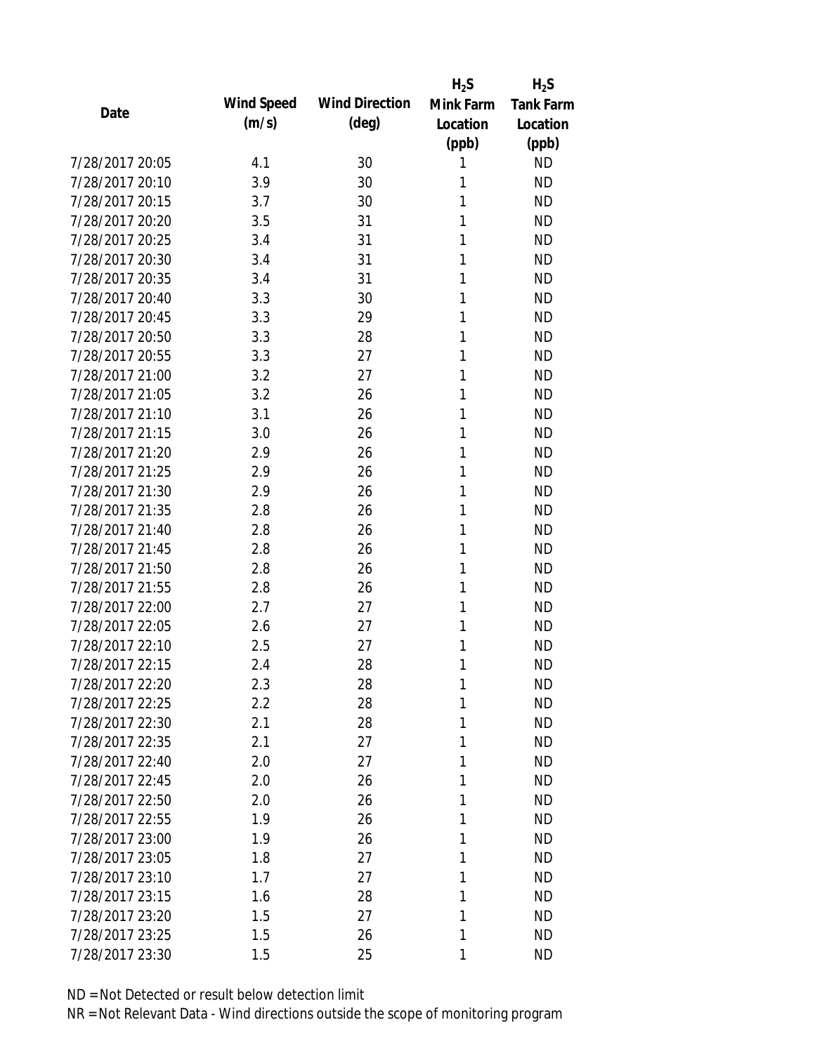| Date | Wind Speed (m/s) | Wind Direction (deg) | $H_2S$ Mink Farm Location (ppb) | $H_2S$ Tank Farm Location (ppb) |
|---|---|---|---|---|
| 7/28/2017 20:05 | 4.1 | 30 | 1 | ND |
| 7/28/2017 20:10 | 3.9 | 30 | 1 | ND |
| 7/28/2017 20:15 | 3.7 | 30 | 1 | ND |
| 7/28/2017 20:20 | 3.5 | 31 | 1 | ND |
| 7/28/2017 20:25 | 3.4 | 31 | 1 | ND |
| 7/28/2017 20:30 | 3.4 | 31 | 1 | ND |
| 7/28/2017 20:35 | 3.4 | 31 | 1 | ND |
| 7/28/2017 20:40 | 3.3 | 30 | 1 | ND |
| 7/28/2017 20:45 | 3.3 | 29 | 1 | ND |
| 7/28/2017 20:50 | 3.3 | 28 | 1 | ND |
| 7/28/2017 20:55 | 3.3 | 27 | 1 | ND |
| 7/28/2017 21:00 | 3.2 | 27 | 1 | ND |
| 7/28/2017 21:05 | 3.2 | 26 | 1 | ND |
| 7/28/2017 21:10 | 3.1 | 26 | 1 | ND |
| 7/28/2017 21:15 | 3.0 | 26 | 1 | ND |
| 7/28/2017 21:20 | 2.9 | 26 | 1 | ND |
| 7/28/2017 21:25 | 2.9 | 26 | 1 | ND |
| 7/28/2017 21:30 | 2.9 | 26 | 1 | ND |
| 7/28/2017 21:35 | 2.8 | 26 | 1 | ND |
| 7/28/2017 21:40 | 2.8 | 26 | 1 | ND |
| 7/28/2017 21:45 | 2.8 | 26 | 1 | ND |
| 7/28/2017 21:50 | 2.8 | 26 | 1 | ND |
| 7/28/2017 21:55 | 2.8 | 26 | 1 | ND |
| 7/28/2017 22:00 | 2.7 | 27 | 1 | ND |
| 7/28/2017 22:05 | 2.6 | 27 | 1 | ND |
| 7/28/2017 22:10 | 2.5 | 27 | 1 | ND |
| 7/28/2017 22:15 | 2.4 | 28 | 1 | ND |
| 7/28/2017 22:20 | 2.3 | 28 | 1 | ND |
| 7/28/2017 22:25 | 2.2 | 28 | 1 | ND |
| 7/28/2017 22:30 | 2.1 | 28 | 1 | ND |
| 7/28/2017 22:35 | 2.1 | 27 | 1 | ND |
| 7/28/2017 22:40 | 2.0 | 27 | 1 | ND |
| 7/28/2017 22:45 | 2.0 | 26 | 1 | ND |
| 7/28/2017 22:50 | 2.0 | 26 | 1 | ND |
| 7/28/2017 22:55 | 1.9 | 26 | 1 | ND |
| 7/28/2017 23:00 | 1.9 | 26 | 1 | ND |
| 7/28/2017 23:05 | 1.8 | 27 | 1 | ND |
| 7/28/2017 23:10 | 1.7 | 27 | 1 | ND |
| 7/28/2017 23:15 | 1.6 | 28 | 1 | ND |
| 7/28/2017 23:20 | 1.5 | 27 | 1 | ND |
| 7/28/2017 23:25 | 1.5 | 26 | 1 | ND |
| 7/28/2017 23:30 | 1.5 | 25 | 1 | ND |

ND = Not Detected or result below detection limit

NR = Not Relevant Data - Wind directions outside the scope of monitoring program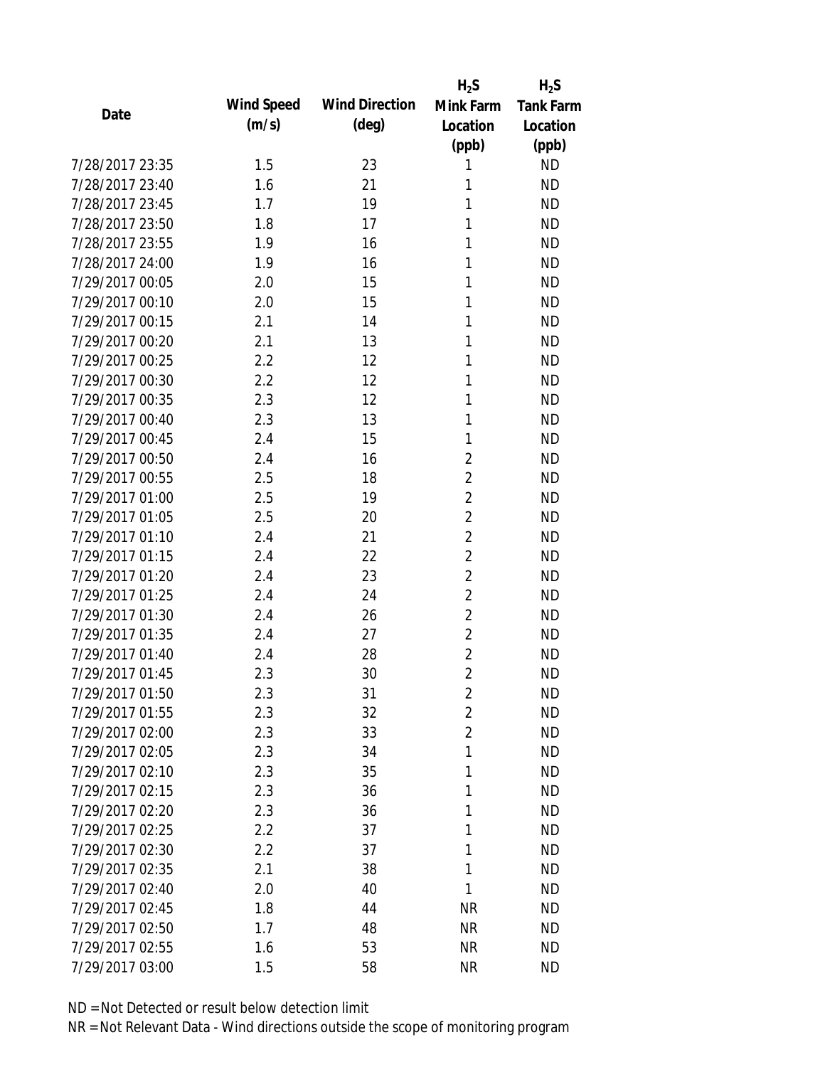| Date | Wind Speed (m/s) | Wind Direction (deg) | $H_2S$ Mink Farm Location (ppb) | $H_2S$ Tank Farm Location (ppb) |
|---|---|---|---|---|
| 7/28/2017 23:35 | 1.5 | 23 | 1 | ND |
| 7/28/2017 23:40 | 1.6 | 21 | 1 | ND |
| 7/28/2017 23:45 | 1.7 | 19 | 1 | ND |
| 7/28/2017 23:50 | 1.8 | 17 | 1 | ND |
| 7/28/2017 23:55 | 1.9 | 16 | 1 | ND |
| 7/28/2017 24:00 | 1.9 | 16 | 1 | ND |
| 7/29/2017 00:05 | 2.0 | 15 | 1 | ND |
| 7/29/2017 00:10 | 2.0 | 15 | 1 | ND |
| 7/29/2017 00:15 | 2.1 | 14 | 1 | ND |
| 7/29/2017 00:20 | 2.1 | 13 | 1 | ND |
| 7/29/2017 00:25 | 2.2 | 12 | 1 | ND |
| 7/29/2017 00:30 | 2.2 | 12 | 1 | ND |
| 7/29/2017 00:35 | 2.3 | 12 | 1 | ND |
| 7/29/2017 00:40 | 2.3 | 13 | 1 | ND |
| 7/29/2017 00:45 | 2.4 | 15 | 1 | ND |
| 7/29/2017 00:50 | 2.4 | 16 | 2 | ND |
| 7/29/2017 00:55 | 2.5 | 18 | 2 | ND |
| 7/29/2017 01:00 | 2.5 | 19 | 2 | ND |
| 7/29/2017 01:05 | 2.5 | 20 | 2 | ND |
| 7/29/2017 01:10 | 2.4 | 21 | 2 | ND |
| 7/29/2017 01:15 | 2.4 | 22 | 2 | ND |
| 7/29/2017 01:20 | 2.4 | 23 | 2 | ND |
| 7/29/2017 01:25 | 2.4 | 24 | 2 | ND |
| 7/29/2017 01:30 | 2.4 | 26 | 2 | ND |
| 7/29/2017 01:35 | 2.4 | 27 | 2 | ND |
| 7/29/2017 01:40 | 2.4 | 28 | 2 | ND |
| 7/29/2017 01:45 | 2.3 | 30 | 2 | ND |
| 7/29/2017 01:50 | 2.3 | 31 | 2 | ND |
| 7/29/2017 01:55 | 2.3 | 32 | 2 | ND |
| 7/29/2017 02:00 | 2.3 | 33 | 2 | ND |
| 7/29/2017 02:05 | 2.3 | 34 | 1 | ND |
| 7/29/2017 02:10 | 2.3 | 35 | 1 | ND |
| 7/29/2017 02:15 | 2.3 | 36 | 1 | ND |
| 7/29/2017 02:20 | 2.3 | 36 | 1 | ND |
| 7/29/2017 02:25 | 2.2 | 37 | 1 | ND |
| 7/29/2017 02:30 | 2.2 | 37 | 1 | ND |
| 7/29/2017 02:35 | 2.1 | 38 | 1 | ND |
| 7/29/2017 02:40 | 2.0 | 40 | 1 | ND |
| 7/29/2017 02:45 | 1.8 | 44 | NR | ND |
| 7/29/2017 02:50 | 1.7 | 48 | NR | ND |
| 7/29/2017 02:55 | 1.6 | 53 | NR | ND |
| 7/29/2017 03:00 | 1.5 | 58 | NR | ND |

ND = Not Detected or result below detection limit

NR = Not Relevant Data - Wind directions outside the scope of monitoring program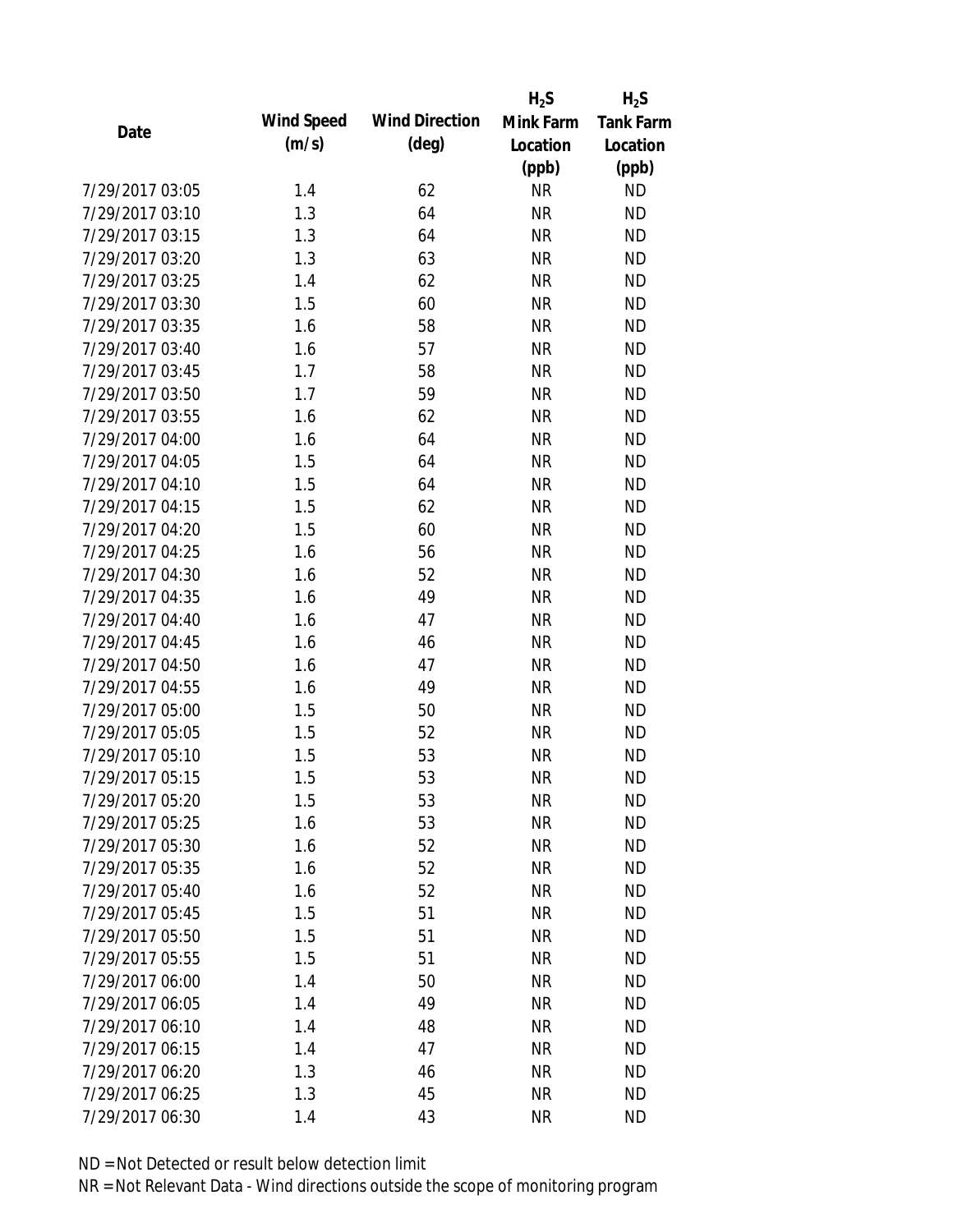| Date | Wind Speed (m/s) | Wind Direction (deg) | $H_2S$ Mink Farm Location (ppb) | $H_2S$ Tank Farm Location (ppb) |
|---|---|---|---|---|
| 7/29/2017 03:05 | 1.4 | 62 | NR | ND |
| 7/29/2017 03:10 | 1.3 | 64 | NR | ND |
| 7/29/2017 03:15 | 1.3 | 64 | NR | ND |
| 7/29/2017 03:20 | 1.3 | 63 | NR | ND |
| 7/29/2017 03:25 | 1.4 | 62 | NR | ND |
| 7/29/2017 03:30 | 1.5 | 60 | NR | ND |
| 7/29/2017 03:35 | 1.6 | 58 | NR | ND |
| 7/29/2017 03:40 | 1.6 | 57 | NR | ND |
| 7/29/2017 03:45 | 1.7 | 58 | NR | ND |
| 7/29/2017 03:50 | 1.7 | 59 | NR | ND |
| 7/29/2017 03:55 | 1.6 | 62 | NR | ND |
| 7/29/2017 04:00 | 1.6 | 64 | NR | ND |
| 7/29/2017 04:05 | 1.5 | 64 | NR | ND |
| 7/29/2017 04:10 | 1.5 | 64 | NR | ND |
| 7/29/2017 04:15 | 1.5 | 62 | NR | ND |
| 7/29/2017 04:20 | 1.5 | 60 | NR | ND |
| 7/29/2017 04:25 | 1.6 | 56 | NR | ND |
| 7/29/2017 04:30 | 1.6 | 52 | NR | ND |
| 7/29/2017 04:35 | 1.6 | 49 | NR | ND |
| 7/29/2017 04:40 | 1.6 | 47 | NR | ND |
| 7/29/2017 04:45 | 1.6 | 46 | NR | ND |
| 7/29/2017 04:50 | 1.6 | 47 | NR | ND |
| 7/29/2017 04:55 | 1.6 | 49 | NR | ND |
| 7/29/2017 05:00 | 1.5 | 50 | NR | ND |
| 7/29/2017 05:05 | 1.5 | 52 | NR | ND |
| 7/29/2017 05:10 | 1.5 | 53 | NR | ND |
| 7/29/2017 05:15 | 1.5 | 53 | NR | ND |
| 7/29/2017 05:20 | 1.5 | 53 | NR | ND |
| 7/29/2017 05:25 | 1.6 | 53 | NR | ND |
| 7/29/2017 05:30 | 1.6 | 52 | NR | ND |
| 7/29/2017 05:35 | 1.6 | 52 | NR | ND |
| 7/29/2017 05:40 | 1.6 | 52 | NR | ND |
| 7/29/2017 05:45 | 1.5 | 51 | NR | ND |
| 7/29/2017 05:50 | 1.5 | 51 | NR | ND |
| 7/29/2017 05:55 | 1.5 | 51 | NR | ND |
| 7/29/2017 06:00 | 1.4 | 50 | NR | ND |
| 7/29/2017 06:05 | 1.4 | 49 | NR | ND |
| 7/29/2017 06:10 | 1.4 | 48 | NR | ND |
| 7/29/2017 06:15 | 1.4 | 47 | NR | ND |
| 7/29/2017 06:20 | 1.3 | 46 | NR | ND |
| 7/29/2017 06:25 | 1.3 | 45 | NR | ND |
| 7/29/2017 06:30 | 1.4 | 43 | NR | ND |

ND = Not Detected or result below detection limit

NR = Not Relevant Data - Wind directions outside the scope of monitoring program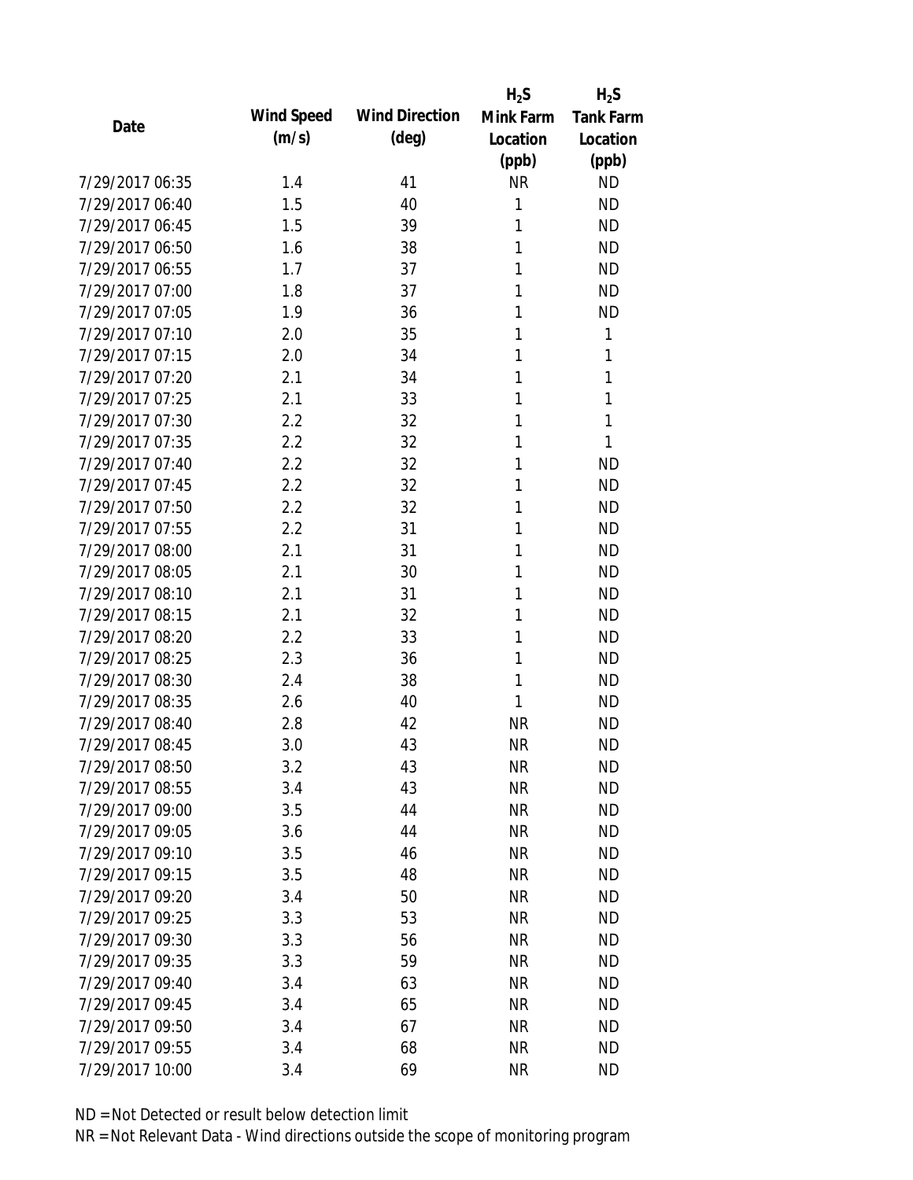| Date | Wind Speed (m/s) | Wind Direction (deg) | $H_2S$ Mink Farm Location (ppb) | $H_2S$ Tank Farm Location (ppb) |
|---|---|---|---|---|
| 7/29/2017 06:35 | 1.4 | 41 | NR | ND |
| 7/29/2017 06:40 | 1.5 | 40 | 1 | ND |
| 7/29/2017 06:45 | 1.5 | 39 | 1 | ND |
| 7/29/2017 06:50 | 1.6 | 38 | 1 | ND |
| 7/29/2017 06:55 | 1.7 | 37 | 1 | ND |
| 7/29/2017 07:00 | 1.8 | 37 | 1 | ND |
| 7/29/2017 07:05 | 1.9 | 36 | 1 | ND |
| 7/29/2017 07:10 | 2.0 | 35 | 1 | 1 |
| 7/29/2017 07:15 | 2.0 | 34 | 1 | 1 |
| 7/29/2017 07:20 | 2.1 | 34 | 1 | 1 |
| 7/29/2017 07:25 | 2.1 | 33 | 1 | 1 |
| 7/29/2017 07:30 | 2.2 | 32 | 1 | 1 |
| 7/29/2017 07:35 | 2.2 | 32 | 1 | 1 |
| 7/29/2017 07:40 | 2.2 | 32 | 1 | ND |
| 7/29/2017 07:45 | 2.2 | 32 | 1 | ND |
| 7/29/2017 07:50 | 2.2 | 32 | 1 | ND |
| 7/29/2017 07:55 | 2.2 | 31 | 1 | ND |
| 7/29/2017 08:00 | 2.1 | 31 | 1 | ND |
| 7/29/2017 08:05 | 2.1 | 30 | 1 | ND |
| 7/29/2017 08:10 | 2.1 | 31 | 1 | ND |
| 7/29/2017 08:15 | 2.1 | 32 | 1 | ND |
| 7/29/2017 08:20 | 2.2 | 33 | 1 | ND |
| 7/29/2017 08:25 | 2.3 | 36 | 1 | ND |
| 7/29/2017 08:30 | 2.4 | 38 | 1 | ND |
| 7/29/2017 08:35 | 2.6 | 40 | 1 | ND |
| 7/29/2017 08:40 | 2.8 | 42 | NR | ND |
| 7/29/2017 08:45 | 3.0 | 43 | NR | ND |
| 7/29/2017 08:50 | 3.2 | 43 | NR | ND |
| 7/29/2017 08:55 | 3.4 | 43 | NR | ND |
| 7/29/2017 09:00 | 3.5 | 44 | NR | ND |
| 7/29/2017 09:05 | 3.6 | 44 | NR | ND |
| 7/29/2017 09:10 | 3.5 | 46 | NR | ND |
| 7/29/2017 09:15 | 3.5 | 48 | NR | ND |
| 7/29/2017 09:20 | 3.4 | 50 | NR | ND |
| 7/29/2017 09:25 | 3.3 | 53 | NR | ND |
| 7/29/2017 09:30 | 3.3 | 56 | NR | ND |
| 7/29/2017 09:35 | 3.3 | 59 | NR | ND |
| 7/29/2017 09:40 | 3.4 | 63 | NR | ND |
| 7/29/2017 09:45 | 3.4 | 65 | NR | ND |
| 7/29/2017 09:50 | 3.4 | 67 | NR | ND |
| 7/29/2017 09:55 | 3.4 | 68 | NR | ND |
| 7/29/2017 10:00 | 3.4 | 69 | NR | ND |

ND = Not Detected or result below detection limit

NR = Not Relevant Data - Wind directions outside the scope of monitoring program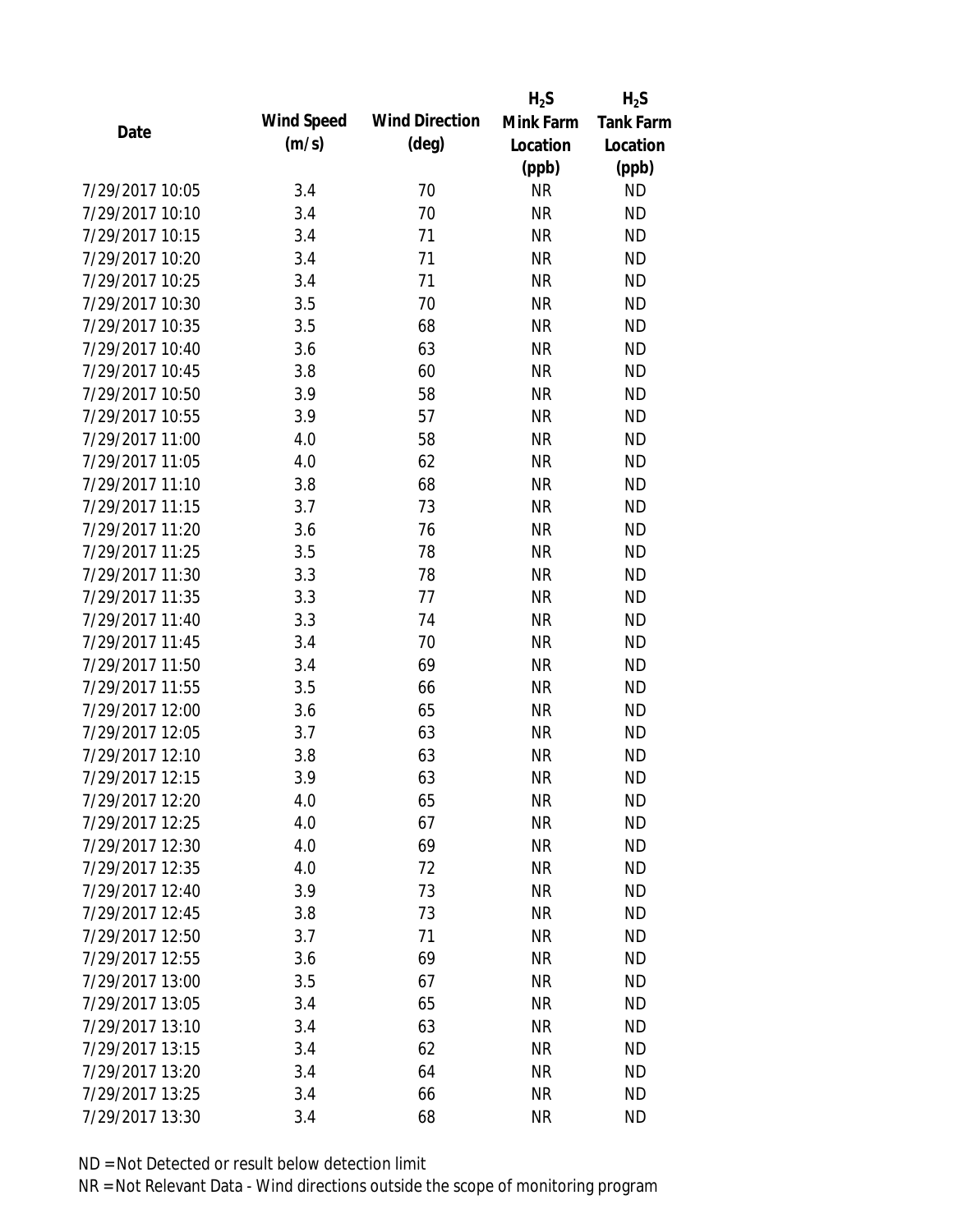| Date | Wind Speed (m/s) | Wind Direction (deg) | $H_2S$ Mink Farm Location (ppb) | $H_2S$ Tank Farm Location (ppb) |
|---|---|---|---|---|
| 7/29/2017 10:05 | 3.4 | 70 | NR | ND |
| 7/29/2017 10:10 | 3.4 | 70 | NR | ND |
| 7/29/2017 10:15 | 3.4 | 71 | NR | ND |
| 7/29/2017 10:20 | 3.4 | 71 | NR | ND |
| 7/29/2017 10:25 | 3.4 | 71 | NR | ND |
| 7/29/2017 10:30 | 3.5 | 70 | NR | ND |
| 7/29/2017 10:35 | 3.5 | 68 | NR | ND |
| 7/29/2017 10:40 | 3.6 | 63 | NR | ND |
| 7/29/2017 10:45 | 3.8 | 60 | NR | ND |
| 7/29/2017 10:50 | 3.9 | 58 | NR | ND |
| 7/29/2017 10:55 | 3.9 | 57 | NR | ND |
| 7/29/2017 11:00 | 4.0 | 58 | NR | ND |
| 7/29/2017 11:05 | 4.0 | 62 | NR | ND |
| 7/29/2017 11:10 | 3.8 | 68 | NR | ND |
| 7/29/2017 11:15 | 3.7 | 73 | NR | ND |
| 7/29/2017 11:20 | 3.6 | 76 | NR | ND |
| 7/29/2017 11:25 | 3.5 | 78 | NR | ND |
| 7/29/2017 11:30 | 3.3 | 78 | NR | ND |
| 7/29/2017 11:35 | 3.3 | 77 | NR | ND |
| 7/29/2017 11:40 | 3.3 | 74 | NR | ND |
| 7/29/2017 11:45 | 3.4 | 70 | NR | ND |
| 7/29/2017 11:50 | 3.4 | 69 | NR | ND |
| 7/29/2017 11:55 | 3.5 | 66 | NR | ND |
| 7/29/2017 12:00 | 3.6 | 65 | NR | ND |
| 7/29/2017 12:05 | 3.7 | 63 | NR | ND |
| 7/29/2017 12:10 | 3.8 | 63 | NR | ND |
| 7/29/2017 12:15 | 3.9 | 63 | NR | ND |
| 7/29/2017 12:20 | 4.0 | 65 | NR | ND |
| 7/29/2017 12:25 | 4.0 | 67 | NR | ND |
| 7/29/2017 12:30 | 4.0 | 69 | NR | ND |
| 7/29/2017 12:35 | 4.0 | 72 | NR | ND |
| 7/29/2017 12:40 | 3.9 | 73 | NR | ND |
| 7/29/2017 12:45 | 3.8 | 73 | NR | ND |
| 7/29/2017 12:50 | 3.7 | 71 | NR | ND |
| 7/29/2017 12:55 | 3.6 | 69 | NR | ND |
| 7/29/2017 13:00 | 3.5 | 67 | NR | ND |
| 7/29/2017 13:05 | 3.4 | 65 | NR | ND |
| 7/29/2017 13:10 | 3.4 | 63 | NR | ND |
| 7/29/2017 13:15 | 3.4 | 62 | NR | ND |
| 7/29/2017 13:20 | 3.4 | 64 | NR | ND |
| 7/29/2017 13:25 | 3.4 | 66 | NR | ND |
| 7/29/2017 13:30 | 3.4 | 68 | NR | ND |

ND = Not Detected or result below detection limit

NR = Not Relevant Data - Wind directions outside the scope of monitoring program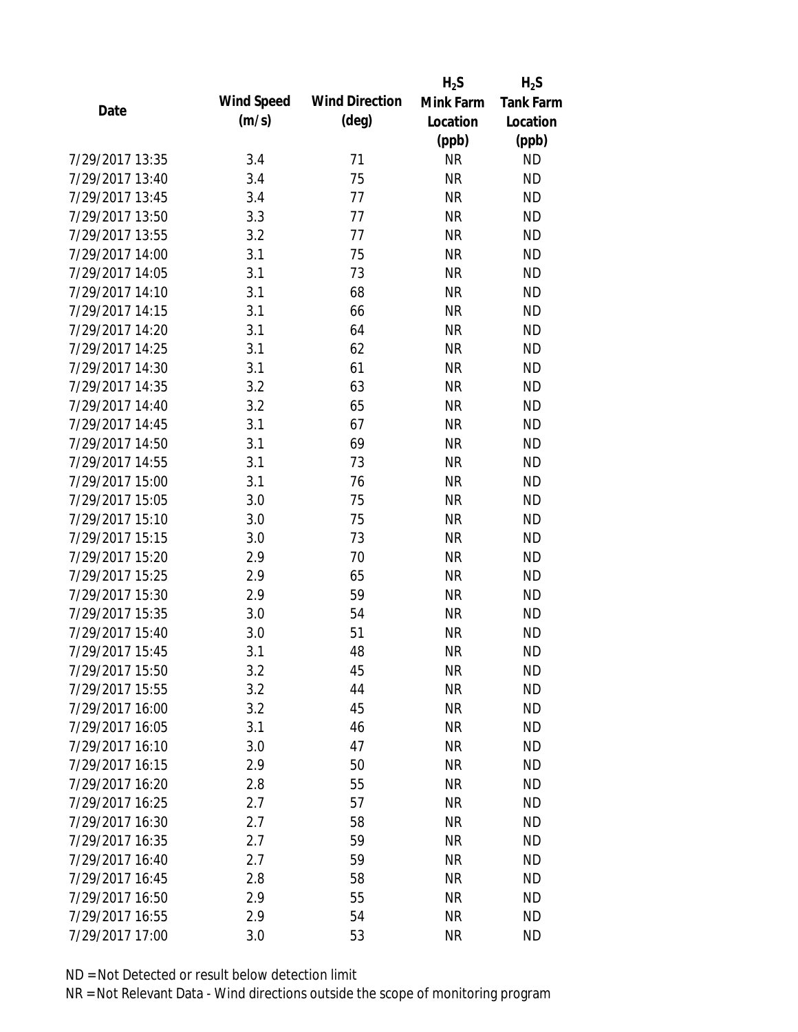| Date | Wind Speed (m/s) | Wind Direction (deg) | $H_2S$ Mink Farm Location (ppb) | $H_2S$ Tank Farm Location (ppb) |
|---|---|---|---|---|
| 7/29/2017 13:35 | 3.4 | 71 | NR | ND |
| 7/29/2017 13:40 | 3.4 | 75 | NR | ND |
| 7/29/2017 13:45 | 3.4 | 77 | NR | ND |
| 7/29/2017 13:50 | 3.3 | 77 | NR | ND |
| 7/29/2017 13:55 | 3.2 | 77 | NR | ND |
| 7/29/2017 14:00 | 3.1 | 75 | NR | ND |
| 7/29/2017 14:05 | 3.1 | 73 | NR | ND |
| 7/29/2017 14:10 | 3.1 | 68 | NR | ND |
| 7/29/2017 14:15 | 3.1 | 66 | NR | ND |
| 7/29/2017 14:20 | 3.1 | 64 | NR | ND |
| 7/29/2017 14:25 | 3.1 | 62 | NR | ND |
| 7/29/2017 14:30 | 3.1 | 61 | NR | ND |
| 7/29/2017 14:35 | 3.2 | 63 | NR | ND |
| 7/29/2017 14:40 | 3.2 | 65 | NR | ND |
| 7/29/2017 14:45 | 3.1 | 67 | NR | ND |
| 7/29/2017 14:50 | 3.1 | 69 | NR | ND |
| 7/29/2017 14:55 | 3.1 | 73 | NR | ND |
| 7/29/2017 15:00 | 3.1 | 76 | NR | ND |
| 7/29/2017 15:05 | 3.0 | 75 | NR | ND |
| 7/29/2017 15:10 | 3.0 | 75 | NR | ND |
| 7/29/2017 15:15 | 3.0 | 73 | NR | ND |
| 7/29/2017 15:20 | 2.9 | 70 | NR | ND |
| 7/29/2017 15:25 | 2.9 | 65 | NR | ND |
| 7/29/2017 15:30 | 2.9 | 59 | NR | ND |
| 7/29/2017 15:35 | 3.0 | 54 | NR | ND |
| 7/29/2017 15:40 | 3.0 | 51 | NR | ND |
| 7/29/2017 15:45 | 3.1 | 48 | NR | ND |
| 7/29/2017 15:50 | 3.2 | 45 | NR | ND |
| 7/29/2017 15:55 | 3.2 | 44 | NR | ND |
| 7/29/2017 16:00 | 3.2 | 45 | NR | ND |
| 7/29/2017 16:05 | 3.1 | 46 | NR | ND |
| 7/29/2017 16:10 | 3.0 | 47 | NR | ND |
| 7/29/2017 16:15 | 2.9 | 50 | NR | ND |
| 7/29/2017 16:20 | 2.8 | 55 | NR | ND |
| 7/29/2017 16:25 | 2.7 | 57 | NR | ND |
| 7/29/2017 16:30 | 2.7 | 58 | NR | ND |
| 7/29/2017 16:35 | 2.7 | 59 | NR | ND |
| 7/29/2017 16:40 | 2.7 | 59 | NR | ND |
| 7/29/2017 16:45 | 2.8 | 58 | NR | ND |
| 7/29/2017 16:50 | 2.9 | 55 | NR | ND |
| 7/29/2017 16:55 | 2.9 | 54 | NR | ND |
| 7/29/2017 17:00 | 3.0 | 53 | NR | ND |

ND = Not Detected or result below detection limit

NR = Not Relevant Data - Wind directions outside the scope of monitoring program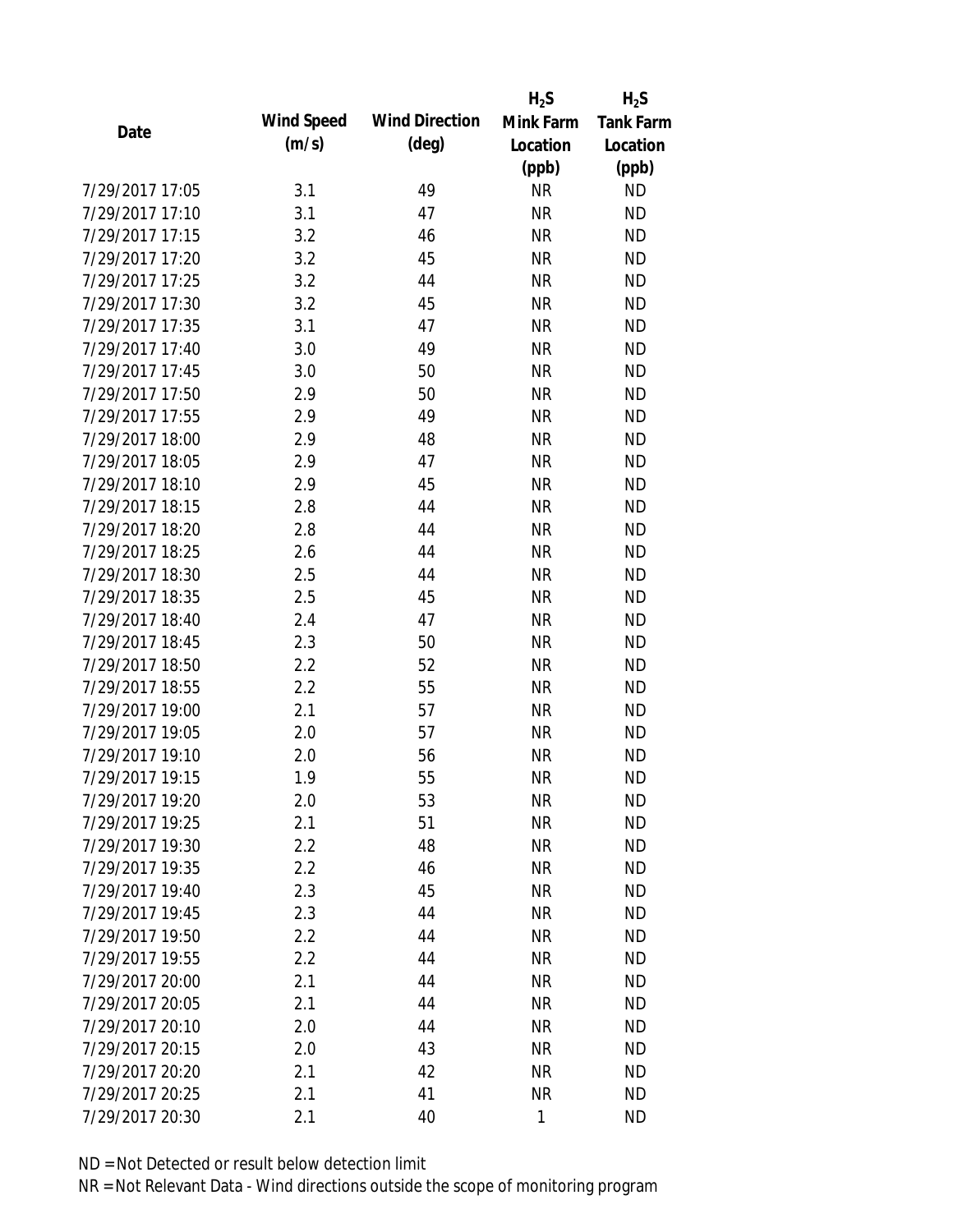| Date | Wind Speed (m/s) | Wind Direction (deg) | $H_2S$ Mink Farm Location (ppb) | $H_2S$ Tank Farm Location (ppb) |
|---|---|---|---|---|
| 7/29/2017 17:05 | 3.1 | 49 | NR | ND |
| 7/29/2017 17:10 | 3.1 | 47 | NR | ND |
| 7/29/2017 17:15 | 3.2 | 46 | NR | ND |
| 7/29/2017 17:20 | 3.2 | 45 | NR | ND |
| 7/29/2017 17:25 | 3.2 | 44 | NR | ND |
| 7/29/2017 17:30 | 3.2 | 45 | NR | ND |
| 7/29/2017 17:35 | 3.1 | 47 | NR | ND |
| 7/29/2017 17:40 | 3.0 | 49 | NR | ND |
| 7/29/2017 17:45 | 3.0 | 50 | NR | ND |
| 7/29/2017 17:50 | 2.9 | 50 | NR | ND |
| 7/29/2017 17:55 | 2.9 | 49 | NR | ND |
| 7/29/2017 18:00 | 2.9 | 48 | NR | ND |
| 7/29/2017 18:05 | 2.9 | 47 | NR | ND |
| 7/29/2017 18:10 | 2.9 | 45 | NR | ND |
| 7/29/2017 18:15 | 2.8 | 44 | NR | ND |
| 7/29/2017 18:20 | 2.8 | 44 | NR | ND |
| 7/29/2017 18:25 | 2.6 | 44 | NR | ND |
| 7/29/2017 18:30 | 2.5 | 44 | NR | ND |
| 7/29/2017 18:35 | 2.5 | 45 | NR | ND |
| 7/29/2017 18:40 | 2.4 | 47 | NR | ND |
| 7/29/2017 18:45 | 2.3 | 50 | NR | ND |
| 7/29/2017 18:50 | 2.2 | 52 | NR | ND |
| 7/29/2017 18:55 | 2.2 | 55 | NR | ND |
| 7/29/2017 19:00 | 2.1 | 57 | NR | ND |
| 7/29/2017 19:05 | 2.0 | 57 | NR | ND |
| 7/29/2017 19:10 | 2.0 | 56 | NR | ND |
| 7/29/2017 19:15 | 1.9 | 55 | NR | ND |
| 7/29/2017 19:20 | 2.0 | 53 | NR | ND |
| 7/29/2017 19:25 | 2.1 | 51 | NR | ND |
| 7/29/2017 19:30 | 2.2 | 48 | NR | ND |
| 7/29/2017 19:35 | 2.2 | 46 | NR | ND |
| 7/29/2017 19:40 | 2.3 | 45 | NR | ND |
| 7/29/2017 19:45 | 2.3 | 44 | NR | ND |
| 7/29/2017 19:50 | 2.2 | 44 | NR | ND |
| 7/29/2017 19:55 | 2.2 | 44 | NR | ND |
| 7/29/2017 20:00 | 2.1 | 44 | NR | ND |
| 7/29/2017 20:05 | 2.1 | 44 | NR | ND |
| 7/29/2017 20:10 | 2.0 | 44 | NR | ND |
| 7/29/2017 20:15 | 2.0 | 43 | NR | ND |
| 7/29/2017 20:20 | 2.1 | 42 | NR | ND |
| 7/29/2017 20:25 | 2.1 | 41 | NR | ND |
| 7/29/2017 20:30 | 2.1 | 40 | 1 | ND |

ND = Not Detected or result below detection limit

NR = Not Relevant Data - Wind directions outside the scope of monitoring program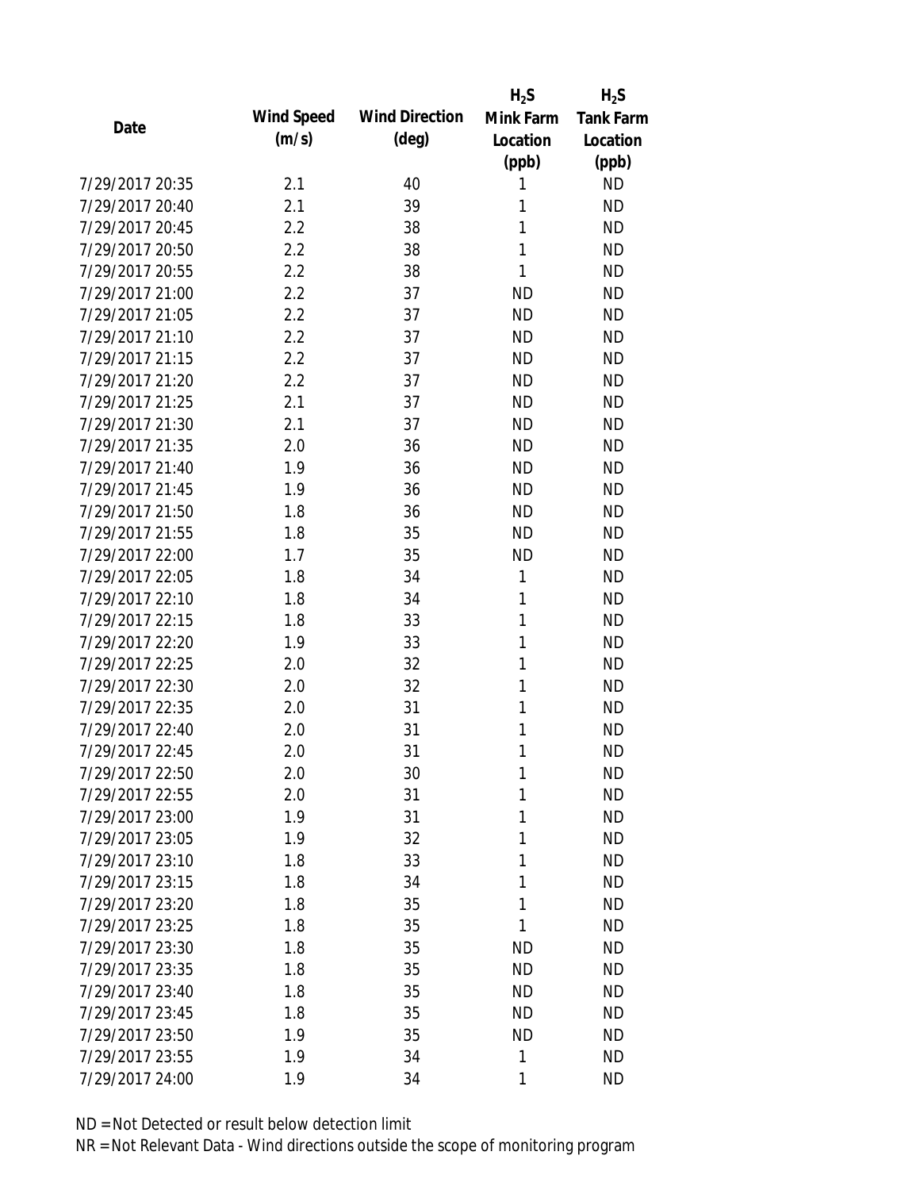| Date | Wind Speed (m/s) | Wind Direction (deg) | $H_2S$ Mink Farm Location (ppb) | $H_2S$ Tank Farm Location (ppb) |
|---|---|---|---|---|
| 7/29/2017 20:35 | 2.1 | 40 | 1 | ND |
| 7/29/2017 20:40 | 2.1 | 39 | 1 | ND |
| 7/29/2017 20:45 | 2.2 | 38 | 1 | ND |
| 7/29/2017 20:50 | 2.2 | 38 | 1 | ND |
| 7/29/2017 20:55 | 2.2 | 38 | 1 | ND |
| 7/29/2017 21:00 | 2.2 | 37 | ND | ND |
| 7/29/2017 21:05 | 2.2 | 37 | ND | ND |
| 7/29/2017 21:10 | 2.2 | 37 | ND | ND |
| 7/29/2017 21:15 | 2.2 | 37 | ND | ND |
| 7/29/2017 21:20 | 2.2 | 37 | ND | ND |
| 7/29/2017 21:25 | 2.1 | 37 | ND | ND |
| 7/29/2017 21:30 | 2.1 | 37 | ND | ND |
| 7/29/2017 21:35 | 2.0 | 36 | ND | ND |
| 7/29/2017 21:40 | 1.9 | 36 | ND | ND |
| 7/29/2017 21:45 | 1.9 | 36 | ND | ND |
| 7/29/2017 21:50 | 1.8 | 36 | ND | ND |
| 7/29/2017 21:55 | 1.8 | 35 | ND | ND |
| 7/29/2017 22:00 | 1.7 | 35 | ND | ND |
| 7/29/2017 22:05 | 1.8 | 34 | 1 | ND |
| 7/29/2017 22:10 | 1.8 | 34 | 1 | ND |
| 7/29/2017 22:15 | 1.8 | 33 | 1 | ND |
| 7/29/2017 22:20 | 1.9 | 33 | 1 | ND |
| 7/29/2017 22:25 | 2.0 | 32 | 1 | ND |
| 7/29/2017 22:30 | 2.0 | 32 | 1 | ND |
| 7/29/2017 22:35 | 2.0 | 31 | 1 | ND |
| 7/29/2017 22:40 | 2.0 | 31 | 1 | ND |
| 7/29/2017 22:45 | 2.0 | 31 | 1 | ND |
| 7/29/2017 22:50 | 2.0 | 30 | 1 | ND |
| 7/29/2017 22:55 | 2.0 | 31 | 1 | ND |
| 7/29/2017 23:00 | 1.9 | 31 | 1 | ND |
| 7/29/2017 23:05 | 1.9 | 32 | 1 | ND |
| 7/29/2017 23:10 | 1.8 | 33 | 1 | ND |
| 7/29/2017 23:15 | 1.8 | 34 | 1 | ND |
| 7/29/2017 23:20 | 1.8 | 35 | 1 | ND |
| 7/29/2017 23:25 | 1.8 | 35 | 1 | ND |
| 7/29/2017 23:30 | 1.8 | 35 | ND | ND |
| 7/29/2017 23:35 | 1.8 | 35 | ND | ND |
| 7/29/2017 23:40 | 1.8 | 35 | ND | ND |
| 7/29/2017 23:45 | 1.8 | 35 | ND | ND |
| 7/29/2017 23:50 | 1.9 | 35 | ND | ND |
| 7/29/2017 23:55 | 1.9 | 34 | 1 | ND |
| 7/29/2017 24:00 | 1.9 | 34 | 1 | ND |

ND = Not Detected or result below detection limit

NR = Not Relevant Data - Wind directions outside the scope of monitoring program